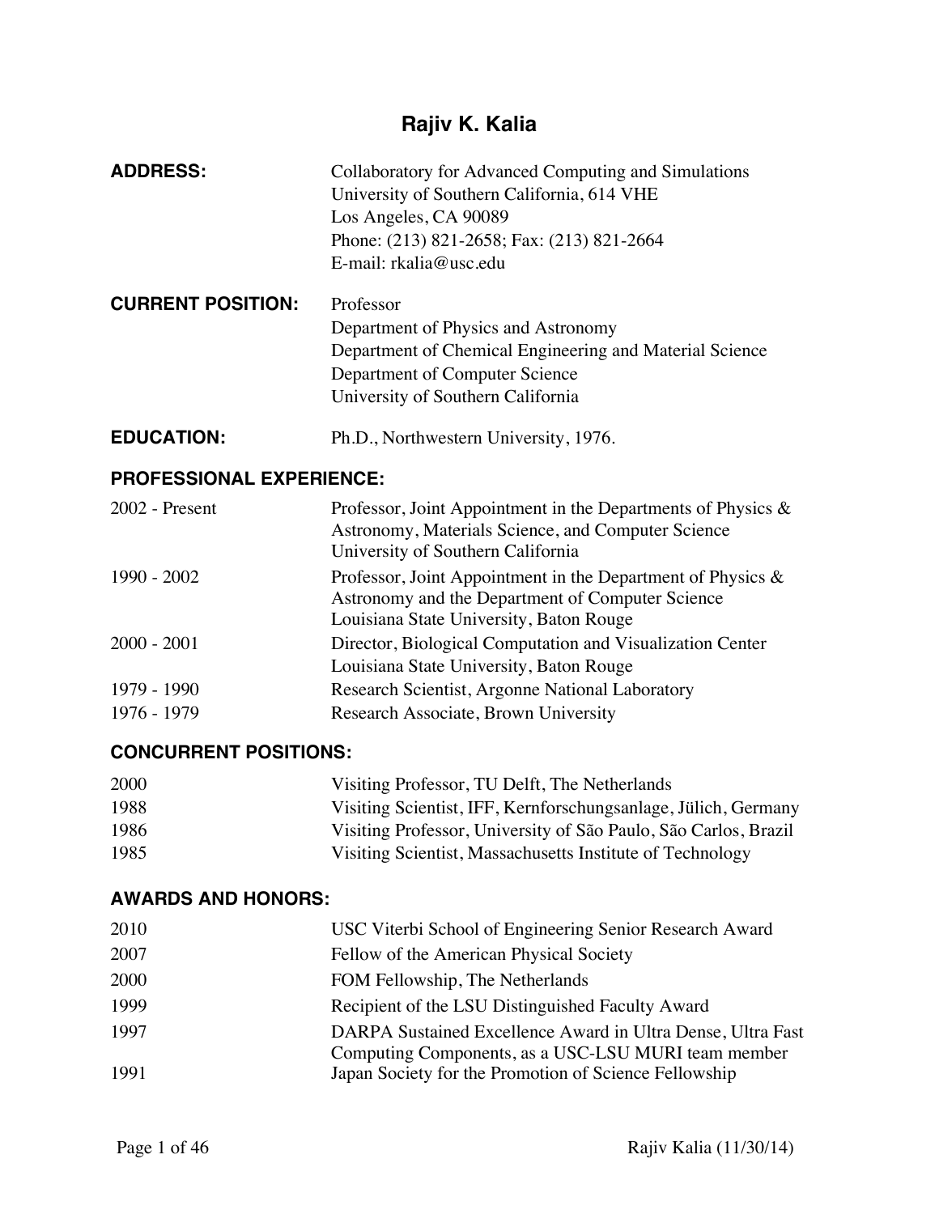# Rajiv K. Kalia

**ADDRESS:** Collaboratory for Advanced Computing and Simulations
University of Southern California, 614 VHE
Los Angeles, CA 90089
Phone: (213) 821-2658; Fax: (213) 821-2664
E-mail: rkalia@usc.edu

**CURRENT POSITION:** Professor
Department of Physics and Astronomy
Department of Chemical Engineering and Material Science
Department of Computer Science
University of Southern California

**EDUCATION:** Ph.D., Northwestern University, 1976.

## PROFESSIONAL EXPERIENCE:

| | |
|---|---|
| 2002 - Present | Professor, Joint Appointment in the Departments of Physics & Astronomy, Materials Science, and Computer Science University of Southern California |
| 1990 - 2002 | Professor, Joint Appointment in the Department of Physics & Astronomy and the Department of Computer Science Louisiana State University, Baton Rouge |
| 2000 - 2001 | Director, Biological Computation and Visualization Center Louisiana State University, Baton Rouge |
| 1979 - 1990 | Research Scientist, Argonne National Laboratory |
| 1976 - 1979 | Research Associate, Brown University |

## CONCURRENT POSITIONS:

| | |
|---|---|
| 2000 | Visiting Professor, TU Delft, The Netherlands |
| 1988 | Visiting Scientist, IFF, Kernforschungsanlage, Jülich, Germany |
| 1986 | Visiting Professor, University of São Paulo, São Carlos, Brazil |
| 1985 | Visiting Scientist, Massachusetts Institute of Technology |

## AWARDS AND HONORS:

| | |
|---|---|
| 2010 | USC Viterbi School of Engineering Senior Research Award |
| 2007 | Fellow of the American Physical Society |
| 2000 | FOM Fellowship, The Netherlands |
| 1999 | Recipient of the LSU Distinguished Faculty Award |
| 1997 | DARPA Sustained Excellence Award in Ultra Dense, Ultra Fast Computing Components, as a USC-LSU MURI team member |
| 1991 | Japan Society for the Promotion of Science Fellowship |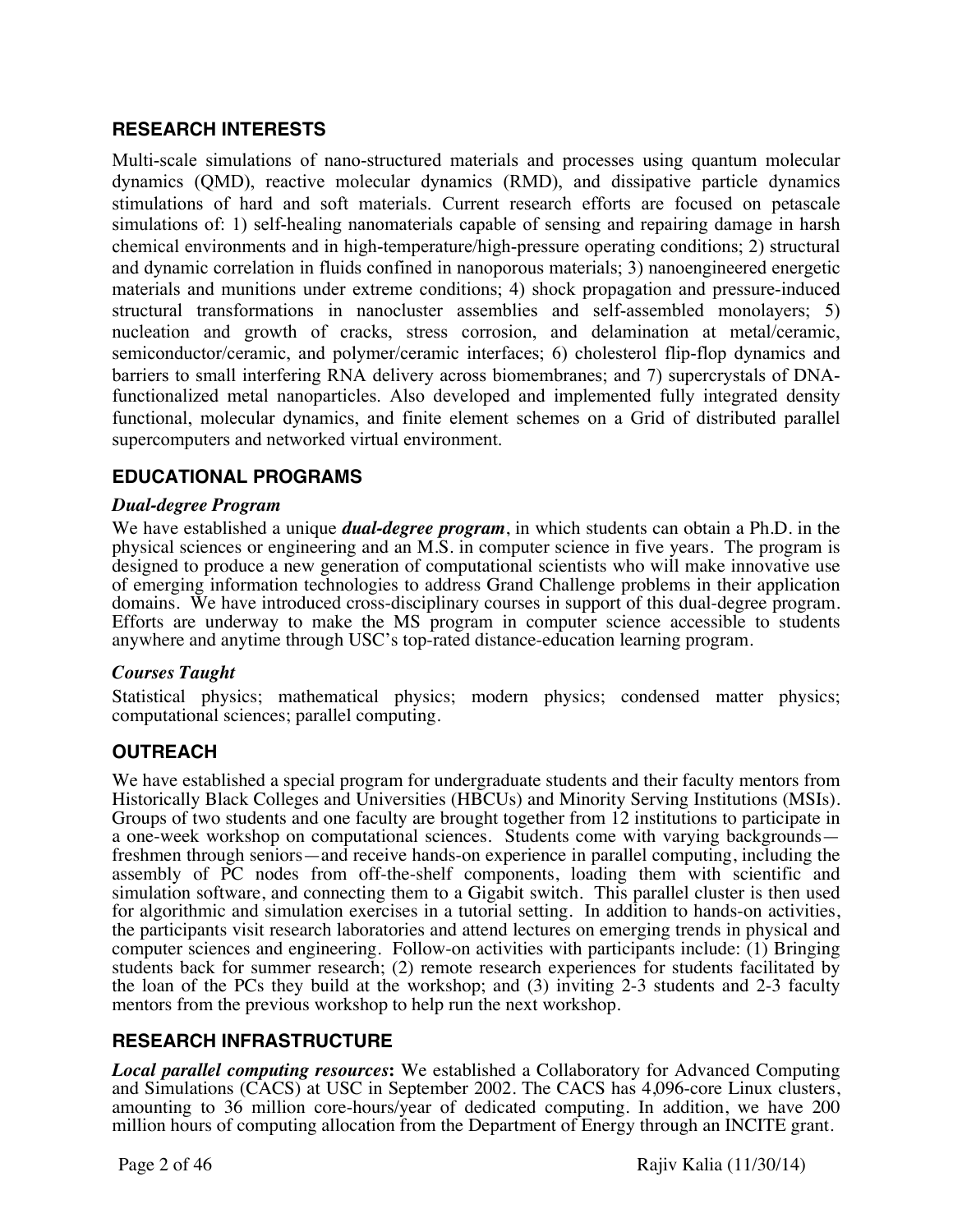## RESEARCH INTERESTS

Multi-scale simulations of nano-structured materials and processes using quantum molecular dynamics (QMD), reactive molecular dynamics (RMD), and dissipative particle dynamics stimulations of hard and soft materials. Current research efforts are focused on petascale simulations of: 1) self-healing nanomaterials capable of sensing and repairing damage in harsh chemical environments and in high-temperature/high-pressure operating conditions; 2) structural and dynamic correlation in fluids confined in nanoporous materials; 3) nanoengineered energetic materials and munitions under extreme conditions; 4) shock propagation and pressure-induced structural transformations in nanocluster assemblies and self-assembled monolayers; 5) nucleation and growth of cracks, stress corrosion, and delamination at metal/ceramic, semiconductor/ceramic, and polymer/ceramic interfaces; 6) cholesterol flip-flop dynamics and barriers to small interfering RNA delivery across biomembranes; and 7) supercrystals of DNA-functionalized metal nanoparticles. Also developed and implemented fully integrated density functional, molecular dynamics, and finite element schemes on a Grid of distributed parallel supercomputers and networked virtual environment.

## EDUCATIONAL PROGRAMS

### *Dual-degree Program*

We have established a unique ***dual-degree program***, in which students can obtain a Ph.D. in the physical sciences or engineering and an M.S. in computer science in five years. The program is designed to produce a new generation of computational scientists who will make innovative use of emerging information technologies to address Grand Challenge problems in their application domains. We have introduced cross-disciplinary courses in support of this dual-degree program. Efforts are underway to make the MS program in computer science accessible to students anywhere and anytime through USC's top-rated distance-education learning program.

### *Courses Taught*

Statistical physics; mathematical physics; modern physics; condensed matter physics; computational sciences; parallel computing.

## OUTREACH

We have established a special program for undergraduate students and their faculty mentors from Historically Black Colleges and Universities (HBCUs) and Minority Serving Institutions (MSIs). Groups of two students and one faculty are brought together from 12 institutions to participate in a one-week workshop on computational sciences. Students come with varying backgrounds—freshmen through seniors—and receive hands-on experience in parallel computing, including the assembly of PC nodes from off-the-shelf components, loading them with scientific and simulation software, and connecting them to a Gigabit switch. This parallel cluster is then used for algorithmic and simulation exercises in a tutorial setting. In addition to hands-on activities, the participants visit research laboratories and attend lectures on emerging trends in physical and computer sciences and engineering. Follow-on activities with participants include: (1) Bringing students back for summer research; (2) remote research experiences for students facilitated by the loan of the PCs they build at the workshop; and (3) inviting 2-3 students and 2-3 faculty mentors from the previous workshop to help run the next workshop.

## RESEARCH INFRASTRUCTURE

***Local parallel computing resources*:** We established a Collaboratory for Advanced Computing and Simulations (CACS) at USC in September 2002. The CACS has 4,096-core Linux clusters, amounting to 36 million core-hours/year of dedicated computing. In addition, we have 200 million hours of computing allocation from the Department of Energy through an INCITE grant.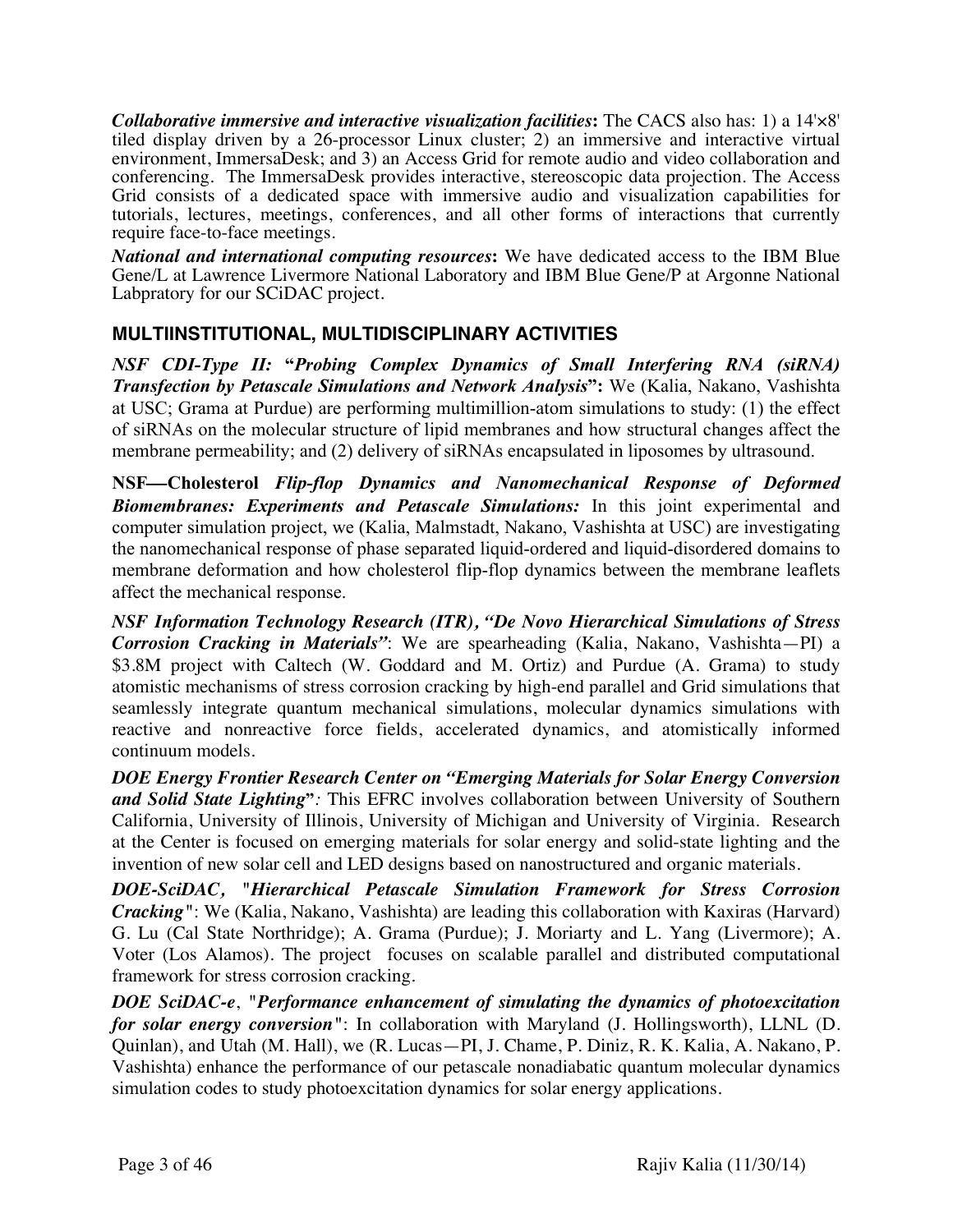***Collaborative immersive and interactive visualization facilities*:** The CACS also has: 1) a 14'×8' tiled display driven by a 26-processor Linux cluster; 2) an immersive and interactive virtual environment, ImmersaDesk; and 3) an Access Grid for remote audio and video collaboration and conferencing. The ImmersaDesk provides interactive, stereoscopic data projection. The Access Grid consists of a dedicated space with immersive audio and visualization capabilities for tutorials, lectures, meetings, conferences, and all other forms of interactions that currently require face-to-face meetings.

***National and international computing resources*:** We have dedicated access to the IBM Blue Gene/L at Lawrence Livermore National Laboratory and IBM Blue Gene/P at Argonne National Labpratory for our SCiDAC project.

## MULTIINSTITUTIONAL, MULTIDISCIPLINARY ACTIVITIES

***NSF CDI-Type II:* "*Probing Complex Dynamics of Small Interfering RNA (siRNA) Transfection by Petascale Simulations and Network Analysis*":** We (Kalia, Nakano, Vashishta at USC; Grama at Purdue) are performing multimillion-atom simulations to study: (1) the effect of siRNAs on the molecular structure of lipid membranes and how structural changes affect the membrane permeability; and (2) delivery of siRNAs encapsulated in liposomes by ultrasound.

**NSF—Cholesterol *Flip-flop Dynamics and Nanomechanical Response of Deformed Biomembranes: Experiments and Petascale Simulations:*** In this joint experimental and computer simulation project, we (Kalia, Malmstadt, Nakano, Vashishta at USC) are investigating the nanomechanical response of phase separated liquid-ordered and liquid-disordered domains to membrane deformation and how cholesterol flip-flop dynamics between the membrane leaflets affect the mechanical response.

***NSF Information Technology Research (ITR), "De Novo Hierarchical Simulations of Stress Corrosion Cracking in Materials"***: We are spearheading (Kalia, Nakano, Vashishta—PI) a $3.8M project with Caltech (W. Goddard and M. Ortiz) and Purdue (A. Grama) to study atomistic mechanisms of stress corrosion cracking by high-end parallel and Grid simulations that seamlessly integrate quantum mechanical simulations, molecular dynamics simulations with reactive and nonreactive force fields, accelerated dynamics, and atomistically informed continuum models.

***DOE Energy Frontier Research Center on "Emerging Materials for Solar Energy Conversion and Solid State Lighting*"*:* This EFRC involves collaboration between University of Southern California, University of Illinois, University of Michigan and University of Virginia. Research at the Center is focused on emerging materials for solar energy and solid-state lighting and the invention of new solar cell and LED designs based on nanostructured and organic materials.

***DOE-SciDAC, "Hierarchical Petascale Simulation Framework for Stress Corrosion Cracking"***: We (Kalia, Nakano, Vashishta) are leading this collaboration with Kaxiras (Harvard) G. Lu (Cal State Northridge); A. Grama (Purdue); J. Moriarty and L. Yang (Livermore); A. Voter (Los Alamos). The project focuses on scalable parallel and distributed computational framework for stress corrosion cracking.

***DOE SciDAC-e*, "*Performance enhancement of simulating the dynamics of photoexcitation for solar energy conversion*"**: In collaboration with Maryland (J. Hollingsworth), LLNL (D. Quinlan), and Utah (M. Hall), we (R. Lucas—PI, J. Chame, P. Diniz, R. K. Kalia, A. Nakano, P. Vashishta) enhance the performance of our petascale nonadiabatic quantum molecular dynamics simulation codes to study photoexcitation dynamics for solar energy applications.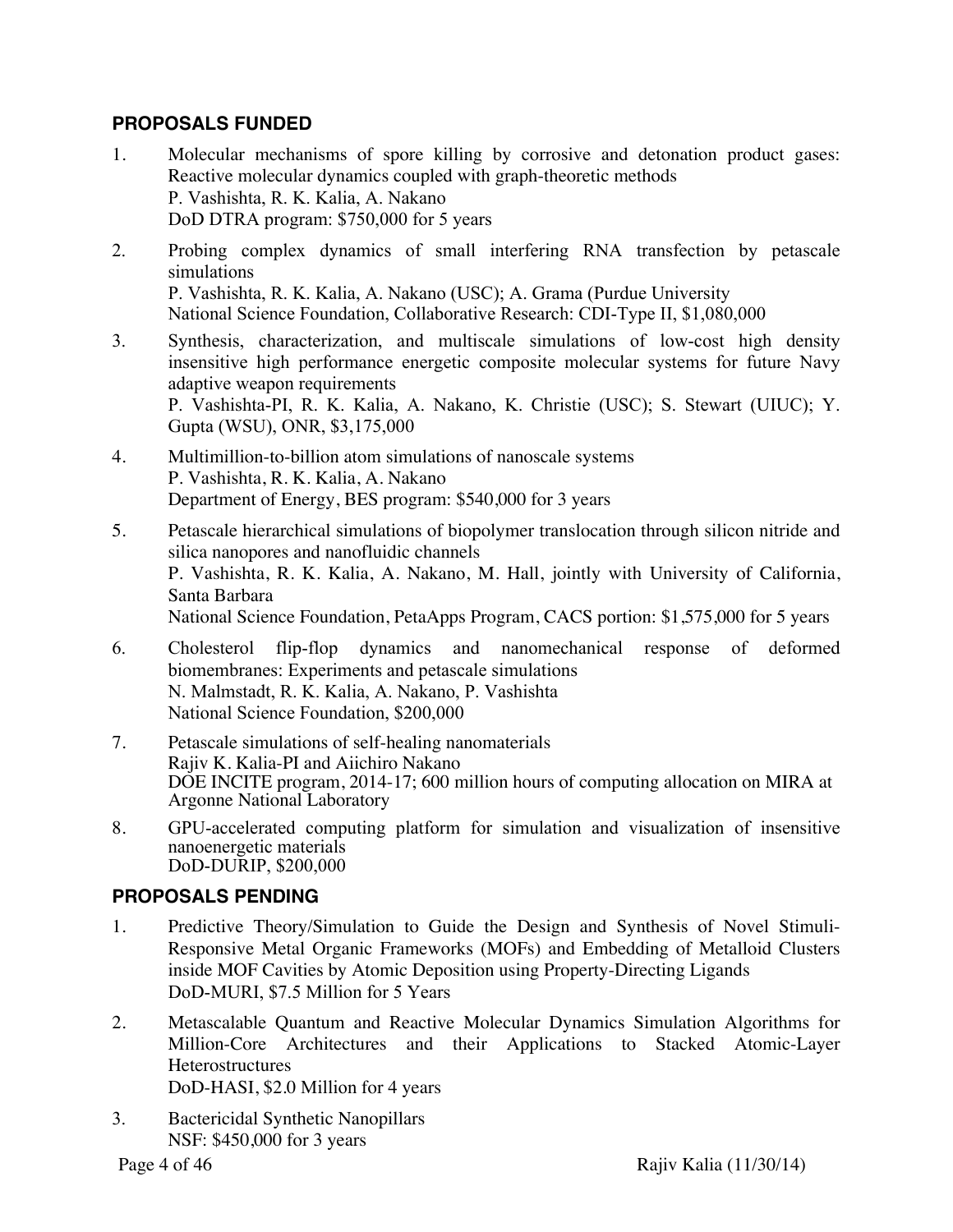## PROPOSALS FUNDED

1. Molecular mechanisms of spore killing by corrosive and detonation product gases: Reactive molecular dynamics coupled with graph-theoretic methods
   P. Vashishta, R. K. Kalia, A. Nakano
   DoD DTRA program: $750,000 for 5 years

2. Probing complex dynamics of small interfering RNA transfection by petascale simulations
   P. Vashishta, R. K. Kalia, A. Nakano (USC); A. Grama (Purdue University
   National Science Foundation, Collaborative Research: CDI-Type II, $1,080,000

3. Synthesis, characterization, and multiscale simulations of low-cost high density insensitive high performance energetic composite molecular systems for future Navy adaptive weapon requirements
   P. Vashishta-PI, R. K. Kalia, A. Nakano, K. Christie (USC); S. Stewart (UIUC); Y. Gupta (WSU), ONR, $3,175,000

4. Multimillion-to-billion atom simulations of nanoscale systems
   P. Vashishta, R. K. Kalia, A. Nakano
   Department of Energy, BES program: $540,000 for 3 years

5. Petascale hierarchical simulations of biopolymer translocation through silicon nitride and silica nanopores and nanofluidic channels
   P. Vashishta, R. K. Kalia, A. Nakano, M. Hall, jointly with University of California, Santa Barbara
   National Science Foundation, PetaApps Program, CACS portion: $1,575,000 for 5 years

6. Cholesterol flip-flop dynamics and nanomechanical response of deformed biomembranes: Experiments and petascale simulations
   N. Malmstadt, R. K. Kalia, A. Nakano, P. Vashishta
   National Science Foundation, $200,000

7. Petascale simulations of self-healing nanomaterials
   Rajiv K. Kalia-PI and Aiichiro Nakano
   DOE INCITE program, 2014-17; 600 million hours of computing allocation on MIRA at Argonne National Laboratory

8. GPU-accelerated computing platform for simulation and visualization of insensitive nanoenergetic materials
   DoD-DURIP, $200,000

## PROPOSALS PENDING

1. Predictive Theory/Simulation to Guide the Design and Synthesis of Novel Stimuli-Responsive Metal Organic Frameworks (MOFs) and Embedding of Metalloid Clusters inside MOF Cavities by Atomic Deposition using Property-Directing Ligands
   DoD-MURI, $7.5 Million for 5 Years

2. Metascalable Quantum and Reactive Molecular Dynamics Simulation Algorithms for Million-Core Architectures and their Applications to Stacked Atomic-Layer Heterostructures
   DoD-HASI, $2.0 Million for 4 years

3. Bactericidal Synthetic Nanopillars
   NSF: $450,000 for 3 years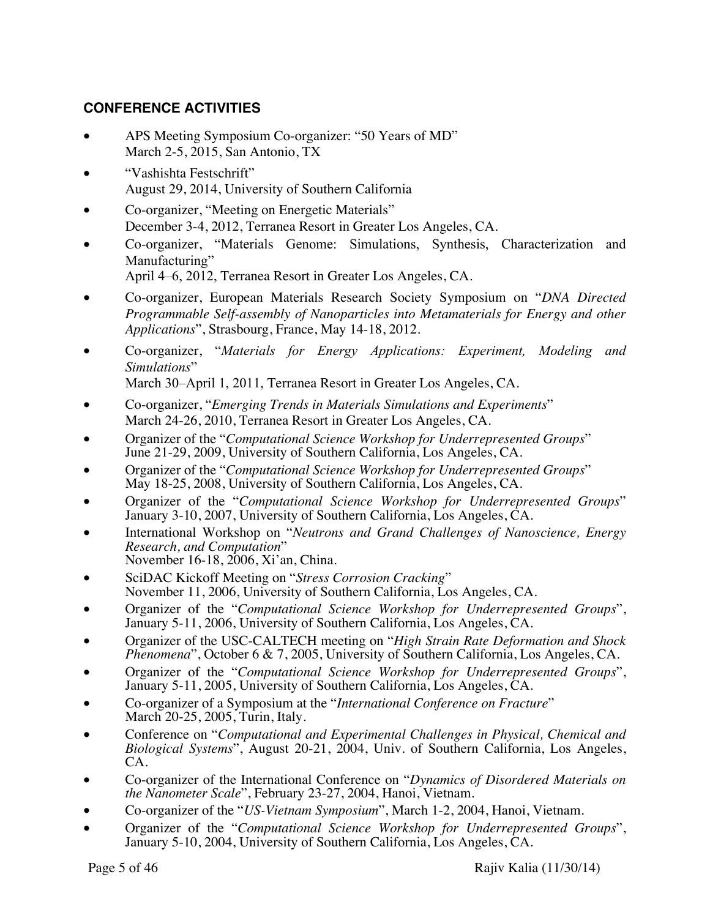## CONFERENCE ACTIVITIES

- APS Meeting Symposium Co-organizer: "50 Years of MD"  
  March 2-5, 2015, San Antonio, TX
- "Vashishta Festschrift"  
  August 29, 2014, University of Southern California
- Co-organizer, "Meeting on Energetic Materials"  
  December 3-4, 2012, Terranea Resort in Greater Los Angeles, CA.
- Co-organizer, "Materials Genome: Simulations, Synthesis, Characterization and Manufacturing"  
  April 4–6, 2012, Terranea Resort in Greater Los Angeles, CA.
- Co-organizer, European Materials Research Society Symposium on "*DNA Directed Programmable Self-assembly of Nanoparticles into Metamaterials for Energy and other Applications*", Strasbourg, France, May 14-18, 2012.
- Co-organizer, "*Materials for Energy Applications: Experiment, Modeling and Simulations*"  
  March 30–April 1, 2011, Terranea Resort in Greater Los Angeles, CA.
- Co-organizer, "*Emerging Trends in Materials Simulations and Experiments*"  
  March 24-26, 2010, Terranea Resort in Greater Los Angeles, CA.
- Organizer of the "*Computational Science Workshop for Underrepresented Groups*"  
  June 21-29, 2009, University of Southern California, Los Angeles, CA.
- Organizer of the "*Computational Science Workshop for Underrepresented Groups*"  
  May 18-25, 2008, University of Southern California, Los Angeles, CA.
- Organizer of the "*Computational Science Workshop for Underrepresented Groups*"  
  January 3-10, 2007, University of Southern California, Los Angeles, CA.
- International Workshop on "*Neutrons and Grand Challenges of Nanoscience, Energy Research, and Computation*"  
  November 16-18, 2006, Xi'an, China.
- SciDAC Kickoff Meeting on "*Stress Corrosion Cracking*"  
  November 11, 2006, University of Southern California, Los Angeles, CA.
- Organizer of the "*Computational Science Workshop for Underrepresented Groups*", January 5-11, 2006, University of Southern California, Los Angeles, CA.
- Organizer of the USC-CALTECH meeting on "*High Strain Rate Deformation and Shock Phenomena*", October 6 & 7, 2005, University of Southern California, Los Angeles, CA.
- Organizer of the "*Computational Science Workshop for Underrepresented Groups*", January 5-11, 2005, University of Southern California, Los Angeles, CA.
- Co-organizer of a Symposium at the "*International Conference on Fracture*"  
  March 20-25, 2005, Turin, Italy.
- Conference on "*Computational and Experimental Challenges in Physical, Chemical and Biological Systems*", August 20-21, 2004, Univ. of Southern California, Los Angeles, CA.
- Co-organizer of the International Conference on "*Dynamics of Disordered Materials on the Nanometer Scale*", February 23-27, 2004, Hanoi, Vietnam.
- Co-organizer of the "*US-Vietnam Symposium*", March 1-2, 2004, Hanoi, Vietnam.
- Organizer of the "*Computational Science Workshop for Underrepresented Groups*", January 5-10, 2004, University of Southern California, Los Angeles, CA.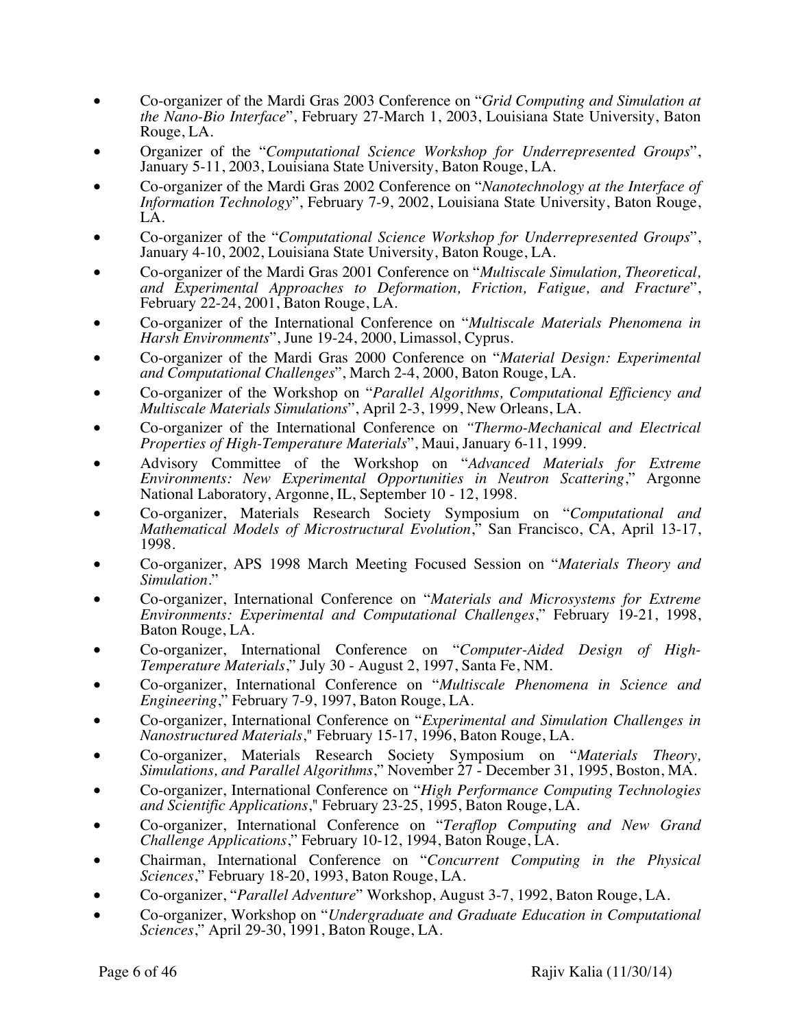- Co-organizer of the Mardi Gras 2003 Conference on "*Grid Computing and Simulation at the Nano-Bio Interface*", February 27-March 1, 2003, Louisiana State University, Baton Rouge, LA.
- Organizer of the "*Computational Science Workshop for Underrepresented Groups*", January 5-11, 2003, Louisiana State University, Baton Rouge, LA.
- Co-organizer of the Mardi Gras 2002 Conference on "*Nanotechnology at the Interface of Information Technology*", February 7-9, 2002, Louisiana State University, Baton Rouge, LA.
- Co-organizer of the "*Computational Science Workshop for Underrepresented Groups*", January 4-10, 2002, Louisiana State University, Baton Rouge, LA.
- Co-organizer of the Mardi Gras 2001 Conference on "*Multiscale Simulation, Theoretical, and Experimental Approaches to Deformation, Friction, Fatigue, and Fracture*", February 22-24, 2001, Baton Rouge, LA.
- Co-organizer of the International Conference on "*Multiscale Materials Phenomena in Harsh Environments*", June 19-24, 2000, Limassol, Cyprus.
- Co-organizer of the Mardi Gras 2000 Conference on "*Material Design: Experimental and Computational Challenges*", March 2-4, 2000, Baton Rouge, LA.
- Co-organizer of the Workshop on "*Parallel Algorithms, Computational Efficiency and Multiscale Materials Simulations*", April 2-3, 1999, New Orleans, LA.
- Co-organizer of the International Conference on *"Thermo-Mechanical and Electrical Properties of High-Temperature Materials*", Maui, January 6-11, 1999.
- Advisory Committee of the Workshop on "*Advanced Materials for Extreme Environments: New Experimental Opportunities in Neutron Scattering*," Argonne National Laboratory, Argonne, IL, September 10 - 12, 1998.
- Co-organizer, Materials Research Society Symposium on "*Computational and Mathematical Models of Microstructural Evolution*," San Francisco, CA, April 13-17, 1998.
- Co-organizer, APS 1998 March Meeting Focused Session on "*Materials Theory and Simulation*."
- Co-organizer, International Conference on "*Materials and Microsystems for Extreme Environments: Experimental and Computational Challenges*," February 19-21, 1998, Baton Rouge, LA.
- Co-organizer, International Conference on "*Computer-Aided Design of High-Temperature Materials*," July 30 - August 2, 1997, Santa Fe, NM.
- Co-organizer, International Conference on "*Multiscale Phenomena in Science and Engineering*," February 7-9, 1997, Baton Rouge, LA.
- Co-organizer, International Conference on "*Experimental and Simulation Challenges in Nanostructured Materials*," February 15-17, 1996, Baton Rouge, LA.
- Co-organizer, Materials Research Society Symposium on "*Materials Theory, Simulations, and Parallel Algorithms*," November 27 - December 31, 1995, Boston, MA.
- Co-organizer, International Conference on "*High Performance Computing Technologies and Scientific Applications*," February 23-25, 1995, Baton Rouge, LA.
- Co-organizer, International Conference on "*Teraflop Computing and New Grand Challenge Applications*," February 10-12, 1994, Baton Rouge, LA.
- Chairman, International Conference on "*Concurrent Computing in the Physical Sciences*," February 18-20, 1993, Baton Rouge, LA.
- Co-organizer, "*Parallel Adventure*" Workshop, August 3-7, 1992, Baton Rouge, LA.
- Co-organizer, Workshop on "*Undergraduate and Graduate Education in Computational Sciences*," April 29-30, 1991, Baton Rouge, LA.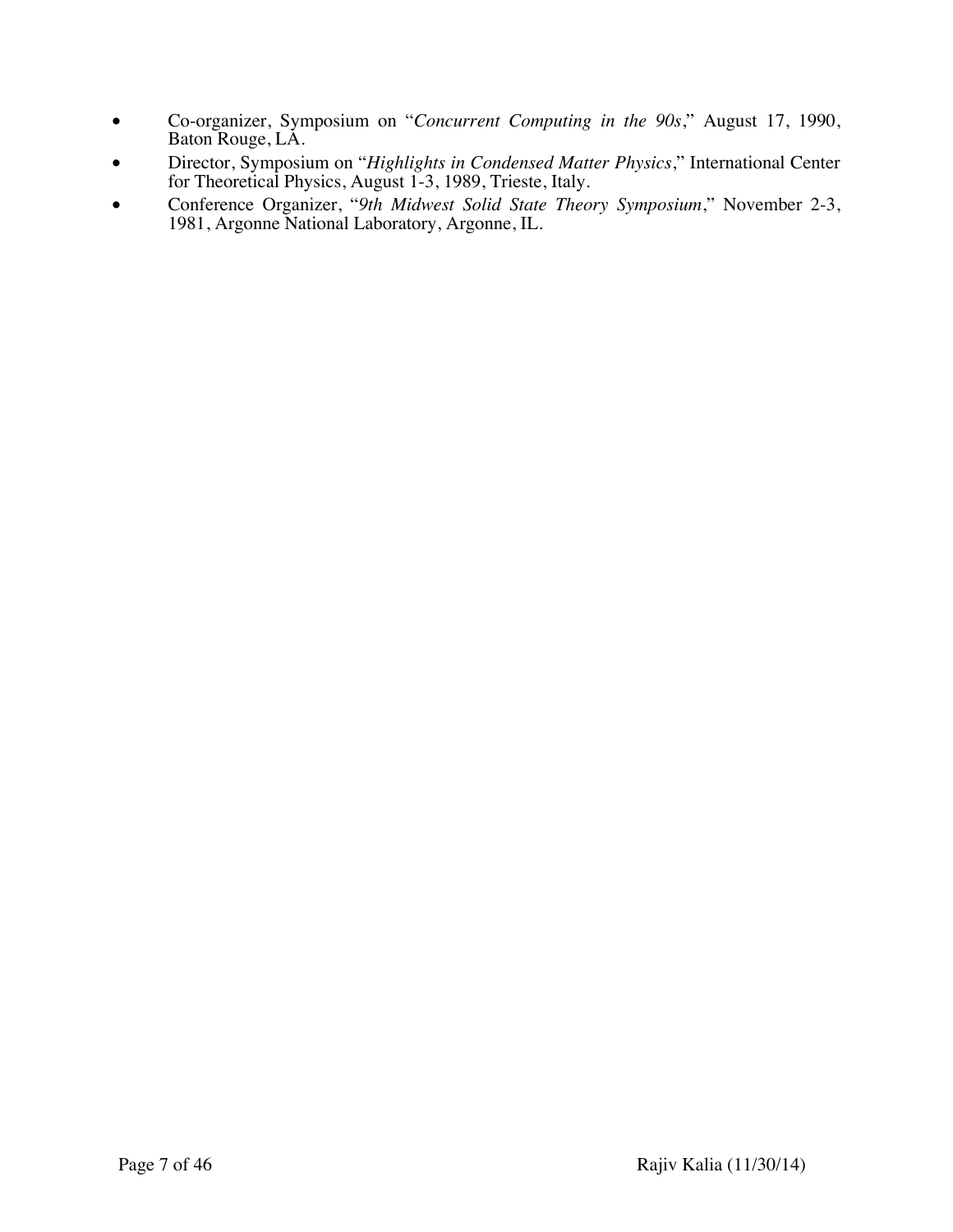- Co-organizer, Symposium on "*Concurrent Computing in the 90s*," August 17, 1990, Baton Rouge, LA.
- Director, Symposium on "*Highlights in Condensed Matter Physics*," International Center for Theoretical Physics, August 1-3, 1989, Trieste, Italy.
- Conference Organizer, "*9th Midwest Solid State Theory Symposium*," November 2-3, 1981, Argonne National Laboratory, Argonne, IL.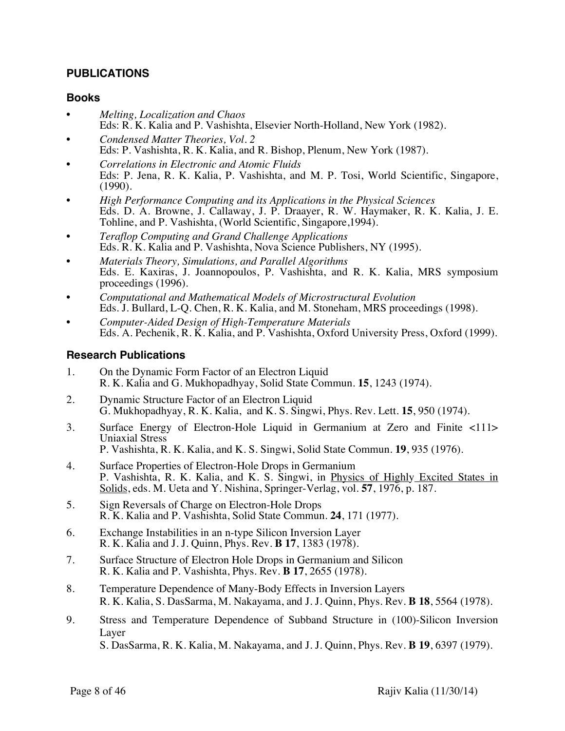## PUBLICATIONS

### Books

- *Melting, Localization and Chaos*
  Eds: R. K. Kalia and P. Vashishta, Elsevier North-Holland, New York (1982).
- *Condensed Matter Theories, Vol. 2*
  Eds: P. Vashishta, R. K. Kalia, and R. Bishop, Plenum, New York (1987).
- *Correlations in Electronic and Atomic Fluids*
  Eds: P. Jena, R. K. Kalia, P. Vashishta, and M. P. Tosi, World Scientific, Singapore, (1990).
- *High Performance Computing and its Applications in the Physical Sciences*
  Eds. D. A. Browne, J. Callaway, J. P. Draayer, R. W. Haymaker, R. K. Kalia, J. E. Tohline, and P. Vashishta, (World Scientific, Singapore,1994).
- *Teraflop Computing and Grand Challenge Applications*
  Eds. R. K. Kalia and P. Vashishta, Nova Science Publishers, NY (1995).
- *Materials Theory, Simulations, and Parallel Algorithms*
  Eds. E. Kaxiras, J. Joannopoulos, P. Vashishta, and R. K. Kalia, MRS symposium proceedings (1996).
- *Computational and Mathematical Models of Microstructural Evolution*
  Eds. J. Bullard, L-Q. Chen, R. K. Kalia, and M. Stoneham, MRS proceedings (1998).
- *Computer-Aided Design of High-Temperature Materials*
  Eds. A. Pechenik, R. K. Kalia, and P. Vashishta, Oxford University Press, Oxford (1999).

### Research Publications

1. On the Dynamic Form Factor of an Electron Liquid
   R. K. Kalia and G. Mukhopadhyay, Solid State Commun. **15**, 1243 (1974).
2. Dynamic Structure Factor of an Electron Liquid
   G. Mukhopadhyay, R. K. Kalia, and K. S. Singwi, Phys. Rev. Lett. **15**, 950 (1974).
3. Surface Energy of Electron-Hole Liquid in Germanium at Zero and Finite <111> Uniaxial Stress
   P. Vashishta, R. K. Kalia, and K. S. Singwi, Solid State Commun. **19**, 935 (1976).
4. Surface Properties of Electron-Hole Drops in Germanium
   P. Vashishta, R. K. Kalia, and K. S. Singwi, in Physics of Highly Excited States in Solids, eds. M. Ueta and Y. Nishina, Springer-Verlag, vol. **57**, 1976, p. 187.
5. Sign Reversals of Charge on Electron-Hole Drops
   R. K. Kalia and P. Vashishta, Solid State Commun. **24**, 171 (1977).
6. Exchange Instabilities in an n-type Silicon Inversion Layer
   R. K. Kalia and J. J. Quinn, Phys. Rev. **B 17**, 1383 (1978).
7. Surface Structure of Electron Hole Drops in Germanium and Silicon
   R. K. Kalia and P. Vashishta, Phys. Rev. **B 17**, 2655 (1978).
8. Temperature Dependence of Many-Body Effects in Inversion Layers
   R. K. Kalia, S. DasSarma, M. Nakayama, and J. J. Quinn, Phys. Rev. **B 18**, 5564 (1978).
9. Stress and Temperature Dependence of Subband Structure in (100)-Silicon Inversion Layer
   S. DasSarma, R. K. Kalia, M. Nakayama, and J. J. Quinn, Phys. Rev. **B 19**, 6397 (1979).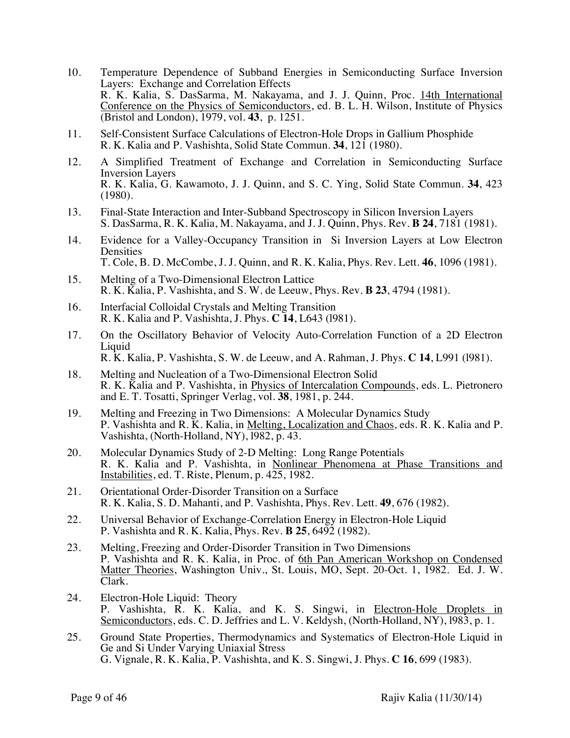10. Temperature Dependence of Subband Energies in Semiconducting Surface Inversion Layers: Exchange and Correlation Effects
R. K. Kalia, S. DasSarma, M. Nakayama, and J. J. Quinn, Proc. 14th International Conference on the Physics of Semiconductors, ed. B. L. H. Wilson, Institute of Physics (Bristol and London), 1979, vol. **43**, p. 1251.

11. Self-Consistent Surface Calculations of Electron-Hole Drops in Gallium Phosphide
R. K. Kalia and P. Vashishta, Solid State Commun. **34**, 121 (1980).

12. A Simplified Treatment of Exchange and Correlation in Semiconducting Surface Inversion Layers
R. K. Kalia, G. Kawamoto, J. J. Quinn, and S. C. Ying, Solid State Commun. **34**, 423 (1980).

13. Final-State Interaction and Inter-Subband Spectroscopy in Silicon Inversion Layers
S. DasSarma, R. K. Kalia, M. Nakayama, and J. J. Quinn, Phys. Rev. **B 24**, 7181 (1981).

14. Evidence for a Valley-Occupancy Transition in Si Inversion Layers at Low Electron Densities
T. Cole, B. D. McCombe, J. J. Quinn, and R. K. Kalia, Phys. Rev. Lett. **46**, 1096 (1981).

15. Melting of a Two-Dimensional Electron Lattice
R. K. Kalia, P. Vashishta, and S. W. de Leeuw, Phys. Rev. **B 23**, 4794 (1981).

16. Interfacial Colloidal Crystals and Melting Transition
R. K. Kalia and P. Vashishta, J. Phys. **C 14**, L643 (l981).

17. On the Oscillatory Behavior of Velocity Auto-Correlation Function of a 2D Electron Liquid
R. K. Kalia, P. Vashishta, S. W. de Leeuw, and A. Rahman, J. Phys. **C 14**, L991 (l981).

18. Melting and Nucleation of a Two-Dimensional Electron Solid
R. K. Kalia and P. Vashishta, in Physics of Intercalation Compounds, eds. L. Pietronero and E. T. Tosatti, Springer Verlag, vol. **38**, 1981, p. 244.

19. Melting and Freezing in Two Dimensions: A Molecular Dynamics Study
P. Vashishta and R. K. Kalia, in Melting, Localization and Chaos, eds. R. K. Kalia and P. Vashishta, (North-Holland, NY), l982, p. 43.

20. Molecular Dynamics Study of 2-D Melting: Long Range Potentials
R. K. Kalia and P. Vashishta, in Nonlinear Phenomena at Phase Transitions and Instabilities, ed. T. Riste, Plenum, p. 425, 1982.

21. Orientational Order-Disorder Transition on a Surface
R. K. Kalia, S. D. Mahanti, and P. Vashishta, Phys. Rev. Lett. **49**, 676 (1982).

22. Universal Behavior of Exchange-Correlation Energy in Electron-Hole Liquid
P. Vashishta and R. K. Kalia, Phys. Rev. **B 25**, 6492 (1982).

23. Melting, Freezing and Order-Disorder Transition in Two Dimensions
P. Vashishta and R. K. Kalia, in Proc. of 6th Pan American Workshop on Condensed Matter Theories, Washington Univ., St. Louis, MO, Sept. 20-Oct. 1, 1982. Ed. J. W. Clark.

24. Electron-Hole Liquid: Theory
P. Vashishta, R. K. Kalia, and K. S. Singwi, in Electron-Hole Droplets in Semiconductors, eds. C. D. Jeffries and L. V. Keldysh, (North-Holland, NY), l983, p. 1.

25. Ground State Properties, Thermodynamics and Systematics of Electron-Hole Liquid in Ge and Si Under Varying Uniaxial Stress
G. Vignale, R. K. Kalia, P. Vashishta, and K. S. Singwi, J. Phys. **C 16**, 699 (1983).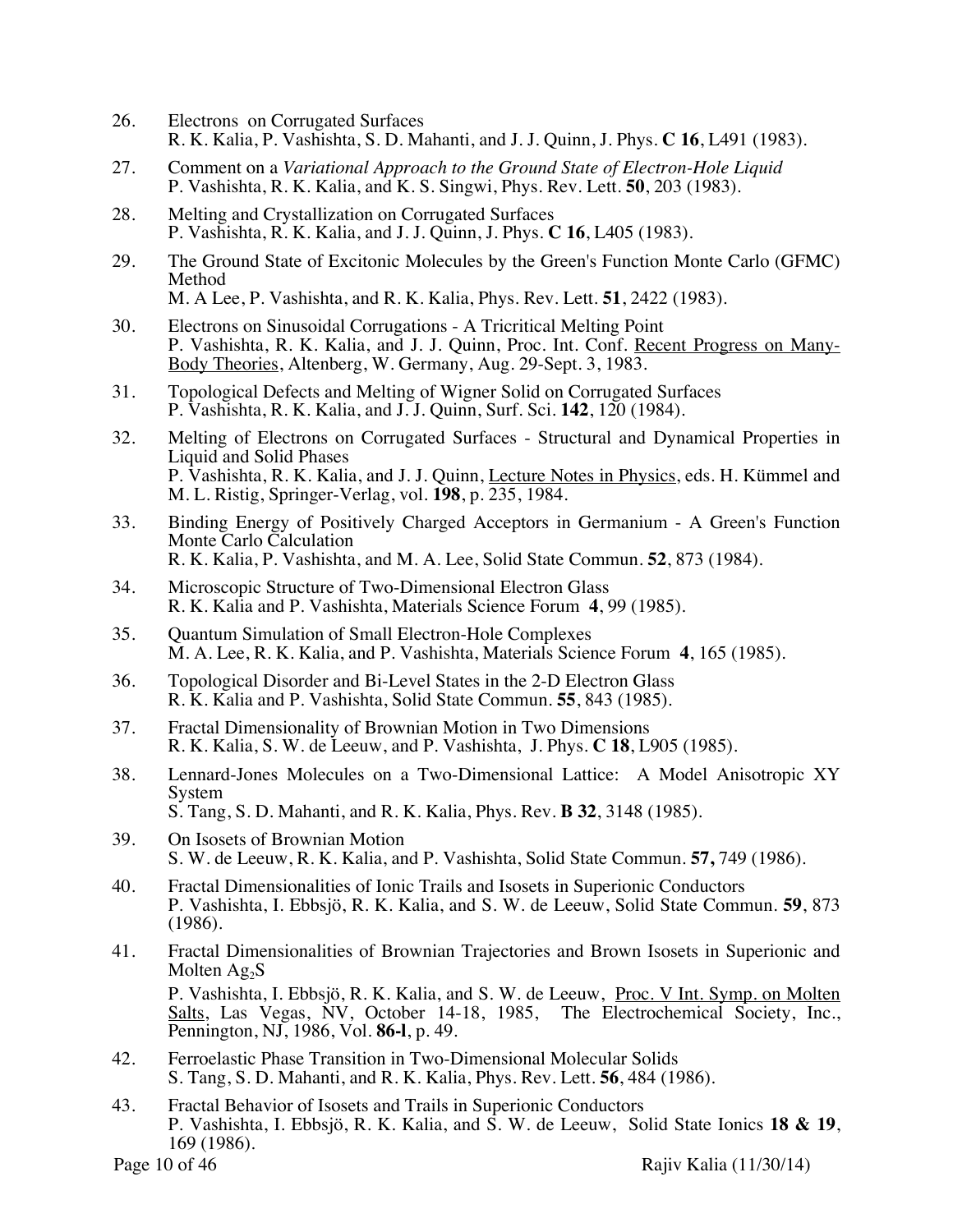26. Electrons on Corrugated Surfaces
    R. K. Kalia, P. Vashishta, S. D. Mahanti, and J. J. Quinn, J. Phys. **C 16**, L491 (1983).

27. Comment on a *Variational Approach to the Ground State of Electron-Hole Liquid*
    P. Vashishta, R. K. Kalia, and K. S. Singwi, Phys. Rev. Lett. **50**, 203 (1983).

28. Melting and Crystallization on Corrugated Surfaces
    P. Vashishta, R. K. Kalia, and J. J. Quinn, J. Phys. **C 16**, L405 (1983).

29. The Ground State of Excitonic Molecules by the Green's Function Monte Carlo (GFMC) Method
    M. A Lee, P. Vashishta, and R. K. Kalia, Phys. Rev. Lett. **51**, 2422 (1983).

30. Electrons on Sinusoidal Corrugations - A Tricritical Melting Point
    P. Vashishta, R. K. Kalia, and J. J. Quinn, Proc. Int. Conf. Recent Progress on Many-Body Theories, Altenberg, W. Germany, Aug. 29-Sept. 3, 1983.

31. Topological Defects and Melting of Wigner Solid on Corrugated Surfaces
    P. Vashishta, R. K. Kalia, and J. J. Quinn, Surf. Sci. **142**, 120 (1984).

32. Melting of Electrons on Corrugated Surfaces - Structural and Dynamical Properties in Liquid and Solid Phases
    P. Vashishta, R. K. Kalia, and J. J. Quinn, Lecture Notes in Physics, eds. H. Kümmel and M. L. Ristig, Springer-Verlag, vol. **198**, p. 235, 1984.

33. Binding Energy of Positively Charged Acceptors in Germanium - A Green's Function Monte Carlo Calculation
    R. K. Kalia, P. Vashishta, and M. A. Lee, Solid State Commun. **52**, 873 (1984).

34. Microscopic Structure of Two-Dimensional Electron Glass
    R. K. Kalia and P. Vashishta, Materials Science Forum **4**, 99 (1985).

35. Quantum Simulation of Small Electron-Hole Complexes
    M. A. Lee, R. K. Kalia, and P. Vashishta, Materials Science Forum **4**, 165 (1985).

36. Topological Disorder and Bi-Level States in the 2-D Electron Glass
    R. K. Kalia and P. Vashishta, Solid State Commun. **55**, 843 (1985).

37. Fractal Dimensionality of Brownian Motion in Two Dimensions
    R. K. Kalia, S. W. de Leeuw, and P. Vashishta, J. Phys. **C 18**, L905 (1985).

38. Lennard-Jones Molecules on a Two-Dimensional Lattice: A Model Anisotropic XY System
    S. Tang, S. D. Mahanti, and R. K. Kalia, Phys. Rev. **B 32**, 3148 (1985).

39. On Isosets of Brownian Motion
    S. W. de Leeuw, R. K. Kalia, and P. Vashishta, Solid State Commun. **57,** 749 (1986).

40. Fractal Dimensionalities of Ionic Trails and Isosets in Superionic Conductors
    P. Vashishta, I. Ebbsjö, R. K. Kalia, and S. W. de Leeuw, Solid State Commun. **59**, 873 (1986).

41. Fractal Dimensionalities of Brownian Trajectories and Brown Isosets in Superionic and Molten $Ag_2S$
    P. Vashishta, I. Ebbsjö, R. K. Kalia, and S. W. de Leeuw, Proc. V Int. Symp. on Molten Salts, Las Vegas, NV, October 14-18, 1985, The Electrochemical Society, Inc., Pennington, NJ, 1986, Vol. **86-l**, p. 49.

42. Ferroelastic Phase Transition in Two-Dimensional Molecular Solids
    S. Tang, S. D. Mahanti, and R. K. Kalia, Phys. Rev. Lett. **56**, 484 (1986).

43. Fractal Behavior of Isosets and Trails in Superionic Conductors
    P. Vashishta, I. Ebbsjö, R. K. Kalia, and S. W. de Leeuw, Solid State Ionics **18 & 19**, 169 (1986).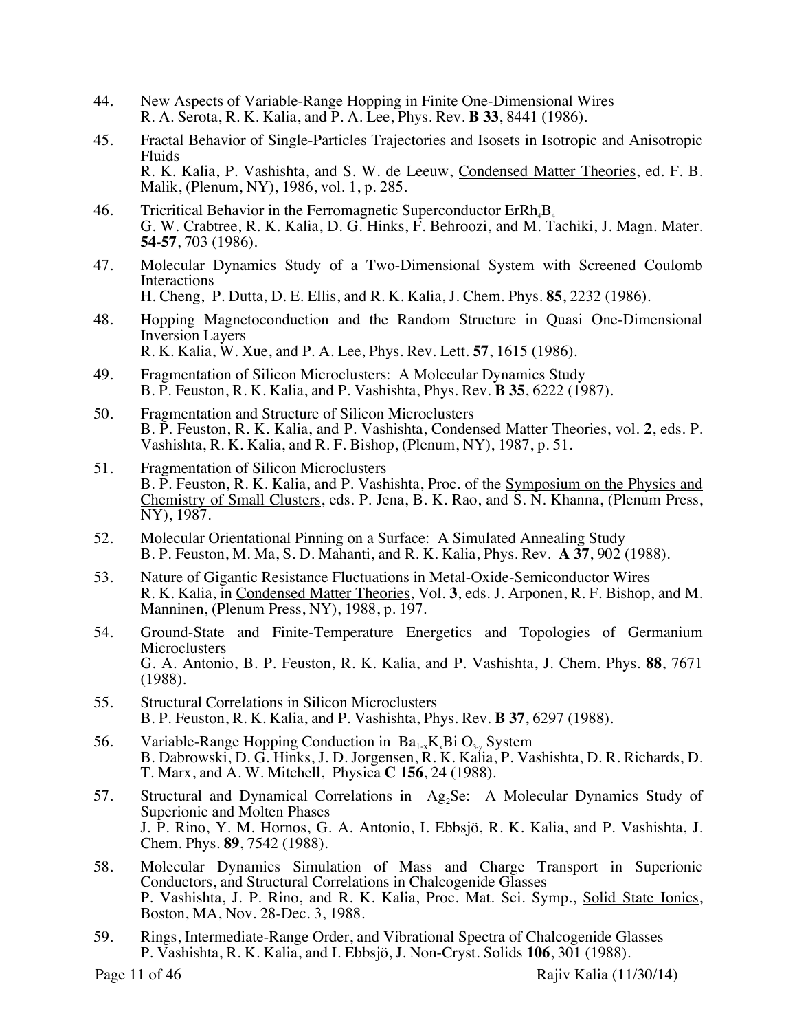44. New Aspects of Variable-Range Hopping in Finite One-Dimensional Wires
R. A. Serota, R. K. Kalia, and P. A. Lee, Phys. Rev. **B 33**, 8441 (1986).

45. Fractal Behavior of Single-Particles Trajectories and Isosets in Isotropic and Anisotropic Fluids
R. K. Kalia, P. Vashishta, and S. W. de Leeuw, Condensed Matter Theories, ed. F. B. Malik, (Plenum, NY), 1986, vol. 1, p. 285.

46. Tricritical Behavior in the Ferromagnetic Superconductor $ErRh_4B_4$
G. W. Crabtree, R. K. Kalia, D. G. Hinks, F. Behroozi, and M. Tachiki, J. Magn. Mater. **54-57**, 703 (1986).

47. Molecular Dynamics Study of a Two-Dimensional System with Screened Coulomb Interactions
H. Cheng, P. Dutta, D. E. Ellis, and R. K. Kalia, J. Chem. Phys. **85**, 2232 (1986).

48. Hopping Magnetoconduction and the Random Structure in Quasi One-Dimensional Inversion Layers
R. K. Kalia, W. Xue, and P. A. Lee, Phys. Rev. Lett. **57**, 1615 (1986).

49. Fragmentation of Silicon Microclusters: A Molecular Dynamics Study
B. P. Feuston, R. K. Kalia, and P. Vashishta, Phys. Rev. **B 35**, 6222 (1987).

50. Fragmentation and Structure of Silicon Microclusters
B. P. Feuston, R. K. Kalia, and P. Vashishta, Condensed Matter Theories, vol. **2**, eds. P. Vashishta, R. K. Kalia, and R. F. Bishop, (Plenum, NY), 1987, p. 51.

51. Fragmentation of Silicon Microclusters
B. P. Feuston, R. K. Kalia, and P. Vashishta, Proc. of the Symposium on the Physics and Chemistry of Small Clusters, eds. P. Jena, B. K. Rao, and S. N. Khanna, (Plenum Press, NY), 1987.

52. Molecular Orientational Pinning on a Surface: A Simulated Annealing Study
B. P. Feuston, M. Ma, S. D. Mahanti, and R. K. Kalia, Phys. Rev. **A 37**, 902 (1988).

53. Nature of Gigantic Resistance Fluctuations in Metal-Oxide-Semiconductor Wires
R. K. Kalia, in Condensed Matter Theories, Vol. **3**, eds. J. Arponen, R. F. Bishop, and M. Manninen, (Plenum Press, NY), 1988, p. 197.

54. Ground-State and Finite-Temperature Energetics and Topologies of Germanium Microclusters
G. A. Antonio, B. P. Feuston, R. K. Kalia, and P. Vashishta, J. Chem. Phys. **88**, 7671 (1988).

55. Structural Correlations in Silicon Microclusters
B. P. Feuston, R. K. Kalia, and P. Vashishta, Phys. Rev. **B 37**, 6297 (1988).

56. Variable-Range Hopping Conduction in $Ba_{1-x}K_xBi\,O_{3-y}$ System
B. Dabrowski, D. G. Hinks, J. D. Jorgensen, R. K. Kalia, P. Vashishta, D. R. Richards, D. T. Marx, and A. W. Mitchell, Physica **C 156**, 24 (1988).

57. Structural and Dynamical Correlations in $Ag_2Se$: A Molecular Dynamics Study of Superionic and Molten Phases
J. P. Rino, Y. M. Hornos, G. A. Antonio, I. Ebbsjö, R. K. Kalia, and P. Vashishta, J. Chem. Phys. **89**, 7542 (1988).

58. Molecular Dynamics Simulation of Mass and Charge Transport in Superionic Conductors, and Structural Correlations in Chalcogenide Glasses
P. Vashishta, J. P. Rino, and R. K. Kalia, Proc. Mat. Sci. Symp., Solid State Ionics, Boston, MA, Nov. 28-Dec. 3, 1988.

59. Rings, Intermediate-Range Order, and Vibrational Spectra of Chalcogenide Glasses
P. Vashishta, R. K. Kalia, and I. Ebbsjö, J. Non-Cryst. Solids **106**, 301 (1988).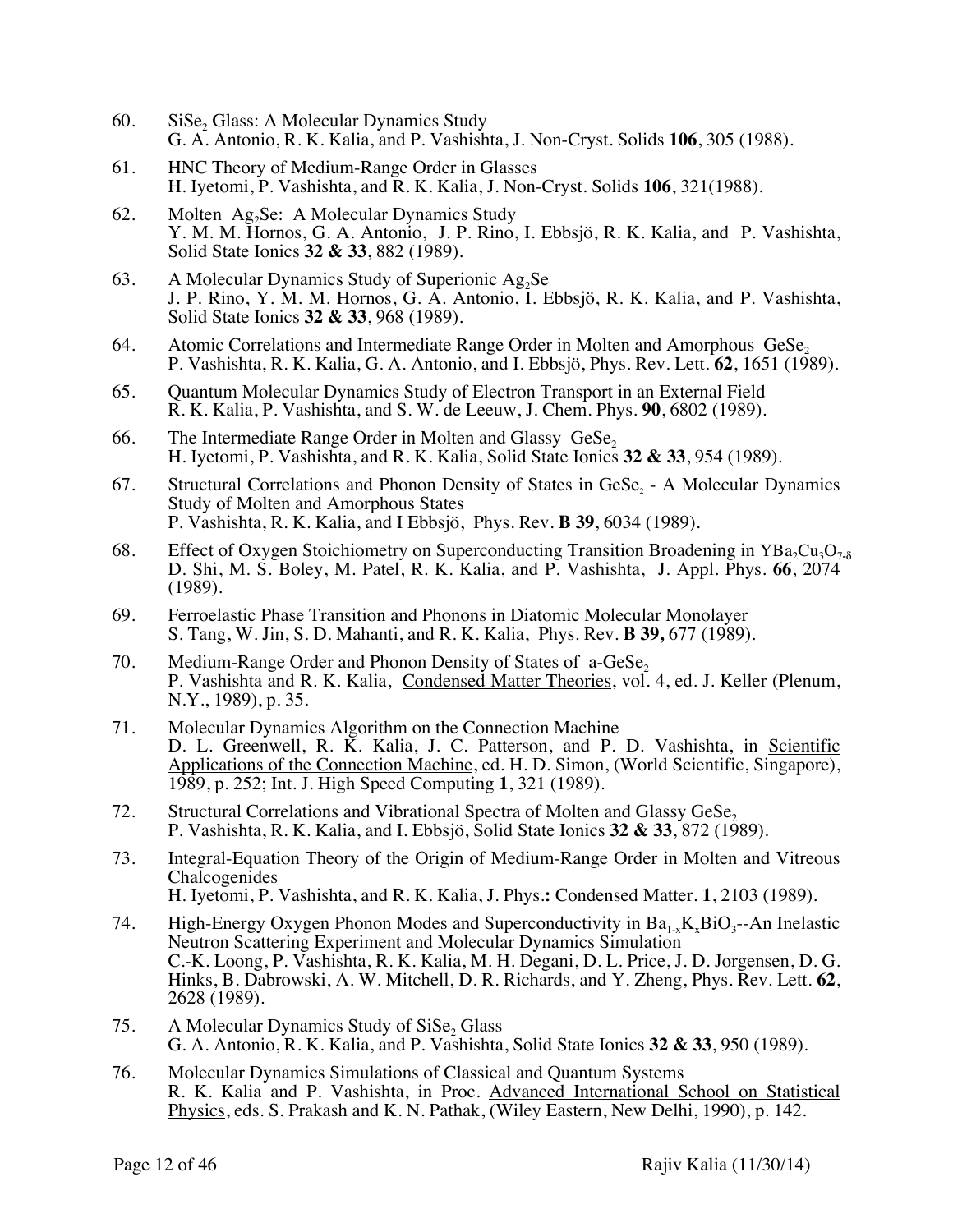60. $SiSe_2$ Glass: A Molecular Dynamics Study
G. A. Antonio, R. K. Kalia, and P. Vashishta, J. Non-Cryst. Solids **106**, 305 (1988).

61. HNC Theory of Medium-Range Order in Glasses
H. Iyetomi, P. Vashishta, and R. K. Kalia, J. Non-Cryst. Solids **106**, 321(1988).

62. Molten $Ag_2Se$: A Molecular Dynamics Study
Y. M. M. Hornos, G. A. Antonio, J. P. Rino, I. Ebbsjö, R. K. Kalia, and P. Vashishta, Solid State Ionics **32 & 33**, 882 (1989).

63. A Molecular Dynamics Study of Superionic $Ag_2Se$
J. P. Rino, Y. M. M. Hornos, G. A. Antonio, I. Ebbsjö, R. K. Kalia, and P. Vashishta, Solid State Ionics **32 & 33**, 968 (1989).

64. Atomic Correlations and Intermediate Range Order in Molten and Amorphous $GeSe_2$
P. Vashishta, R. K. Kalia, G. A. Antonio, and I. Ebbsjö, Phys. Rev. Lett. **62**, 1651 (1989).

65. Quantum Molecular Dynamics Study of Electron Transport in an External Field
R. K. Kalia, P. Vashishta, and S. W. de Leeuw, J. Chem. Phys. **90**, 6802 (1989).

66. The Intermediate Range Order in Molten and Glassy $GeSe_2$
H. Iyetomi, P. Vashishta, and R. K. Kalia, Solid State Ionics **32 & 33**, 954 (1989).

67. Structural Correlations and Phonon Density of States in $GeSe_2$ - A Molecular Dynamics Study of Molten and Amorphous States
P. Vashishta, R. K. Kalia, and I Ebbsjö, Phys. Rev. **B 39**, 6034 (1989).

68. Effect of Oxygen Stoichiometry on Superconducting Transition Broadening in $YBa_2Cu_3O_{7-\delta}$
D. Shi, M. S. Boley, M. Patel, R. K. Kalia, and P. Vashishta, J. Appl. Phys. **66**, 2074 (1989).

69. Ferroelastic Phase Transition and Phonons in Diatomic Molecular Monolayer
S. Tang, W. Jin, S. D. Mahanti, and R. K. Kalia, Phys. Rev. **B 39,** 677 (1989).

70. Medium-Range Order and Phonon Density of States of a-$GeSe_2$
P. Vashishta and R. K. Kalia, Condensed Matter Theories, vol. 4, ed. J. Keller (Plenum, N.Y., 1989), p. 35.

71. Molecular Dynamics Algorithm on the Connection Machine
D. L. Greenwell, R. K. Kalia, J. C. Patterson, and P. D. Vashishta, in Scientific Applications of the Connection Machine, ed. H. D. Simon, (World Scientific, Singapore), 1989, p. 252; Int. J. High Speed Computing **1**, 321 (1989).

72. Structural Correlations and Vibrational Spectra of Molten and Glassy $GeSe_2$
P. Vashishta, R. K. Kalia, and I. Ebbsjö, Solid State Ionics **32 & 33**, 872 (1989).

73. Integral-Equation Theory of the Origin of Medium-Range Order in Molten and Vitreous Chalcogenides
H. Iyetomi, P. Vashishta, and R. K. Kalia, J. Phys.**:** Condensed Matter. **1**, 2103 (1989).

74. High-Energy Oxygen Phonon Modes and Superconductivity in $Ba_{1-x}K_xBiO_3$--An Inelastic Neutron Scattering Experiment and Molecular Dynamics Simulation
C.-K. Loong, P. Vashishta, R. K. Kalia, M. H. Degani, D. L. Price, J. D. Jorgensen, D. G. Hinks, B. Dabrowski, A. W. Mitchell, D. R. Richards, and Y. Zheng, Phys. Rev. Lett. **62**, 2628 (1989).

75. A Molecular Dynamics Study of $SiSe_2$ Glass
G. A. Antonio, R. K. Kalia, and P. Vashishta, Solid State Ionics **32 & 33**, 950 (1989).

76. Molecular Dynamics Simulations of Classical and Quantum Systems
R. K. Kalia and P. Vashishta, in Proc. Advanced International School on Statistical Physics, eds. S. Prakash and K. N. Pathak, (Wiley Eastern, New Delhi, 1990), p. 142.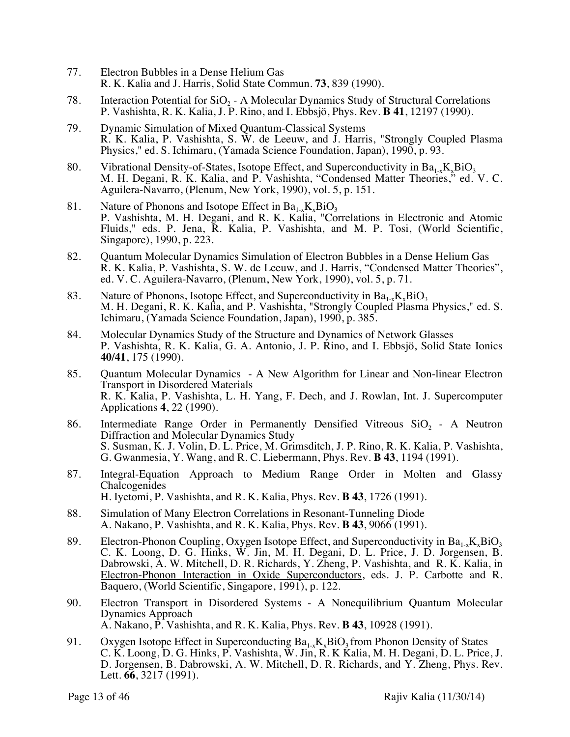77. Electron Bubbles in a Dense Helium Gas
R. K. Kalia and J. Harris, Solid State Commun. **73**, 839 (1990).

78. Interaction Potential for $SiO_2$ - A Molecular Dynamics Study of Structural Correlations
P. Vashishta, R. K. Kalia, J. P. Rino, and I. Ebbsjö, Phys. Rev. **B 41**, 12197 (1990).

79. Dynamic Simulation of Mixed Quantum-Classical Systems
R. K. Kalia, P. Vashishta, S. W. de Leeuw, and J. Harris, "Strongly Coupled Plasma Physics," ed. S. Ichimaru, (Yamada Science Foundation, Japan), 1990, p. 93.

80. Vibrational Density-of-States, Isotope Effect, and Superconductivity in $Ba_{1-x}K_xBiO_3$
M. H. Degani, R. K. Kalia, and P. Vashishta, "Condensed Matter Theories," ed. V. C. Aguilera-Navarro, (Plenum, New York, 1990), vol. 5, p. 151.

81. Nature of Phonons and Isotope Effect in $Ba_{1-x}K_xBiO_3$
P. Vashishta, M. H. Degani, and R. K. Kalia, "Correlations in Electronic and Atomic Fluids," eds. P. Jena, R. Kalia, P. Vashishta, and M. P. Tosi, (World Scientific, Singapore), 1990, p. 223.

82. Quantum Molecular Dynamics Simulation of Electron Bubbles in a Dense Helium Gas
R. K. Kalia, P. Vashishta, S. W. de Leeuw, and J. Harris, "Condensed Matter Theories", ed. V. C. Aguilera-Navarro, (Plenum, New York, 1990), vol. 5, p. 71.

83. Nature of Phonons, Isotope Effect, and Superconductivity in $Ba_{1-x}K_xBiO_3$
M. H. Degani, R. K. Kalia, and P. Vashishta, "Strongly Coupled Plasma Physics," ed. S. Ichimaru, (Yamada Science Foundation, Japan), 1990, p. 385.

84. Molecular Dynamics Study of the Structure and Dynamics of Network Glasses
P. Vashishta, R. K. Kalia, G. A. Antonio, J. P. Rino, and I. Ebbsjö, Solid State Ionics **40/41**, 175 (1990).

85. Quantum Molecular Dynamics - A New Algorithm for Linear and Non-linear Electron Transport in Disordered Materials
R. K. Kalia, P. Vashishta, L. H. Yang, F. Dech, and J. Rowlan, Int. J. Supercomputer Applications **4**, 22 (1990).

86. Intermediate Range Order in Permanently Densified Vitreous $SiO_2$ - A Neutron Diffraction and Molecular Dynamics Study
S. Susman, K. J. Volin, D. L. Price, M. Grimsditch, J. P. Rino, R. K. Kalia, P. Vashishta, G. Gwanmesia, Y. Wang, and R. C. Liebermann, Phys. Rev. **B 43**, 1194 (1991).

87. Integral-Equation Approach to Medium Range Order in Molten and Glassy Chalcogenides
H. Iyetomi, P. Vashishta, and R. K. Kalia, Phys. Rev. **B 43**, 1726 (1991).

88. Simulation of Many Electron Correlations in Resonant-Tunneling Diode
A. Nakano, P. Vashishta, and R. K. Kalia, Phys. Rev. **B 43**, 9066 (1991).

89. Electron-Phonon Coupling, Oxygen Isotope Effect, and Superconductivity in $Ba_{1-x}K_xBiO_3$
C. K. Loong, D. G. Hinks, W. Jin, M. H. Degani, D. L. Price, J. D. Jorgensen, B. Dabrowski, A. W. Mitchell, D. R. Richards, Y. Zheng, P. Vashishta, and R. K. Kalia, in Electron-Phonon Interaction in Oxide Superconductors, eds. J. P. Carbotte and R. Baquero, (World Scientific, Singapore, 1991), p. 122.

90. Electron Transport in Disordered Systems - A Nonequilibrium Quantum Molecular Dynamics Approach
A. Nakano, P. Vashishta, and R. K. Kalia, Phys. Rev. **B 43**, 10928 (1991).

91. Oxygen Isotope Effect in Superconducting $Ba_{1-x}K_xBiO_3$ from Phonon Density of States
C. K. Loong, D. G. Hinks, P. Vashishta, W. Jin, R. K Kalia, M. H. Degani, D. L. Price, J. D. Jorgensen, B. Dabrowski, A. W. Mitchell, D. R. Richards, and Y. Zheng, Phys. Rev. Lett. **66**, 3217 (1991).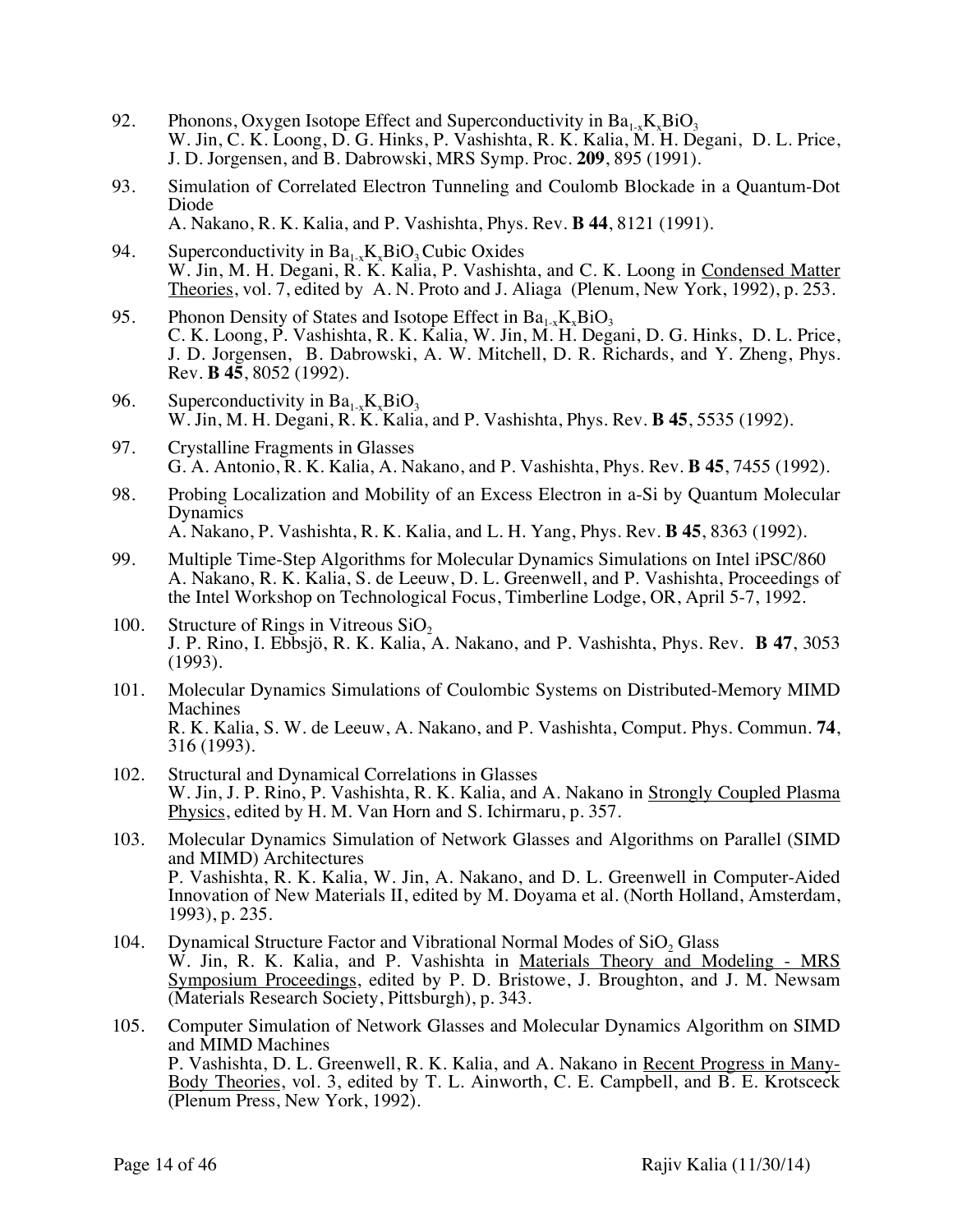92. Phonons, Oxygen Isotope Effect and Superconductivity in $Ba_{1-x}K_xBiO_3$
W. Jin, C. K. Loong, D. G. Hinks, P. Vashishta, R. K. Kalia, M. H. Degani, D. L. Price, J. D. Jorgensen, and B. Dabrowski, MRS Symp. Proc. **209**, 895 (1991).

93. Simulation of Correlated Electron Tunneling and Coulomb Blockade in a Quantum-Dot Diode
A. Nakano, R. K. Kalia, and P. Vashishta, Phys. Rev. **B 44**, 8121 (1991).

94. Superconductivity in $Ba_{1-x}K_xBiO_3$ Cubic Oxides
W. Jin, M. H. Degani, R. K. Kalia, P. Vashishta, and C. K. Loong in Condensed Matter Theories, vol. 7, edited by A. N. Proto and J. Aliaga (Plenum, New York, 1992), p. 253.

95. Phonon Density of States and Isotope Effect in $Ba_{1-x}K_xBiO_3$
C. K. Loong, P. Vashishta, R. K. Kalia, W. Jin, M. H. Degani, D. G. Hinks, D. L. Price, J. D. Jorgensen, B. Dabrowski, A. W. Mitchell, D. R. Richards, and Y. Zheng, Phys. Rev. **B 45**, 8052 (1992).

96. Superconductivity in $Ba_{1-x}K_xBiO_3$
W. Jin, M. H. Degani, R. K. Kalia, and P. Vashishta, Phys. Rev. **B 45**, 5535 (1992).

97. Crystalline Fragments in Glasses
G. A. Antonio, R. K. Kalia, A. Nakano, and P. Vashishta, Phys. Rev. **B 45**, 7455 (1992).

98. Probing Localization and Mobility of an Excess Electron in a-Si by Quantum Molecular Dynamics
A. Nakano, P. Vashishta, R. K. Kalia, and L. H. Yang, Phys. Rev. **B 45**, 8363 (1992).

99. Multiple Time-Step Algorithms for Molecular Dynamics Simulations on Intel iPSC/860
A. Nakano, R. K. Kalia, S. de Leeuw, D. L. Greenwell, and P. Vashishta, Proceedings of the Intel Workshop on Technological Focus, Timberline Lodge, OR, April 5-7, 1992.

100. Structure of Rings in Vitreous $SiO_2$
J. P. Rino, I. Ebbsjö, R. K. Kalia, A. Nakano, and P. Vashishta, Phys. Rev. **B 47**, 3053 (1993).

101. Molecular Dynamics Simulations of Coulombic Systems on Distributed-Memory MIMD Machines
R. K. Kalia, S. W. de Leeuw, A. Nakano, and P. Vashishta, Comput. Phys. Commun. **74**, 316 (1993).

102. Structural and Dynamical Correlations in Glasses
W. Jin, J. P. Rino, P. Vashishta, R. K. Kalia, and A. Nakano in Strongly Coupled Plasma Physics, edited by H. M. Van Horn and S. Ichirmaru, p. 357.

103. Molecular Dynamics Simulation of Network Glasses and Algorithms on Parallel (SIMD and MIMD) Architectures
P. Vashishta, R. K. Kalia, W. Jin, A. Nakano, and D. L. Greenwell in Computer-Aided Innovation of New Materials II, edited by M. Doyama et al. (North Holland, Amsterdam, 1993), p. 235.

104. Dynamical Structure Factor and Vibrational Normal Modes of $SiO_2$ Glass
W. Jin, R. K. Kalia, and P. Vashishta in Materials Theory and Modeling - MRS Symposium Proceedings, edited by P. D. Bristowe, J. Broughton, and J. M. Newsam (Materials Research Society, Pittsburgh), p. 343.

105. Computer Simulation of Network Glasses and Molecular Dynamics Algorithm on SIMD and MIMD Machines
P. Vashishta, D. L. Greenwell, R. K. Kalia, and A. Nakano in Recent Progress in Many-Body Theories, vol. 3, edited by T. L. Ainworth, C. E. Campbell, and B. E. Krotsceck (Plenum Press, New York, 1992).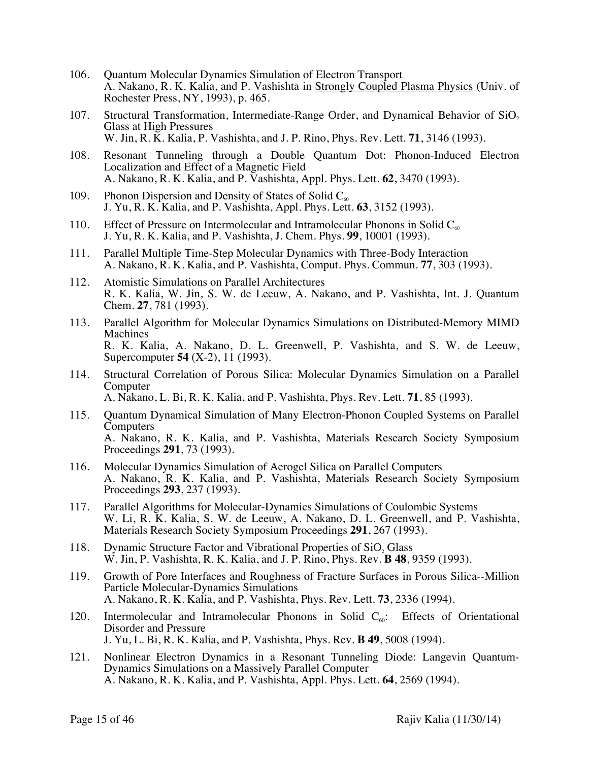106. Quantum Molecular Dynamics Simulation of Electron Transport
A. Nakano, R. K. Kalia, and P. Vashishta in Strongly Coupled Plasma Physics (Univ. of Rochester Press, NY, 1993), p. 465.

107. Structural Transformation, Intermediate-Range Order, and Dynamical Behavior of $SiO_2$ Glass at High Pressures
W. Jin, R. K. Kalia, P. Vashishta, and J. P. Rino, Phys. Rev. Lett. **71**, 3146 (1993).

108. Resonant Tunneling through a Double Quantum Dot: Phonon-Induced Electron Localization and Effect of a Magnetic Field
A. Nakano, R. K. Kalia, and P. Vashishta, Appl. Phys. Lett. **62**, 3470 (1993).

109. Phonon Dispersion and Density of States of Solid $C_{60}$
J. Yu, R. K. Kalia, and P. Vashishta, Appl. Phys. Lett. **63**, 3152 (1993).

110. Effect of Pressure on Intermolecular and Intramolecular Phonons in Solid $C_{60}$
J. Yu, R. K. Kalia, and P. Vashishta, J. Chem. Phys. **99**, 10001 (1993).

111. Parallel Multiple Time-Step Molecular Dynamics with Three-Body Interaction
A. Nakano, R. K. Kalia, and P. Vashishta, Comput. Phys. Commun. **77**, 303 (1993).

112. Atomistic Simulations on Parallel Architectures
R. K. Kalia, W. Jin, S. W. de Leeuw, A. Nakano, and P. Vashishta, Int. J. Quantum Chem. **27**, 781 (1993).

113. Parallel Algorithm for Molecular Dynamics Simulations on Distributed-Memory MIMD Machines
R. K. Kalia, A. Nakano, D. L. Greenwell, P. Vashishta, and S. W. de Leeuw, Supercomputer **54** (X-2), 11 (1993).

114. Structural Correlation of Porous Silica: Molecular Dynamics Simulation on a Parallel Computer
A. Nakano, L. Bi, R. K. Kalia, and P. Vashishta, Phys. Rev. Lett. **71**, 85 (1993).

115. Quantum Dynamical Simulation of Many Electron-Phonon Coupled Systems on Parallel Computers
A. Nakano, R. K. Kalia, and P. Vashishta, Materials Research Society Symposium Proceedings **291**, 73 (1993).

116. Molecular Dynamics Simulation of Aerogel Silica on Parallel Computers
A. Nakano, R. K. Kalia, and P. Vashishta, Materials Research Society Symposium Proceedings **293**, 237 (1993).

117. Parallel Algorithms for Molecular-Dynamics Simulations of Coulombic Systems
W. Li, R. K. Kalia, S. W. de Leeuw, A. Nakano, D. L. Greenwell, and P. Vashishta, Materials Research Society Symposium Proceedings **291**, 267 (1993).

118. Dynamic Structure Factor and Vibrational Properties of $SiO_2$ Glass
W. Jin, P. Vashishta, R. K. Kalia, and J. P. Rino, Phys. Rev. **B 48**, 9359 (1993).

119. Growth of Pore Interfaces and Roughness of Fracture Surfaces in Porous Silica--Million Particle Molecular-Dynamics Simulations
A. Nakano, R. K. Kalia, and P. Vashishta, Phys. Rev. Lett. **73**, 2336 (1994).

120. Intermolecular and Intramolecular Phonons in Solid $C_{60}$: Effects of Orientational Disorder and Pressure
J. Yu, L. Bi, R. K. Kalia, and P. Vashishta, Phys. Rev. **B 49**, 5008 (1994).

121. Nonlinear Electron Dynamics in a Resonant Tunneling Diode: Langevin Quantum-Dynamics Simulations on a Massively Parallel Computer
A. Nakano, R. K. Kalia, and P. Vashishta, Appl. Phys. Lett. **64**, 2569 (1994).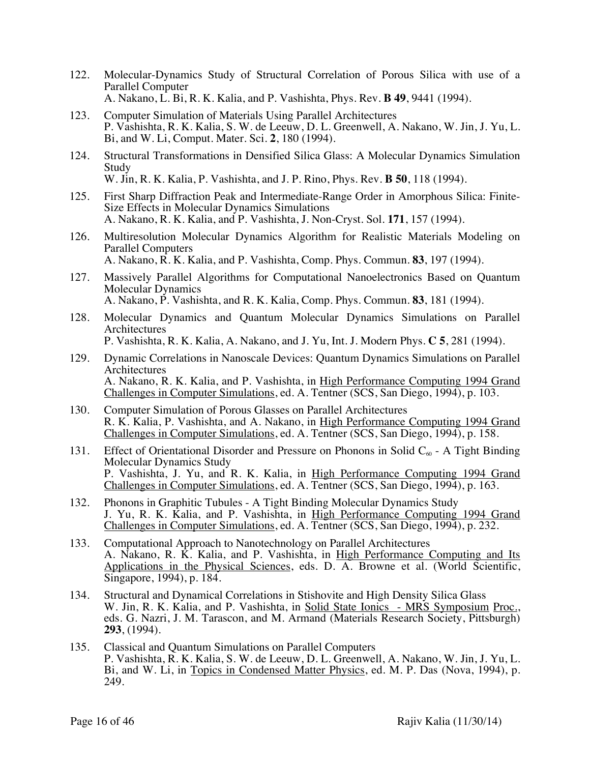122. Molecular-Dynamics Study of Structural Correlation of Porous Silica with use of a Parallel Computer
A. Nakano, L. Bi, R. K. Kalia, and P. Vashishta, Phys. Rev. **B 49**, 9441 (1994).

123. Computer Simulation of Materials Using Parallel Architectures
P. Vashishta, R. K. Kalia, S. W. de Leeuw, D. L. Greenwell, A. Nakano, W. Jin, J. Yu, L. Bi, and W. Li, Comput. Mater. Sci. **2**, 180 (1994).

124. Structural Transformations in Densified Silica Glass: A Molecular Dynamics Simulation Study
W. Jin, R. K. Kalia, P. Vashishta, and J. P. Rino, Phys. Rev. **B 50**, 118 (1994).

125. First Sharp Diffraction Peak and Intermediate-Range Order in Amorphous Silica: Finite-Size Effects in Molecular Dynamics Simulations
A. Nakano, R. K. Kalia, and P. Vashishta, J. Non-Cryst. Sol. **171**, 157 (1994).

126. Multiresolution Molecular Dynamics Algorithm for Realistic Materials Modeling on Parallel Computers
A. Nakano, R. K. Kalia, and P. Vashishta, Comp. Phys. Commun. **83**, 197 (1994).

127. Massively Parallel Algorithms for Computational Nanoelectronics Based on Quantum Molecular Dynamics
A. Nakano, P. Vashishta, and R. K. Kalia, Comp. Phys. Commun. **83**, 181 (1994).

128. Molecular Dynamics and Quantum Molecular Dynamics Simulations on Parallel Architectures
P. Vashishta, R. K. Kalia, A. Nakano, and J. Yu, Int. J. Modern Phys. **C 5**, 281 (1994).

129. Dynamic Correlations in Nanoscale Devices: Quantum Dynamics Simulations on Parallel Architectures
A. Nakano, R. K. Kalia, and P. Vashishta, in High Performance Computing 1994 Grand Challenges in Computer Simulations, ed. A. Tentner (SCS, San Diego, 1994), p. 103.

130. Computer Simulation of Porous Glasses on Parallel Architectures
R. K. Kalia, P. Vashishta, and A. Nakano, in High Performance Computing 1994 Grand Challenges in Computer Simulations, ed. A. Tentner (SCS, San Diego, 1994), p. 158.

131. Effect of Orientational Disorder and Pressure on Phonons in Solid $C_{60}$ - A Tight Binding Molecular Dynamics Study
P. Vashishta, J. Yu, and R. K. Kalia, in High Performance Computing 1994 Grand Challenges in Computer Simulations, ed. A. Tentner (SCS, San Diego, 1994), p. 163.

132. Phonons in Graphitic Tubules - A Tight Binding Molecular Dynamics Study
J. Yu, R. K. Kalia, and P. Vashishta, in High Performance Computing 1994 Grand Challenges in Computer Simulations, ed. A. Tentner (SCS, San Diego, 1994), p. 232.

133. Computational Approach to Nanotechnology on Parallel Architectures
A. Nakano, R. K. Kalia, and P. Vashishta, in High Performance Computing and Its Applications in the Physical Sciences, eds. D. A. Browne et al. (World Scientific, Singapore, 1994), p. 184.

134. Structural and Dynamical Correlations in Stishovite and High Density Silica Glass
W. Jin, R. K. Kalia, and P. Vashishta, in Solid State Ionics - MRS Symposium Proc., eds. G. Nazri, J. M. Tarascon, and M. Armand (Materials Research Society, Pittsburgh) **293**, (1994).

135. Classical and Quantum Simulations on Parallel Computers
P. Vashishta, R. K. Kalia, S. W. de Leeuw, D. L. Greenwell, A. Nakano, W. Jin, J. Yu, L. Bi, and W. Li, in Topics in Condensed Matter Physics, ed. M. P. Das (Nova, 1994), p. 249.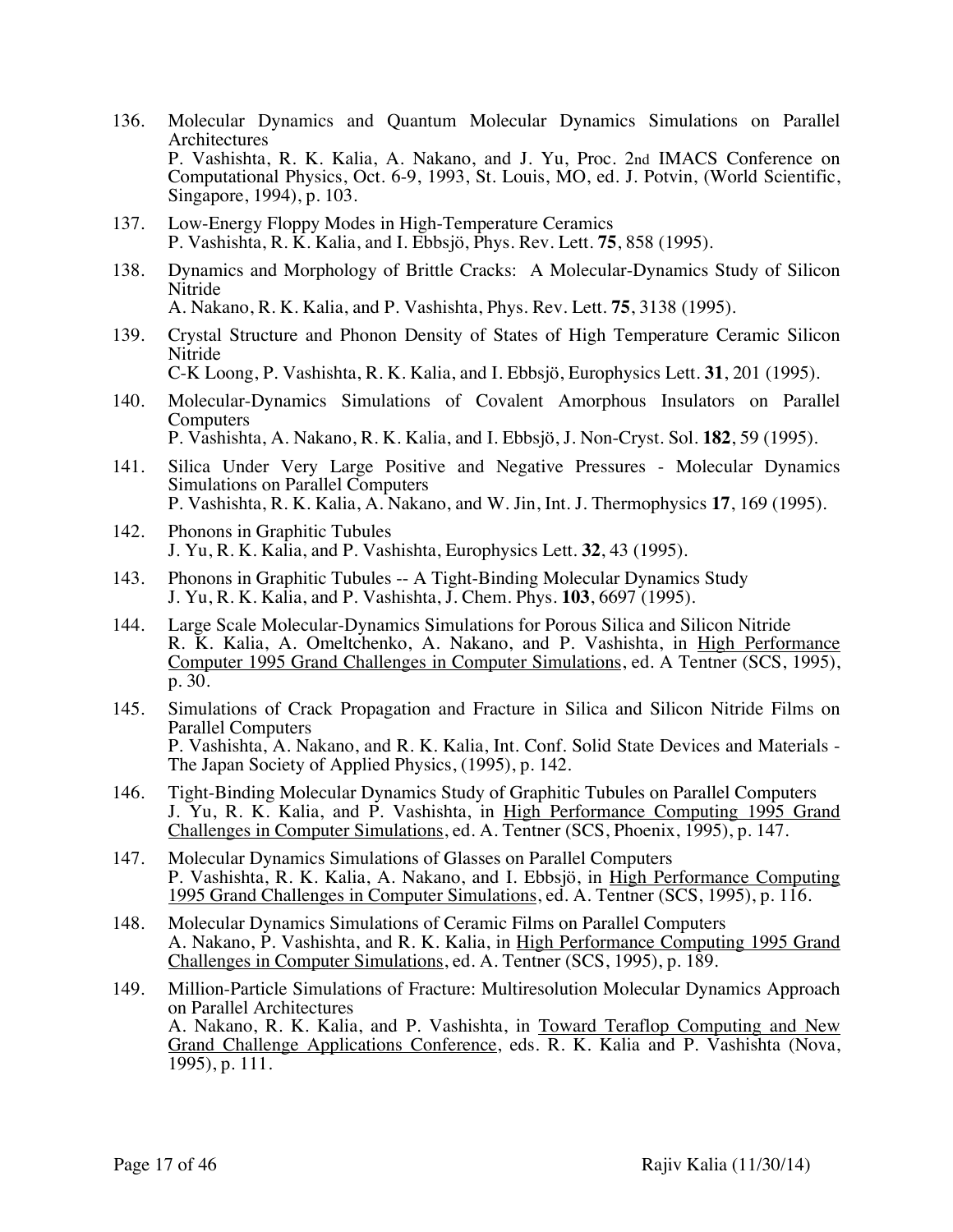136. Molecular Dynamics and Quantum Molecular Dynamics Simulations on Parallel Architectures
P. Vashishta, R. K. Kalia, A. Nakano, and J. Yu, Proc. 2nd IMACS Conference on Computational Physics, Oct. 6-9, 1993, St. Louis, MO, ed. J. Potvin, (World Scientific, Singapore, 1994), p. 103.

137. Low-Energy Floppy Modes in High-Temperature Ceramics
P. Vashishta, R. K. Kalia, and I. Ebbsjö, Phys. Rev. Lett. **75**, 858 (1995).

138. Dynamics and Morphology of Brittle Cracks: A Molecular-Dynamics Study of Silicon Nitride
A. Nakano, R. K. Kalia, and P. Vashishta, Phys. Rev. Lett. **75**, 3138 (1995).

139. Crystal Structure and Phonon Density of States of High Temperature Ceramic Silicon Nitride
C-K Loong, P. Vashishta, R. K. Kalia, and I. Ebbsjö, Europhysics Lett. **31**, 201 (1995).

140. Molecular-Dynamics Simulations of Covalent Amorphous Insulators on Parallel Computers
P. Vashishta, A. Nakano, R. K. Kalia, and I. Ebbsjö, J. Non-Cryst. Sol. **182**, 59 (1995).

141. Silica Under Very Large Positive and Negative Pressures - Molecular Dynamics Simulations on Parallel Computers
P. Vashishta, R. K. Kalia, A. Nakano, and W. Jin, Int. J. Thermophysics **17**, 169 (1995).

142. Phonons in Graphitic Tubules
J. Yu, R. K. Kalia, and P. Vashishta, Europhysics Lett. **32**, 43 (1995).

143. Phonons in Graphitic Tubules -- A Tight-Binding Molecular Dynamics Study
J. Yu, R. K. Kalia, and P. Vashishta, J. Chem. Phys. **103**, 6697 (1995).

144. Large Scale Molecular-Dynamics Simulations for Porous Silica and Silicon Nitride
R. K. Kalia, A. Omeltchenko, A. Nakano, and P. Vashishta, in High Performance Computer 1995 Grand Challenges in Computer Simulations, ed. A Tentner (SCS, 1995), p. 30.

145. Simulations of Crack Propagation and Fracture in Silica and Silicon Nitride Films on Parallel Computers
P. Vashishta, A. Nakano, and R. K. Kalia, Int. Conf. Solid State Devices and Materials - The Japan Society of Applied Physics, (1995), p. 142.

146. Tight-Binding Molecular Dynamics Study of Graphitic Tubules on Parallel Computers
J. Yu, R. K. Kalia, and P. Vashishta, in High Performance Computing 1995 Grand Challenges in Computer Simulations, ed. A. Tentner (SCS, Phoenix, 1995), p. 147.

147. Molecular Dynamics Simulations of Glasses on Parallel Computers
P. Vashishta, R. K. Kalia, A. Nakano, and I. Ebbsjö, in High Performance Computing 1995 Grand Challenges in Computer Simulations, ed. A. Tentner (SCS, 1995), p. 116.

148. Molecular Dynamics Simulations of Ceramic Films on Parallel Computers
A. Nakano, P. Vashishta, and R. K. Kalia, in High Performance Computing 1995 Grand Challenges in Computer Simulations, ed. A. Tentner (SCS, 1995), p. 189.

149. Million-Particle Simulations of Fracture: Multiresolution Molecular Dynamics Approach on Parallel Architectures
A. Nakano, R. K. Kalia, and P. Vashishta, in Toward Teraflop Computing and New Grand Challenge Applications Conference, eds. R. K. Kalia and P. Vashishta (Nova, 1995), p. 111.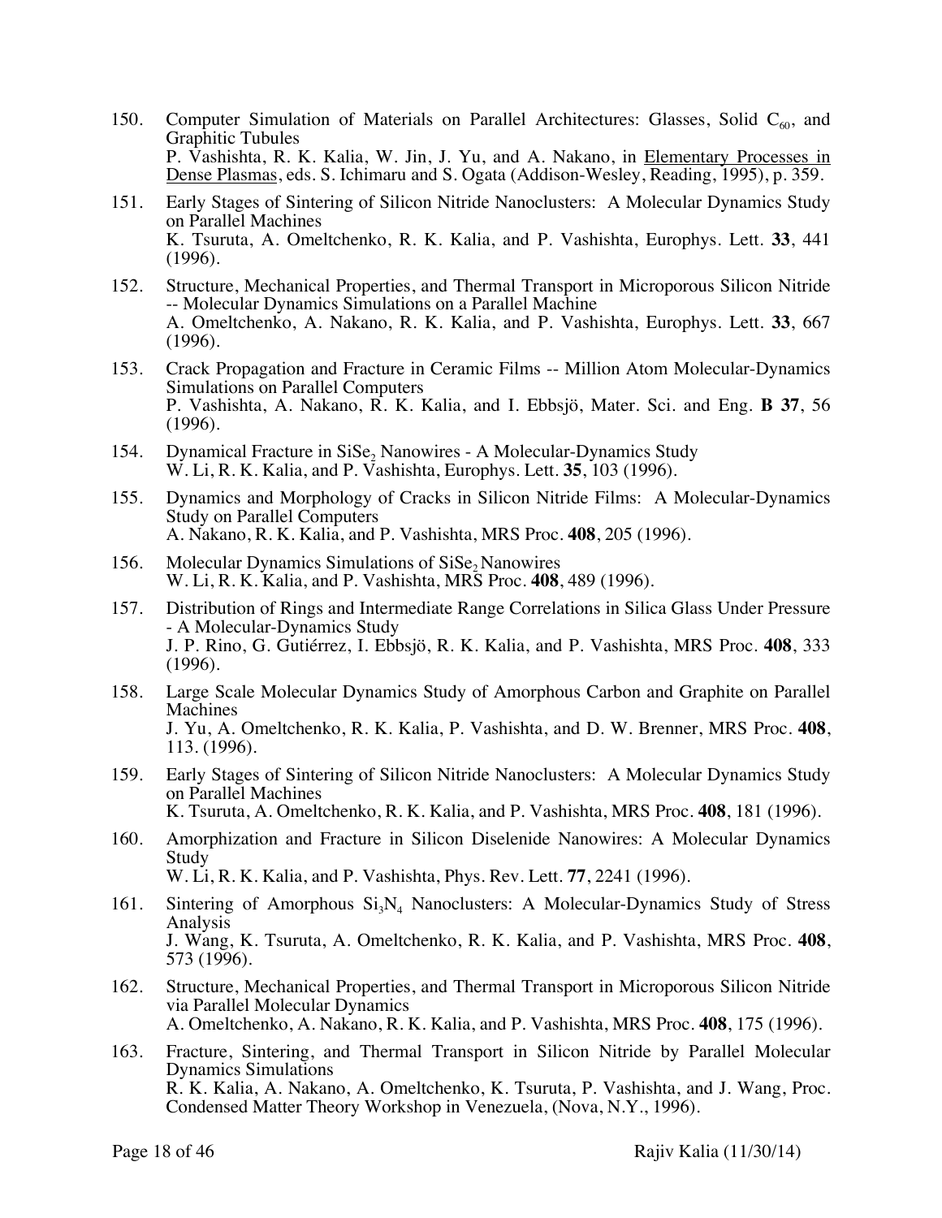150. Computer Simulation of Materials on Parallel Architectures: Glasses, Solid $C_{60}$, and Graphitic Tubules
P. Vashishta, R. K. Kalia, W. Jin, J. Yu, and A. Nakano, in Elementary Processes in Dense Plasmas, eds. S. Ichimaru and S. Ogata (Addison-Wesley, Reading, 1995), p. 359.

151. Early Stages of Sintering of Silicon Nitride Nanoclusters: A Molecular Dynamics Study on Parallel Machines
K. Tsuruta, A. Omeltchenko, R. K. Kalia, and P. Vashishta, Europhys. Lett. **33**, 441 (1996).

152. Structure, Mechanical Properties, and Thermal Transport in Microporous Silicon Nitride -- Molecular Dynamics Simulations on a Parallel Machine
A. Omeltchenko, A. Nakano, R. K. Kalia, and P. Vashishta, Europhys. Lett. **33**, 667 (1996).

153. Crack Propagation and Fracture in Ceramic Films -- Million Atom Molecular-Dynamics Simulations on Parallel Computers
P. Vashishta, A. Nakano, R. K. Kalia, and I. Ebbsjö, Mater. Sci. and Eng. **B 37**, 56 (1996).

154. Dynamical Fracture in $SiSe_2$ Nanowires - A Molecular-Dynamics Study
W. Li, R. K. Kalia, and P. Vashishta, Europhys. Lett. **35**, 103 (1996).

155. Dynamics and Morphology of Cracks in Silicon Nitride Films: A Molecular-Dynamics Study on Parallel Computers
A. Nakano, R. K. Kalia, and P. Vashishta, MRS Proc. **408**, 205 (1996).

156. Molecular Dynamics Simulations of $SiSe_2$ Nanowires
W. Li, R. K. Kalia, and P. Vashishta, MRS Proc. **408**, 489 (1996).

157. Distribution of Rings and Intermediate Range Correlations in Silica Glass Under Pressure - A Molecular-Dynamics Study
J. P. Rino, G. Gutiérrez, I. Ebbsjö, R. K. Kalia, and P. Vashishta, MRS Proc. **408**, 333 (1996).

158. Large Scale Molecular Dynamics Study of Amorphous Carbon and Graphite on Parallel Machines
J. Yu, A. Omeltchenko, R. K. Kalia, P. Vashishta, and D. W. Brenner, MRS Proc. **408**, 113. (1996).

159. Early Stages of Sintering of Silicon Nitride Nanoclusters: A Molecular Dynamics Study on Parallel Machines
K. Tsuruta, A. Omeltchenko, R. K. Kalia, and P. Vashishta, MRS Proc. **408**, 181 (1996).

160. Amorphization and Fracture in Silicon Diselenide Nanowires: A Molecular Dynamics Study
W. Li, R. K. Kalia, and P. Vashishta, Phys. Rev. Lett. **77**, 2241 (1996).

161. Sintering of Amorphous $Si_3N_4$ Nanoclusters: A Molecular-Dynamics Study of Stress Analysis
J. Wang, K. Tsuruta, A. Omeltchenko, R. K. Kalia, and P. Vashishta, MRS Proc. **408**, 573 (1996).

162. Structure, Mechanical Properties, and Thermal Transport in Microporous Silicon Nitride via Parallel Molecular Dynamics
A. Omeltchenko, A. Nakano, R. K. Kalia, and P. Vashishta, MRS Proc. **408**, 175 (1996).

163. Fracture, Sintering, and Thermal Transport in Silicon Nitride by Parallel Molecular Dynamics Simulations
R. K. Kalia, A. Nakano, A. Omeltchenko, K. Tsuruta, P. Vashishta, and J. Wang, Proc. Condensed Matter Theory Workshop in Venezuela, (Nova, N.Y., 1996).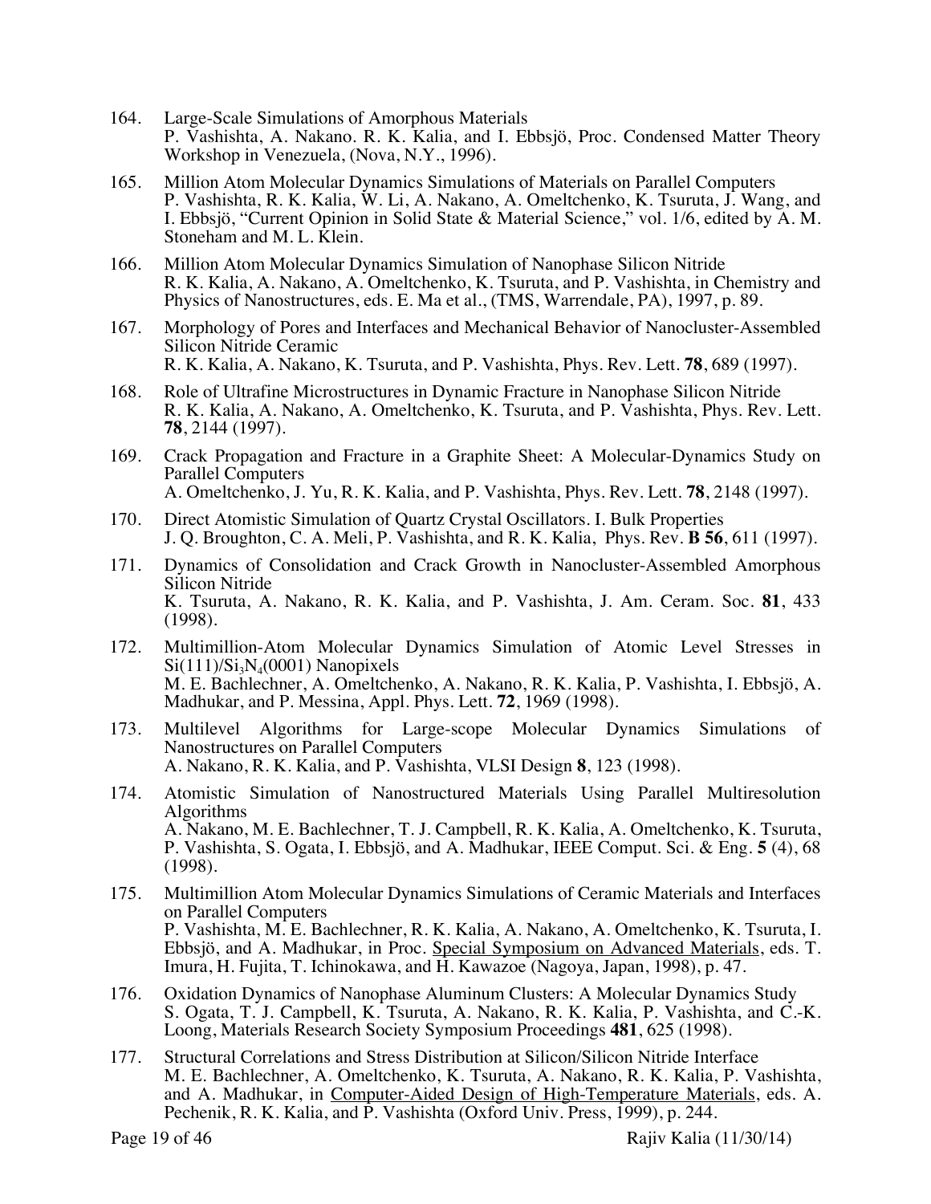164. Large-Scale Simulations of Amorphous Materials
P. Vashishta, A. Nakano. R. K. Kalia, and I. Ebbsjö, Proc. Condensed Matter Theory Workshop in Venezuela, (Nova, N.Y., 1996).

165. Million Atom Molecular Dynamics Simulations of Materials on Parallel Computers
P. Vashishta, R. K. Kalia, W. Li, A. Nakano, A. Omeltchenko, K. Tsuruta, J. Wang, and I. Ebbsjö, "Current Opinion in Solid State & Material Science," vol. 1/6, edited by A. M. Stoneham and M. L. Klein.

166. Million Atom Molecular Dynamics Simulation of Nanophase Silicon Nitride
R. K. Kalia, A. Nakano, A. Omeltchenko, K. Tsuruta, and P. Vashishta, in Chemistry and Physics of Nanostructures, eds. E. Ma et al., (TMS, Warrendale, PA), 1997, p. 89.

167. Morphology of Pores and Interfaces and Mechanical Behavior of Nanocluster-Assembled Silicon Nitride Ceramic
R. K. Kalia, A. Nakano, K. Tsuruta, and P. Vashishta, Phys. Rev. Lett. **78**, 689 (1997).

168. Role of Ultrafine Microstructures in Dynamic Fracture in Nanophase Silicon Nitride
R. K. Kalia, A. Nakano, A. Omeltchenko, K. Tsuruta, and P. Vashishta, Phys. Rev. Lett. **78**, 2144 (1997).

169. Crack Propagation and Fracture in a Graphite Sheet: A Molecular-Dynamics Study on Parallel Computers
A. Omeltchenko, J. Yu, R. K. Kalia, and P. Vashishta, Phys. Rev. Lett. **78**, 2148 (1997).

170. Direct Atomistic Simulation of Quartz Crystal Oscillators. I. Bulk Properties
J. Q. Broughton, C. A. Meli, P. Vashishta, and R. K. Kalia, Phys. Rev. **B 56**, 611 (1997).

171. Dynamics of Consolidation and Crack Growth in Nanocluster-Assembled Amorphous Silicon Nitride
K. Tsuruta, A. Nakano, R. K. Kalia, and P. Vashishta, J. Am. Ceram. Soc. **81**, 433 (1998).

172. Multimillion-Atom Molecular Dynamics Simulation of Atomic Level Stresses in $Si(111)/Si_3N_4(0001)$ Nanopixels
M. E. Bachlechner, A. Omeltchenko, A. Nakano, R. K. Kalia, P. Vashishta, I. Ebbsjö, A. Madhukar, and P. Messina, Appl. Phys. Lett. **72**, 1969 (1998).

173. Multilevel Algorithms for Large-scope Molecular Dynamics Simulations of Nanostructures on Parallel Computers
A. Nakano, R. K. Kalia, and P. Vashishta, VLSI Design **8**, 123 (1998).

174. Atomistic Simulation of Nanostructured Materials Using Parallel Multiresolution Algorithms
A. Nakano, M. E. Bachlechner, T. J. Campbell, R. K. Kalia, A. Omeltchenko, K. Tsuruta, P. Vashishta, S. Ogata, I. Ebbsjö, and A. Madhukar, IEEE Comput. Sci. & Eng. **5** (4), 68 (1998).

175. Multimillion Atom Molecular Dynamics Simulations of Ceramic Materials and Interfaces on Parallel Computers
P. Vashishta, M. E. Bachlechner, R. K. Kalia, A. Nakano, A. Omeltchenko, K. Tsuruta, I. Ebbsjö, and A. Madhukar, in Proc. Special Symposium on Advanced Materials, eds. T. Imura, H. Fujita, T. Ichinokawa, and H. Kawazoe (Nagoya, Japan, 1998), p. 47.

176. Oxidation Dynamics of Nanophase Aluminum Clusters: A Molecular Dynamics Study
S. Ogata, T. J. Campbell, K. Tsuruta, A. Nakano, R. K. Kalia, P. Vashishta, and C.-K. Loong, Materials Research Society Symposium Proceedings **481**, 625 (1998).

177. Structural Correlations and Stress Distribution at Silicon/Silicon Nitride Interface
M. E. Bachlechner, A. Omeltchenko, K. Tsuruta, A. Nakano, R. K. Kalia, P. Vashishta, and A. Madhukar, in Computer-Aided Design of High-Temperature Materials, eds. A. Pechenik, R. K. Kalia, and P. Vashishta (Oxford Univ. Press, 1999), p. 244.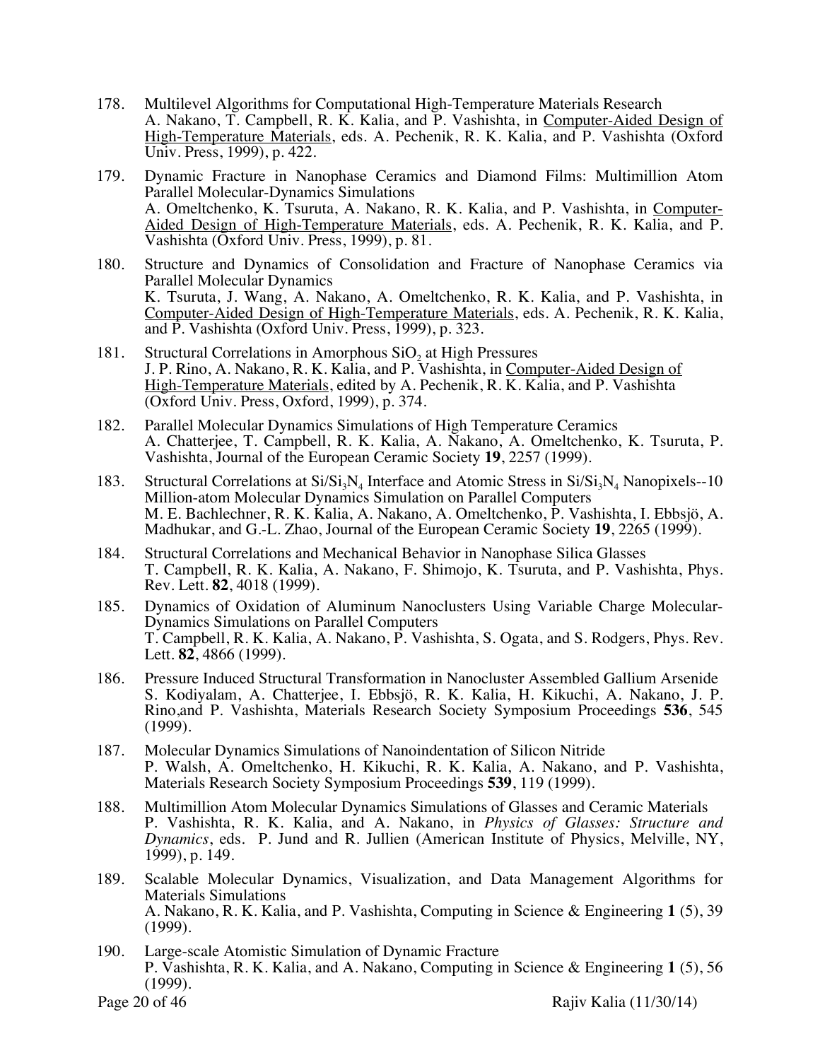178. Multilevel Algorithms for Computational High-Temperature Materials Research
A. Nakano, T. Campbell, R. K. Kalia, and P. Vashishta, in Computer-Aided Design of High-Temperature Materials, eds. A. Pechenik, R. K. Kalia, and P. Vashishta (Oxford Univ. Press, 1999), p. 422.

179. Dynamic Fracture in Nanophase Ceramics and Diamond Films: Multimillion Atom Parallel Molecular-Dynamics Simulations
A. Omeltchenko, K. Tsuruta, A. Nakano, R. K. Kalia, and P. Vashishta, in Computer-Aided Design of High-Temperature Materials, eds. A. Pechenik, R. K. Kalia, and P. Vashishta (Oxford Univ. Press, 1999), p. 81.

180. Structure and Dynamics of Consolidation and Fracture of Nanophase Ceramics via Parallel Molecular Dynamics
K. Tsuruta, J. Wang, A. Nakano, A. Omeltchenko, R. K. Kalia, and P. Vashishta, in Computer-Aided Design of High-Temperature Materials, eds. A. Pechenik, R. K. Kalia, and P. Vashishta (Oxford Univ. Press, 1999), p. 323.

181. Structural Correlations in Amorphous $SiO_2$ at High Pressures
J. P. Rino, A. Nakano, R. K. Kalia, and P. Vashishta, in Computer-Aided Design of High-Temperature Materials, edited by A. Pechenik, R. K. Kalia, and P. Vashishta (Oxford Univ. Press, Oxford, 1999), p. 374.

182. Parallel Molecular Dynamics Simulations of High Temperature Ceramics
A. Chatterjee, T. Campbell, R. K. Kalia, A. Nakano, A. Omeltchenko, K. Tsuruta, P. Vashishta, Journal of the European Ceramic Society **19**, 2257 (1999).

183. Structural Correlations at $Si/Si_3N_4$ Interface and Atomic Stress in $Si/Si_3N_4$ Nanopixels--10 Million-atom Molecular Dynamics Simulation on Parallel Computers
M. E. Bachlechner, R. K. Kalia, A. Nakano, A. Omeltchenko, P. Vashishta, I. Ebbsjö, A. Madhukar, and G.-L. Zhao, Journal of the European Ceramic Society **19**, 2265 (1999).

184. Structural Correlations and Mechanical Behavior in Nanophase Silica Glasses
T. Campbell, R. K. Kalia, A. Nakano, F. Shimojo, K. Tsuruta, and P. Vashishta, Phys. Rev. Lett. **82**, 4018 (1999).

185. Dynamics of Oxidation of Aluminum Nanoclusters Using Variable Charge Molecular-Dynamics Simulations on Parallel Computers
T. Campbell, R. K. Kalia, A. Nakano, P. Vashishta, S. Ogata, and S. Rodgers, Phys. Rev. Lett. **82**, 4866 (1999).

186. Pressure Induced Structural Transformation in Nanocluster Assembled Gallium Arsenide
S. Kodiyalam, A. Chatterjee, I. Ebbsjö, R. K. Kalia, H. Kikuchi, A. Nakano, J. P. Rino,and P. Vashishta, Materials Research Society Symposium Proceedings **536**, 545 (1999).

187. Molecular Dynamics Simulations of Nanoindentation of Silicon Nitride
P. Walsh, A. Omeltchenko, H. Kikuchi, R. K. Kalia, A. Nakano, and P. Vashishta, Materials Research Society Symposium Proceedings **539**, 119 (1999).

188. Multimillion Atom Molecular Dynamics Simulations of Glasses and Ceramic Materials
P. Vashishta, R. K. Kalia, and A. Nakano, in *Physics of Glasses: Structure and Dynamics*, eds. P. Jund and R. Jullien (American Institute of Physics, Melville, NY, 1999), p. 149.

189. Scalable Molecular Dynamics, Visualization, and Data Management Algorithms for Materials Simulations
A. Nakano, R. K. Kalia, and P. Vashishta, Computing in Science & Engineering **1** (5), 39 (1999).

190. Large-scale Atomistic Simulation of Dynamic Fracture
P. Vashishta, R. K. Kalia, and A. Nakano, Computing in Science & Engineering **1** (5), 56 (1999).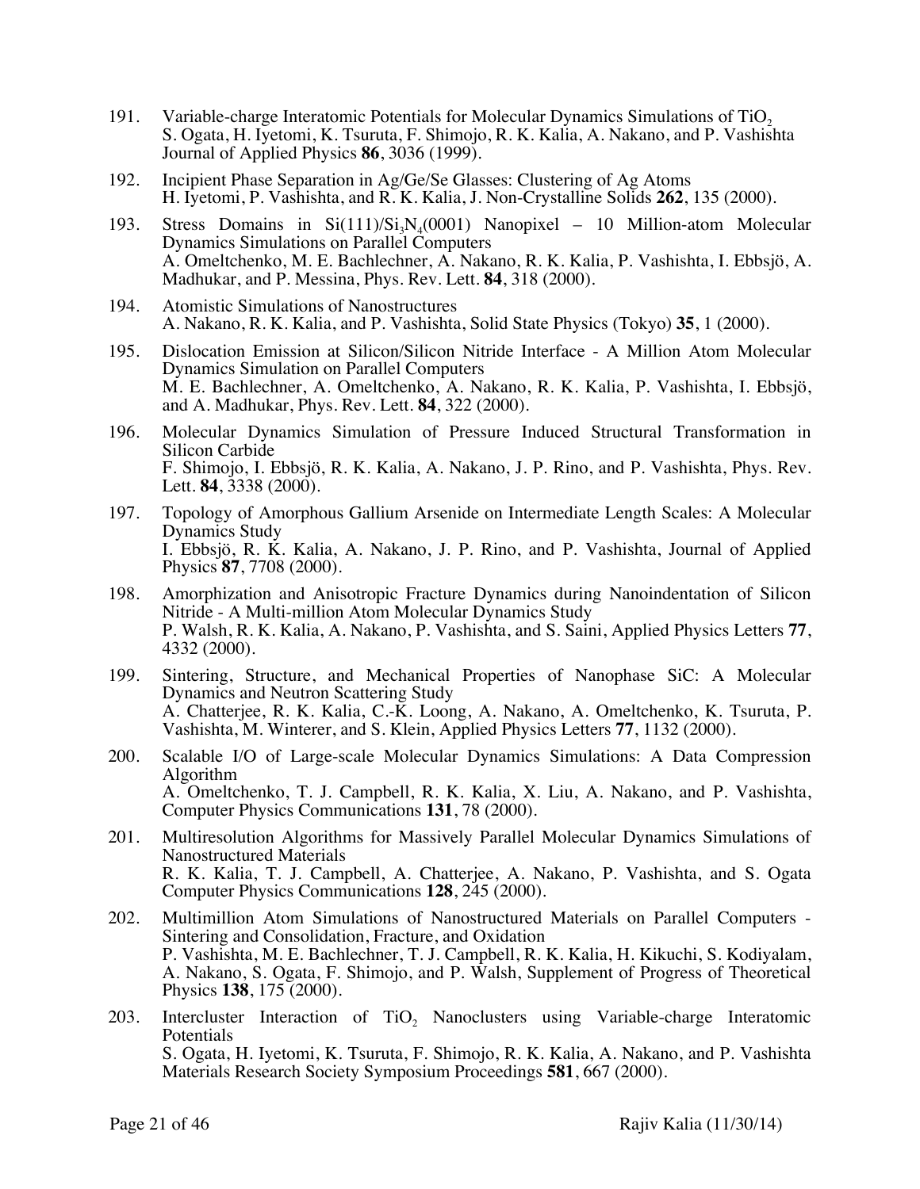191. Variable-charge Interatomic Potentials for Molecular Dynamics Simulations of $TiO_2$
S. Ogata, H. Iyetomi, K. Tsuruta, F. Shimojo, R. K. Kalia, A. Nakano, and P. Vashishta
Journal of Applied Physics **86**, 3036 (1999).

192. Incipient Phase Separation in Ag/Ge/Se Glasses: Clustering of Ag Atoms
H. Iyetomi, P. Vashishta, and R. K. Kalia, J. Non-Crystalline Solids **262**, 135 (2000).

193. Stress Domains in Si(111)/$Si_3N_4$(0001) Nanopixel – 10 Million-atom Molecular Dynamics Simulations on Parallel Computers
A. Omeltchenko, M. E. Bachlechner, A. Nakano, R. K. Kalia, P. Vashishta, I. Ebbsjö, A. Madhukar, and P. Messina, Phys. Rev. Lett. **84**, 318 (2000).

194. Atomistic Simulations of Nanostructures
A. Nakano, R. K. Kalia, and P. Vashishta, Solid State Physics (Tokyo) **35**, 1 (2000).

195. Dislocation Emission at Silicon/Silicon Nitride Interface - A Million Atom Molecular Dynamics Simulation on Parallel Computers
M. E. Bachlechner, A. Omeltchenko, A. Nakano, R. K. Kalia, P. Vashishta, I. Ebbsjö, and A. Madhukar, Phys. Rev. Lett. **84**, 322 (2000).

196. Molecular Dynamics Simulation of Pressure Induced Structural Transformation in Silicon Carbide
F. Shimojo, I. Ebbsjö, R. K. Kalia, A. Nakano, J. P. Rino, and P. Vashishta, Phys. Rev. Lett. **84**, 3338 (2000).

197. Topology of Amorphous Gallium Arsenide on Intermediate Length Scales: A Molecular Dynamics Study
I. Ebbsjö, R. K. Kalia, A. Nakano, J. P. Rino, and P. Vashishta, Journal of Applied Physics **87**, 7708 (2000).

198. Amorphization and Anisotropic Fracture Dynamics during Nanoindentation of Silicon Nitride - A Multi-million Atom Molecular Dynamics Study
P. Walsh, R. K. Kalia, A. Nakano, P. Vashishta, and S. Saini, Applied Physics Letters **77**, 4332 (2000).

199. Sintering, Structure, and Mechanical Properties of Nanophase SiC: A Molecular Dynamics and Neutron Scattering Study
A. Chatterjee, R. K. Kalia, C.-K. Loong, A. Nakano, A. Omeltchenko, K. Tsuruta, P. Vashishta, M. Winterer, and S. Klein, Applied Physics Letters **77**, 1132 (2000).

200. Scalable I/O of Large-scale Molecular Dynamics Simulations: A Data Compression Algorithm
A. Omeltchenko, T. J. Campbell, R. K. Kalia, X. Liu, A. Nakano, and P. Vashishta, Computer Physics Communications **131**, 78 (2000).

201. Multiresolution Algorithms for Massively Parallel Molecular Dynamics Simulations of Nanostructured Materials
R. K. Kalia, T. J. Campbell, A. Chatterjee, A. Nakano, P. Vashishta, and S. Ogata Computer Physics Communications **128**, 245 (2000).

202. Multimillion Atom Simulations of Nanostructured Materials on Parallel Computers - Sintering and Consolidation, Fracture, and Oxidation
P. Vashishta, M. E. Bachlechner, T. J. Campbell, R. K. Kalia, H. Kikuchi, S. Kodiyalam, A. Nakano, S. Ogata, F. Shimojo, and P. Walsh, Supplement of Progress of Theoretical Physics **138**, 175 (2000).

203. Intercluster Interaction of $TiO_2$ Nanoclusters using Variable-charge Interatomic Potentials
S. Ogata, H. Iyetomi, K. Tsuruta, F. Shimojo, R. K. Kalia, A. Nakano, and P. Vashishta Materials Research Society Symposium Proceedings **581**, 667 (2000).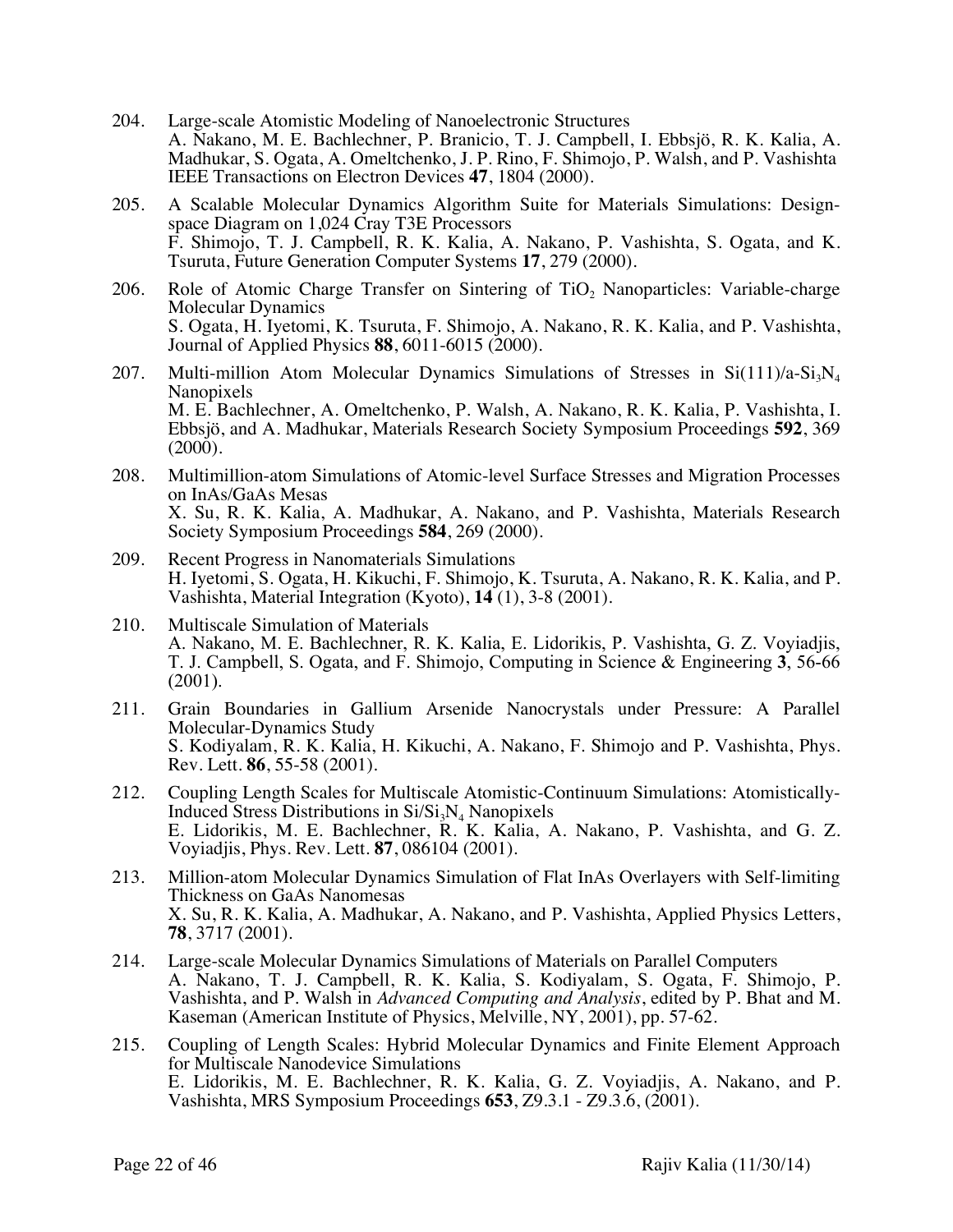204. Large-scale Atomistic Modeling of Nanoelectronic Structures
A. Nakano, M. E. Bachlechner, P. Branicio, T. J. Campbell, I. Ebbsjö, R. K. Kalia, A. Madhukar, S. Ogata, A. Omeltchenko, J. P. Rino, F. Shimojo, P. Walsh, and P. Vashishta
IEEE Transactions on Electron Devices **47**, 1804 (2000).

205. A Scalable Molecular Dynamics Algorithm Suite for Materials Simulations: Design-space Diagram on 1,024 Cray T3E Processors
F. Shimojo, T. J. Campbell, R. K. Kalia, A. Nakano, P. Vashishta, S. Ogata, and K. Tsuruta, Future Generation Computer Systems **17**, 279 (2000).

206. Role of Atomic Charge Transfer on Sintering of $TiO_2$ Nanoparticles: Variable-charge Molecular Dynamics
S. Ogata, H. Iyetomi, K. Tsuruta, F. Shimojo, A. Nakano, R. K. Kalia, and P. Vashishta, Journal of Applied Physics **88**, 6011-6015 (2000).

207. Multi-million Atom Molecular Dynamics Simulations of Stresses in Si(111)/a-$Si_3N_4$ Nanopixels
M. E. Bachlechner, A. Omeltchenko, P. Walsh, A. Nakano, R. K. Kalia, P. Vashishta, I. Ebbsjö, and A. Madhukar, Materials Research Society Symposium Proceedings **592**, 369 (2000).

208. Multimillion-atom Simulations of Atomic-level Surface Stresses and Migration Processes on InAs/GaAs Mesas
X. Su, R. K. Kalia, A. Madhukar, A. Nakano, and P. Vashishta, Materials Research Society Symposium Proceedings **584**, 269 (2000).

209. Recent Progress in Nanomaterials Simulations
H. Iyetomi, S. Ogata, H. Kikuchi, F. Shimojo, K. Tsuruta, A. Nakano, R. K. Kalia, and P. Vashishta, Material Integration (Kyoto), **14** (1), 3-8 (2001).

210. Multiscale Simulation of Materials
A. Nakano, M. E. Bachlechner, R. K. Kalia, E. Lidorikis, P. Vashishta, G. Z. Voyiadjis, T. J. Campbell, S. Ogata, and F. Shimojo, Computing in Science & Engineering **3**, 56-66 (2001).

211. Grain Boundaries in Gallium Arsenide Nanocrystals under Pressure: A Parallel Molecular-Dynamics Study
S. Kodiyalam, R. K. Kalia, H. Kikuchi, A. Nakano, F. Shimojo and P. Vashishta, Phys. Rev. Lett. **86**, 55-58 (2001).

212. Coupling Length Scales for Multiscale Atomistic-Continuum Simulations: Atomistically-Induced Stress Distributions in Si/$Si_3N_4$ Nanopixels
E. Lidorikis, M. E. Bachlechner, R. K. Kalia, A. Nakano, P. Vashishta, and G. Z. Voyiadjis, Phys. Rev. Lett. **87**, 086104 (2001).

213. Million-atom Molecular Dynamics Simulation of Flat InAs Overlayers with Self-limiting Thickness on GaAs Nanomesas
X. Su, R. K. Kalia, A. Madhukar, A. Nakano, and P. Vashishta, Applied Physics Letters, **78**, 3717 (2001).

214. Large-scale Molecular Dynamics Simulations of Materials on Parallel Computers
A. Nakano, T. J. Campbell, R. K. Kalia, S. Kodiyalam, S. Ogata, F. Shimojo, P. Vashishta, and P. Walsh in *Advanced Computing and Analysis*, edited by P. Bhat and M. Kaseman (American Institute of Physics, Melville, NY, 2001), pp. 57-62.

215. Coupling of Length Scales: Hybrid Molecular Dynamics and Finite Element Approach for Multiscale Nanodevice Simulations
E. Lidorikis, M. E. Bachlechner, R. K. Kalia, G. Z. Voyiadjis, A. Nakano, and P. Vashishta, MRS Symposium Proceedings **653**, Z9.3.1 - Z9.3.6, (2001).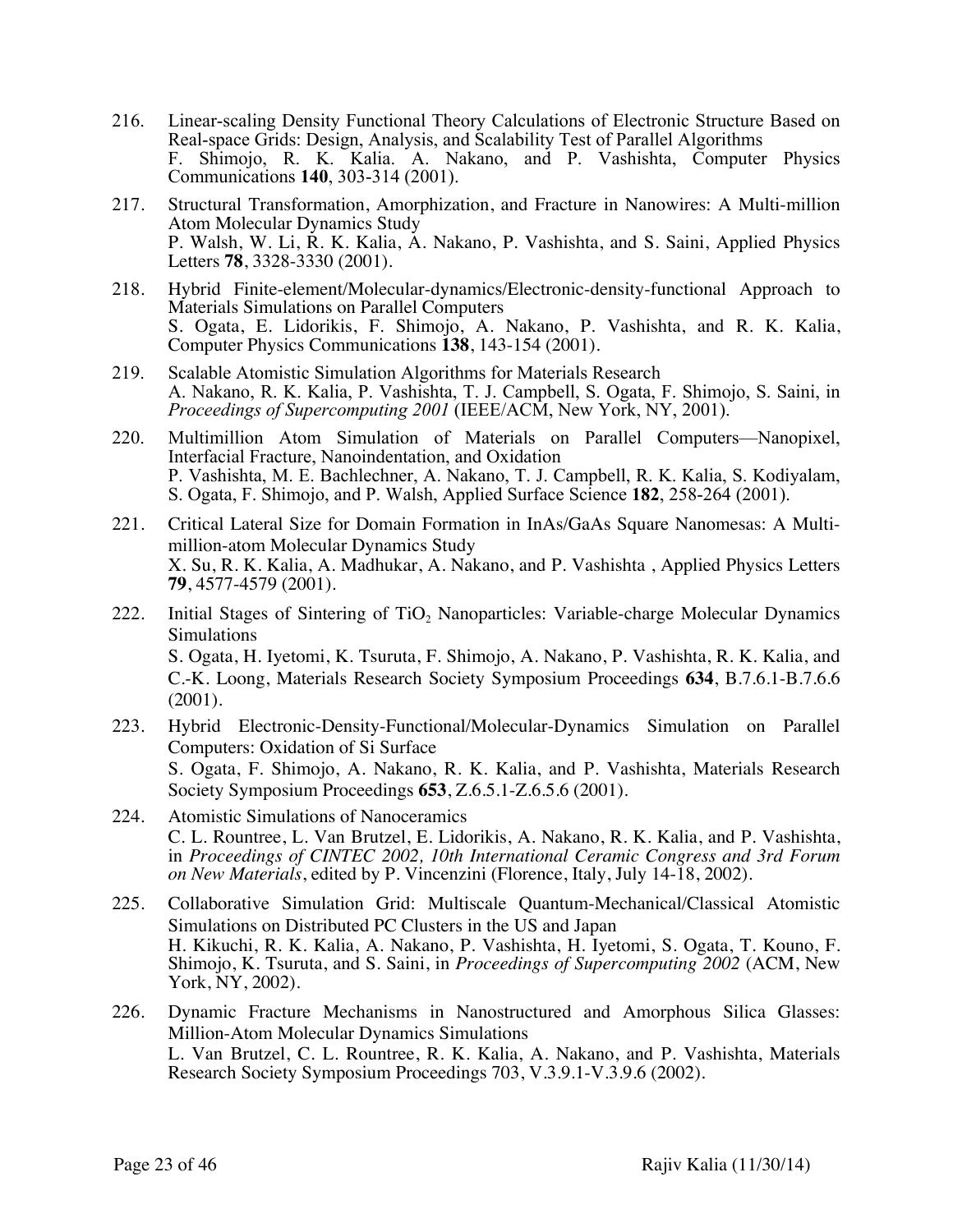216. Linear-scaling Density Functional Theory Calculations of Electronic Structure Based on Real-space Grids: Design, Analysis, and Scalability Test of Parallel Algorithms
F. Shimojo, R. K. Kalia. A. Nakano, and P. Vashishta, Computer Physics Communications **140**, 303-314 (2001).

217. Structural Transformation, Amorphization, and Fracture in Nanowires: A Multi-million Atom Molecular Dynamics Study
P. Walsh, W. Li, R. K. Kalia, A. Nakano, P. Vashishta, and S. Saini, Applied Physics Letters **78**, 3328-3330 (2001).

218. Hybrid Finite-element/Molecular-dynamics/Electronic-density-functional Approach to Materials Simulations on Parallel Computers
S. Ogata, E. Lidorikis, F. Shimojo, A. Nakano, P. Vashishta, and R. K. Kalia, Computer Physics Communications **138**, 143-154 (2001).

219. Scalable Atomistic Simulation Algorithms for Materials Research
A. Nakano, R. K. Kalia, P. Vashishta, T. J. Campbell, S. Ogata, F. Shimojo, S. Saini, in *Proceedings of Supercomputing 2001* (IEEE/ACM, New York, NY, 2001).

220. Multimillion Atom Simulation of Materials on Parallel Computers—Nanopixel, Interfacial Fracture, Nanoindentation, and Oxidation
P. Vashishta, M. E. Bachlechner, A. Nakano, T. J. Campbell, R. K. Kalia, S. Kodiyalam, S. Ogata, F. Shimojo, and P. Walsh, Applied Surface Science **182**, 258-264 (2001).

221. Critical Lateral Size for Domain Formation in InAs/GaAs Square Nanomesas: A Multi-million-atom Molecular Dynamics Study
X. Su, R. K. Kalia, A. Madhukar, A. Nakano, and P. Vashishta , Applied Physics Letters **79**, 4577-4579 (2001).

222. Initial Stages of Sintering of $TiO_2$ Nanoparticles: Variable-charge Molecular Dynamics Simulations
S. Ogata, H. Iyetomi, K. Tsuruta, F. Shimojo, A. Nakano, P. Vashishta, R. K. Kalia, and C.-K. Loong, Materials Research Society Symposium Proceedings **634**, B.7.6.1-B.7.6.6 (2001).

223. Hybrid Electronic-Density-Functional/Molecular-Dynamics Simulation on Parallel Computers: Oxidation of Si Surface
S. Ogata, F. Shimojo, A. Nakano, R. K. Kalia, and P. Vashishta, Materials Research Society Symposium Proceedings **653**, Z.6.5.1-Z.6.5.6 (2001).

224. Atomistic Simulations of Nanoceramics
C. L. Rountree, L. Van Brutzel, E. Lidorikis, A. Nakano, R. K. Kalia, and P. Vashishta, in *Proceedings of CINTEC 2002, 10th International Ceramic Congress and 3rd Forum on New Materials*, edited by P. Vincenzini (Florence, Italy, July 14-18, 2002).

225. Collaborative Simulation Grid: Multiscale Quantum-Mechanical/Classical Atomistic Simulations on Distributed PC Clusters in the US and Japan
H. Kikuchi, R. K. Kalia, A. Nakano, P. Vashishta, H. Iyetomi, S. Ogata, T. Kouno, F. Shimojo, K. Tsuruta, and S. Saini, in *Proceedings of Supercomputing 2002* (ACM, New York, NY, 2002).

226. Dynamic Fracture Mechanisms in Nanostructured and Amorphous Silica Glasses: Million-Atom Molecular Dynamics Simulations
L. Van Brutzel, C. L. Rountree, R. K. Kalia, A. Nakano, and P. Vashishta, Materials Research Society Symposium Proceedings 703, V.3.9.1-V.3.9.6 (2002).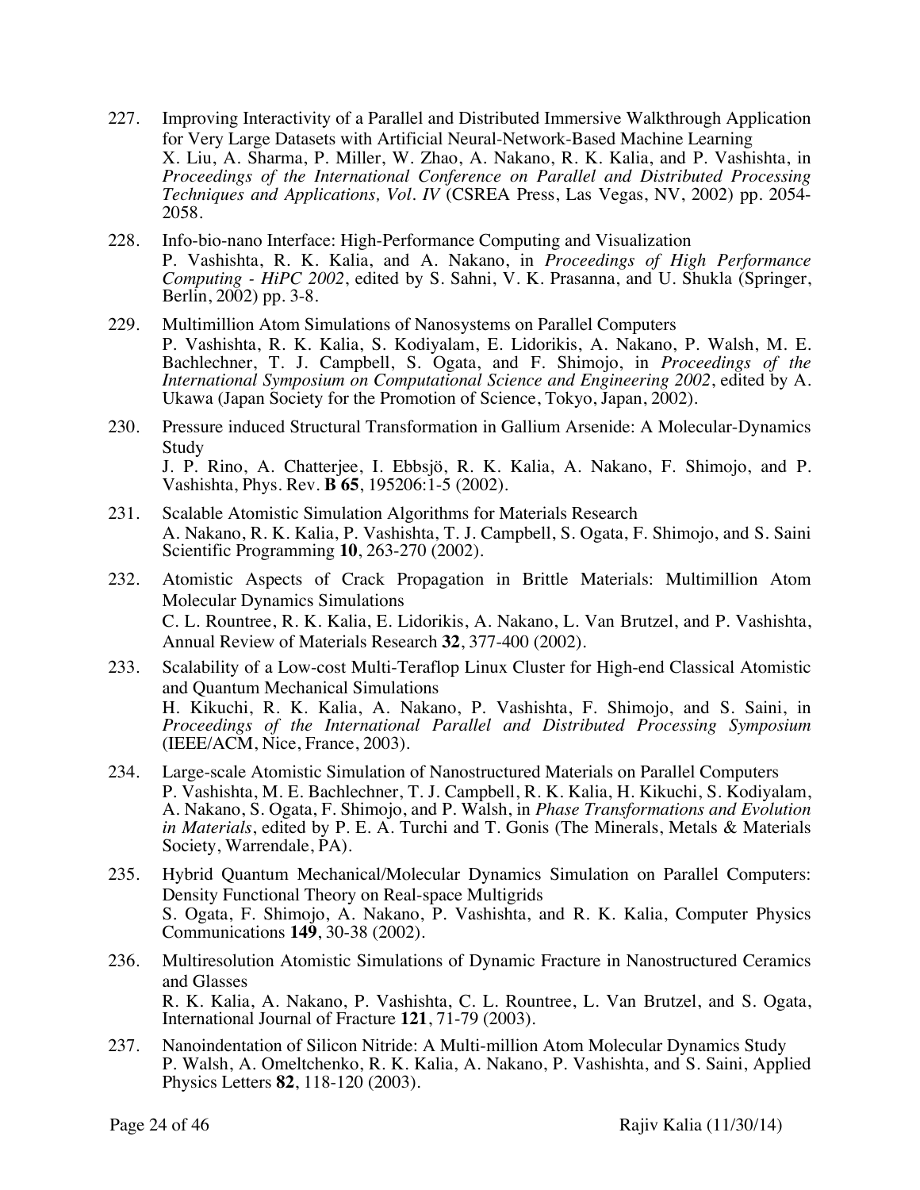227. Improving Interactivity of a Parallel and Distributed Immersive Walkthrough Application for Very Large Datasets with Artificial Neural-Network-Based Machine Learning
X. Liu, A. Sharma, P. Miller, W. Zhao, A. Nakano, R. K. Kalia, and P. Vashishta, in *Proceedings of the International Conference on Parallel and Distributed Processing Techniques and Applications, Vol. IV* (CSREA Press, Las Vegas, NV, 2002) pp. 2054-2058.

228. Info-bio-nano Interface: High-Performance Computing and Visualization
P. Vashishta, R. K. Kalia, and A. Nakano, in *Proceedings of High Performance Computing - HiPC 2002*, edited by S. Sahni, V. K. Prasanna, and U. Shukla (Springer, Berlin, 2002) pp. 3-8.

229. Multimillion Atom Simulations of Nanosystems on Parallel Computers
P. Vashishta, R. K. Kalia, S. Kodiyalam, E. Lidorikis, A. Nakano, P. Walsh, M. E. Bachlechner, T. J. Campbell, S. Ogata, and F. Shimojo, in *Proceedings of the International Symposium on Computational Science and Engineering 2002*, edited by A. Ukawa (Japan Society for the Promotion of Science, Tokyo, Japan, 2002).

230. Pressure induced Structural Transformation in Gallium Arsenide: A Molecular-Dynamics Study
J. P. Rino, A. Chatterjee, I. Ebbsjö, R. K. Kalia, A. Nakano, F. Shimojo, and P. Vashishta, Phys. Rev. **B 65**, 195206:1-5 (2002).

231. Scalable Atomistic Simulation Algorithms for Materials Research
A. Nakano, R. K. Kalia, P. Vashishta, T. J. Campbell, S. Ogata, F. Shimojo, and S. Saini Scientific Programming **10**, 263-270 (2002).

232. Atomistic Aspects of Crack Propagation in Brittle Materials: Multimillion Atom Molecular Dynamics Simulations
C. L. Rountree, R. K. Kalia, E. Lidorikis, A. Nakano, L. Van Brutzel, and P. Vashishta, Annual Review of Materials Research **32**, 377-400 (2002).

233. Scalability of a Low-cost Multi-Teraflop Linux Cluster for High-end Classical Atomistic and Quantum Mechanical Simulations
H. Kikuchi, R. K. Kalia, A. Nakano, P. Vashishta, F. Shimojo, and S. Saini, in *Proceedings of the International Parallel and Distributed Processing Symposium* (IEEE/ACM, Nice, France, 2003).

234. Large-scale Atomistic Simulation of Nanostructured Materials on Parallel Computers
P. Vashishta, M. E. Bachlechner, T. J. Campbell, R. K. Kalia, H. Kikuchi, S. Kodiyalam, A. Nakano, S. Ogata, F. Shimojo, and P. Walsh, in *Phase Transformations and Evolution in Materials*, edited by P. E. A. Turchi and T. Gonis (The Minerals, Metals & Materials Society, Warrendale, PA).

235. Hybrid Quantum Mechanical/Molecular Dynamics Simulation on Parallel Computers: Density Functional Theory on Real-space Multigrids
S. Ogata, F. Shimojo, A. Nakano, P. Vashishta, and R. K. Kalia, Computer Physics Communications **149**, 30-38 (2002).

236. Multiresolution Atomistic Simulations of Dynamic Fracture in Nanostructured Ceramics and Glasses
R. K. Kalia, A. Nakano, P. Vashishta, C. L. Rountree, L. Van Brutzel, and S. Ogata, International Journal of Fracture **121**, 71-79 (2003).

237. Nanoindentation of Silicon Nitride: A Multi-million Atom Molecular Dynamics Study
P. Walsh, A. Omeltchenko, R. K. Kalia, A. Nakano, P. Vashishta, and S. Saini, Applied Physics Letters **82**, 118-120 (2003).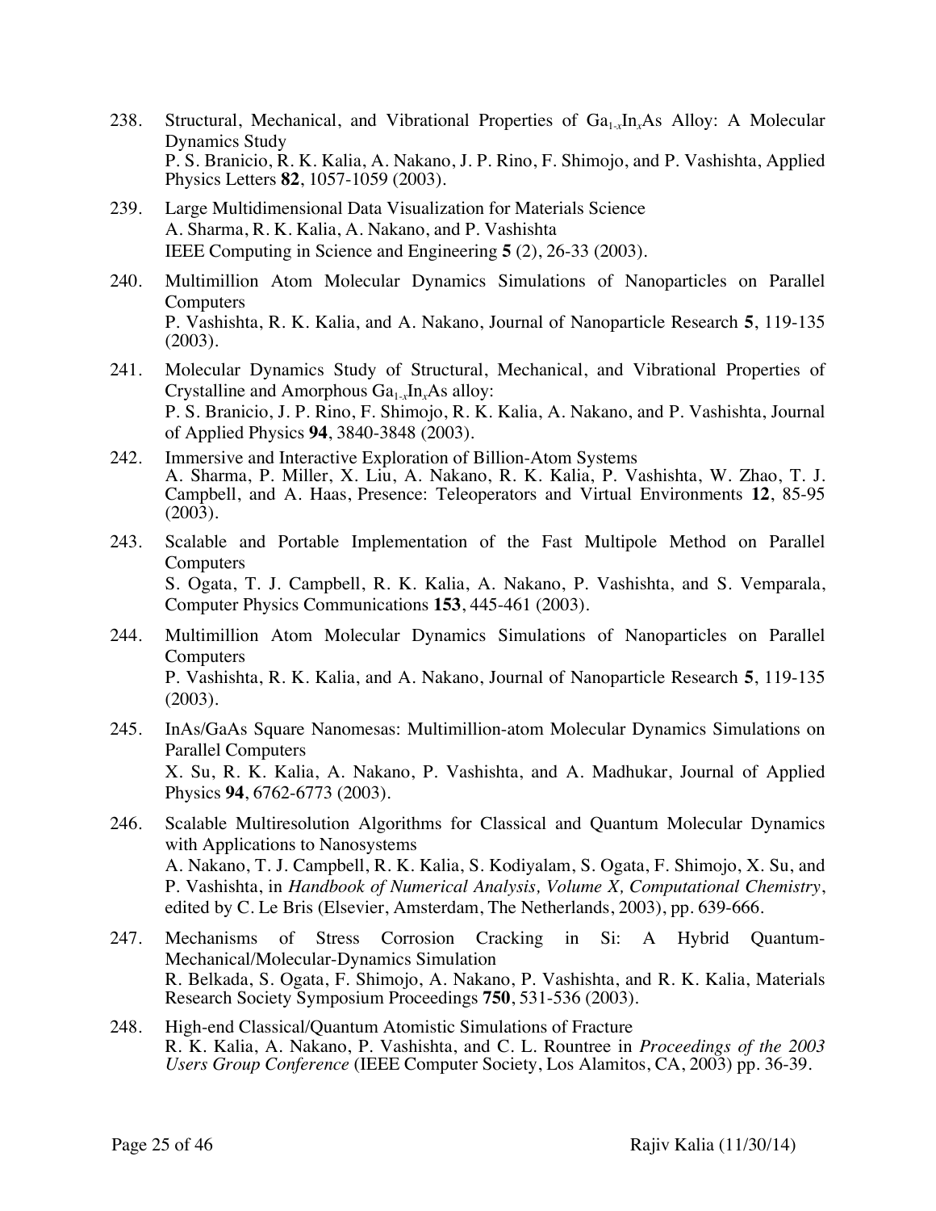238. Structural, Mechanical, and Vibrational Properties of $Ga_{1-x}In_xAs$ Alloy: A Molecular Dynamics Study
P. S. Branicio, R. K. Kalia, A. Nakano, J. P. Rino, F. Shimojo, and P. Vashishta, Applied Physics Letters **82**, 1057-1059 (2003).

239. Large Multidimensional Data Visualization for Materials Science
A. Sharma, R. K. Kalia, A. Nakano, and P. Vashishta
IEEE Computing in Science and Engineering **5** (2), 26-33 (2003).

240. Multimillion Atom Molecular Dynamics Simulations of Nanoparticles on Parallel Computers
P. Vashishta, R. K. Kalia, and A. Nakano, Journal of Nanoparticle Research **5**, 119-135 (2003).

241. Molecular Dynamics Study of Structural, Mechanical, and Vibrational Properties of Crystalline and Amorphous $Ga_{1-x}In_xAs$ alloy:
P. S. Branicio, J. P. Rino, F. Shimojo, R. K. Kalia, A. Nakano, and P. Vashishta, Journal of Applied Physics **94**, 3840-3848 (2003).

242. Immersive and Interactive Exploration of Billion-Atom Systems
A. Sharma, P. Miller, X. Liu, A. Nakano, R. K. Kalia, P. Vashishta, W. Zhao, T. J. Campbell, and A. Haas, Presence: Teleoperators and Virtual Environments **12**, 85-95 (2003).

243. Scalable and Portable Implementation of the Fast Multipole Method on Parallel Computers
S. Ogata, T. J. Campbell, R. K. Kalia, A. Nakano, P. Vashishta, and S. Vemparala, Computer Physics Communications **153**, 445-461 (2003).

244. Multimillion Atom Molecular Dynamics Simulations of Nanoparticles on Parallel Computers
P. Vashishta, R. K. Kalia, and A. Nakano, Journal of Nanoparticle Research **5**, 119-135 (2003).

245. InAs/GaAs Square Nanomesas: Multimillion-atom Molecular Dynamics Simulations on Parallel Computers
X. Su, R. K. Kalia, A. Nakano, P. Vashishta, and A. Madhukar, Journal of Applied Physics **94**, 6762-6773 (2003).

246. Scalable Multiresolution Algorithms for Classical and Quantum Molecular Dynamics with Applications to Nanosystems
A. Nakano, T. J. Campbell, R. K. Kalia, S. Kodiyalam, S. Ogata, F. Shimojo, X. Su, and P. Vashishta, in *Handbook of Numerical Analysis, Volume X, Computational Chemistry*, edited by C. Le Bris (Elsevier, Amsterdam, The Netherlands, 2003), pp. 639-666.

247. Mechanisms of Stress Corrosion Cracking in Si: A Hybrid Quantum-Mechanical/Molecular-Dynamics Simulation
R. Belkada, S. Ogata, F. Shimojo, A. Nakano, P. Vashishta, and R. K. Kalia, Materials Research Society Symposium Proceedings **750**, 531-536 (2003).

248. High-end Classical/Quantum Atomistic Simulations of Fracture
R. K. Kalia, A. Nakano, P. Vashishta, and C. L. Rountree in *Proceedings of the 2003 Users Group Conference* (IEEE Computer Society, Los Alamitos, CA, 2003) pp. 36-39.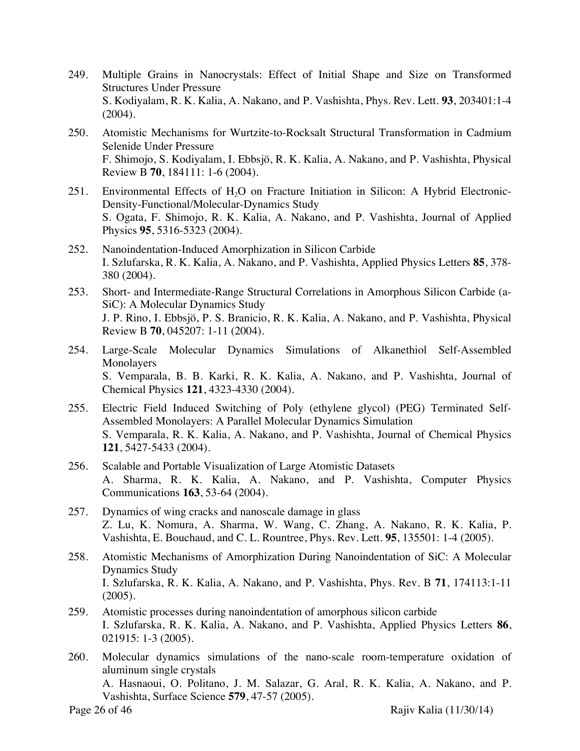249. Multiple Grains in Nanocrystals: Effect of Initial Shape and Size on Transformed Structures Under Pressure
S. Kodiyalam, R. K. Kalia, A. Nakano, and P. Vashishta, Phys. Rev. Lett. **93**, 203401:1-4 (2004).

250. Atomistic Mechanisms for Wurtzite-to-Rocksalt Structural Transformation in Cadmium Selenide Under Pressure
F. Shimojo, S. Kodiyalam, I. Ebbsjö, R. K. Kalia, A. Nakano, and P. Vashishta, Physical Review B **70**, 184111: 1-6 (2004).

251. Environmental Effects of $H_2O$ on Fracture Initiation in Silicon: A Hybrid Electronic-Density-Functional/Molecular-Dynamics Study
S. Ogata, F. Shimojo, R. K. Kalia, A. Nakano, and P. Vashishta, Journal of Applied Physics **95**, 5316-5323 (2004).

252. Nanoindentation-Induced Amorphization in Silicon Carbide
I. Szlufarska, R. K. Kalia, A. Nakano, and P. Vashishta, Applied Physics Letters **85**, 378-380 (2004).

253. Short- and Intermediate-Range Structural Correlations in Amorphous Silicon Carbide (a-SiC): A Molecular Dynamics Study
J. P. Rino, I. Ebbsjö, P. S. Branicio, R. K. Kalia, A. Nakano, and P. Vashishta, Physical Review B **70**, 045207: 1-11 (2004).

254. Large-Scale Molecular Dynamics Simulations of Alkanethiol Self-Assembled Monolayers
S. Vemparala, B. B. Karki, R. K. Kalia, A. Nakano, and P. Vashishta, Journal of Chemical Physics **121**, 4323-4330 (2004).

255. Electric Field Induced Switching of Poly (ethylene glycol) (PEG) Terminated Self-Assembled Monolayers: A Parallel Molecular Dynamics Simulation
S. Vemparala, R. K. Kalia, A. Nakano, and P. Vashishta, Journal of Chemical Physics **121**, 5427-5433 (2004).

256. Scalable and Portable Visualization of Large Atomistic Datasets
A. Sharma, R. K. Kalia, A. Nakano, and P. Vashishta, Computer Physics Communications **163**, 53-64 (2004).

257. Dynamics of wing cracks and nanoscale damage in glass
Z. Lu, K. Nomura, A. Sharma, W. Wang, C. Zhang, A. Nakano, R. K. Kalia, P. Vashishta, E. Bouchaud, and C. L. Rountree, Phys. Rev. Lett. **95**, 135501: 1-4 (2005).

258. Atomistic Mechanisms of Amorphization During Nanoindentation of SiC: A Molecular Dynamics Study
I. Szlufarska, R. K. Kalia, A. Nakano, and P. Vashishta, Phys. Rev. B **71**, 174113:1-11 (2005).

259. Atomistic processes during nanoindentation of amorphous silicon carbide
I. Szlufarska, R. K. Kalia, A. Nakano, and P. Vashishta, Applied Physics Letters **86**, 021915: 1-3 (2005).

260. Molecular dynamics simulations of the nano-scale room-temperature oxidation of aluminum single crystals
A. Hasnaoui, O. Politano, J. M. Salazar, G. Aral, R. K. Kalia, A. Nakano, and P. Vashishta, Surface Science **579**, 47-57 (2005).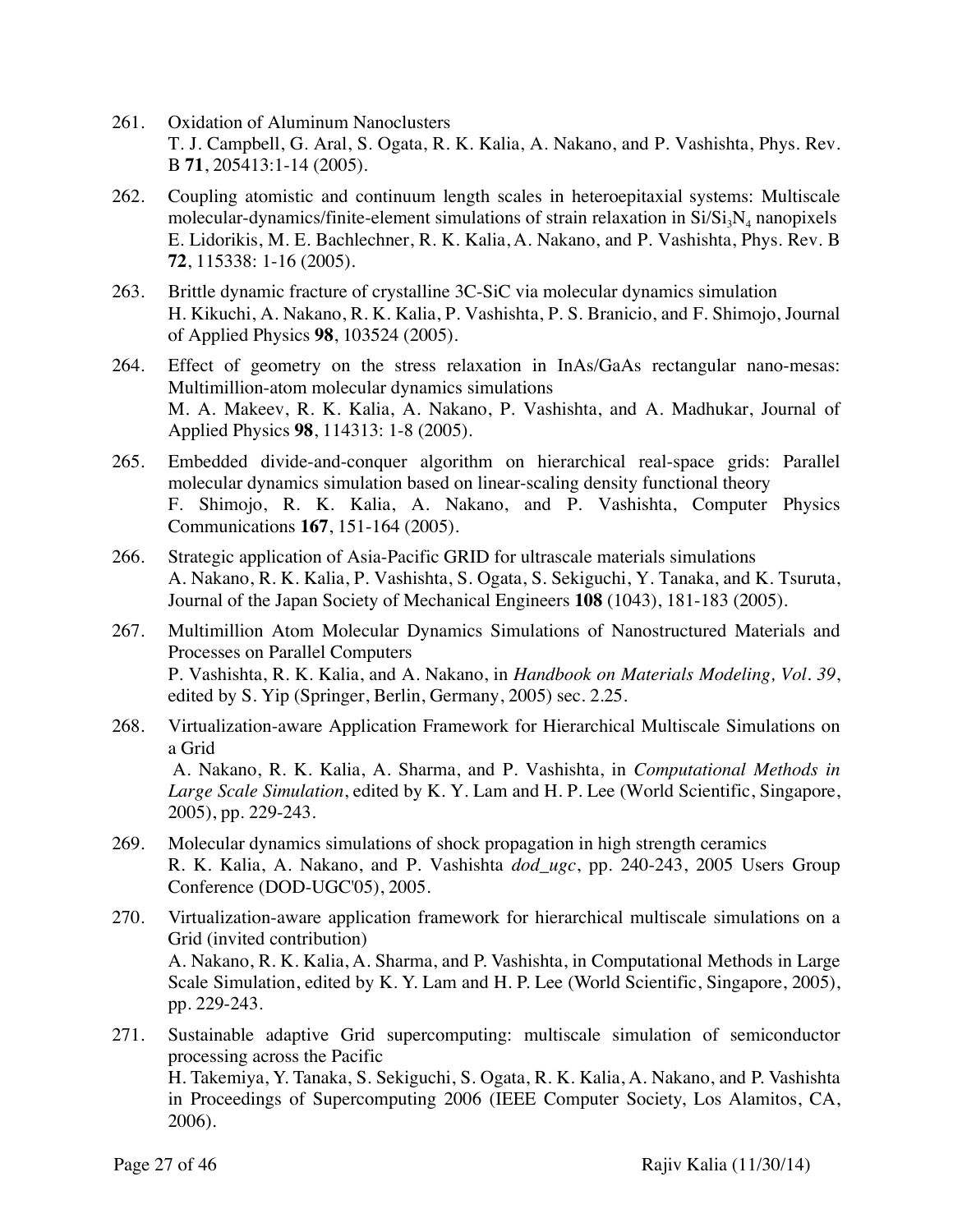261. Oxidation of Aluminum Nanoclusters
T. J. Campbell, G. Aral, S. Ogata, R. K. Kalia, A. Nakano, and P. Vashishta, Phys. Rev. B **71**, 205413:1-14 (2005).

262. Coupling atomistic and continuum length scales in heteroepitaxial systems: Multiscale molecular-dynamics/finite-element simulations of strain relaxation in $Si/Si_3N_4$ nanopixels
E. Lidorikis, M. E. Bachlechner, R. K. Kalia, A. Nakano, and P. Vashishta, Phys. Rev. B **72**, 115338: 1-16 (2005).

263. Brittle dynamic fracture of crystalline 3C-SiC via molecular dynamics simulation
H. Kikuchi, A. Nakano, R. K. Kalia, P. Vashishta, P. S. Branicio, and F. Shimojo, Journal of Applied Physics **98**, 103524 (2005).

264. Effect of geometry on the stress relaxation in InAs/GaAs rectangular nano-mesas: Multimillion-atom molecular dynamics simulations
M. A. Makeev, R. K. Kalia, A. Nakano, P. Vashishta, and A. Madhukar, Journal of Applied Physics **98**, 114313: 1-8 (2005).

265. Embedded divide-and-conquer algorithm on hierarchical real-space grids: Parallel molecular dynamics simulation based on linear-scaling density functional theory
F. Shimojo, R. K. Kalia, A. Nakano, and P. Vashishta, Computer Physics Communications **167**, 151-164 (2005).

266. Strategic application of Asia-Pacific GRID for ultrascale materials simulations
A. Nakano, R. K. Kalia, P. Vashishta, S. Ogata, S. Sekiguchi, Y. Tanaka, and K. Tsuruta, Journal of the Japan Society of Mechanical Engineers **108** (1043), 181-183 (2005).

267. Multimillion Atom Molecular Dynamics Simulations of Nanostructured Materials and Processes on Parallel Computers
P. Vashishta, R. K. Kalia, and A. Nakano, in *Handbook on Materials Modeling, Vol. 39*, edited by S. Yip (Springer, Berlin, Germany, 2005) sec. 2.25.

268. Virtualization-aware Application Framework for Hierarchical Multiscale Simulations on a Grid
A. Nakano, R. K. Kalia, A. Sharma, and P. Vashishta, in *Computational Methods in Large Scale Simulation*, edited by K. Y. Lam and H. P. Lee (World Scientific, Singapore, 2005), pp. 229-243.

269. Molecular dynamics simulations of shock propagation in high strength ceramics
R. K. Kalia, A. Nakano, and P. Vashishta *dod_ugc*, pp. 240-243, 2005 Users Group Conference (DOD-UGC'05), 2005.

270. Virtualization-aware application framework for hierarchical multiscale simulations on a Grid (invited contribution)
A. Nakano, R. K. Kalia, A. Sharma, and P. Vashishta, in Computational Methods in Large Scale Simulation, edited by K. Y. Lam and H. P. Lee (World Scientific, Singapore, 2005), pp. 229-243.

271. Sustainable adaptive Grid supercomputing: multiscale simulation of semiconductor processing across the Pacific
H. Takemiya, Y. Tanaka, S. Sekiguchi, S. Ogata, R. K. Kalia, A. Nakano, and P. Vashishta in Proceedings of Supercomputing 2006 (IEEE Computer Society, Los Alamitos, CA, 2006).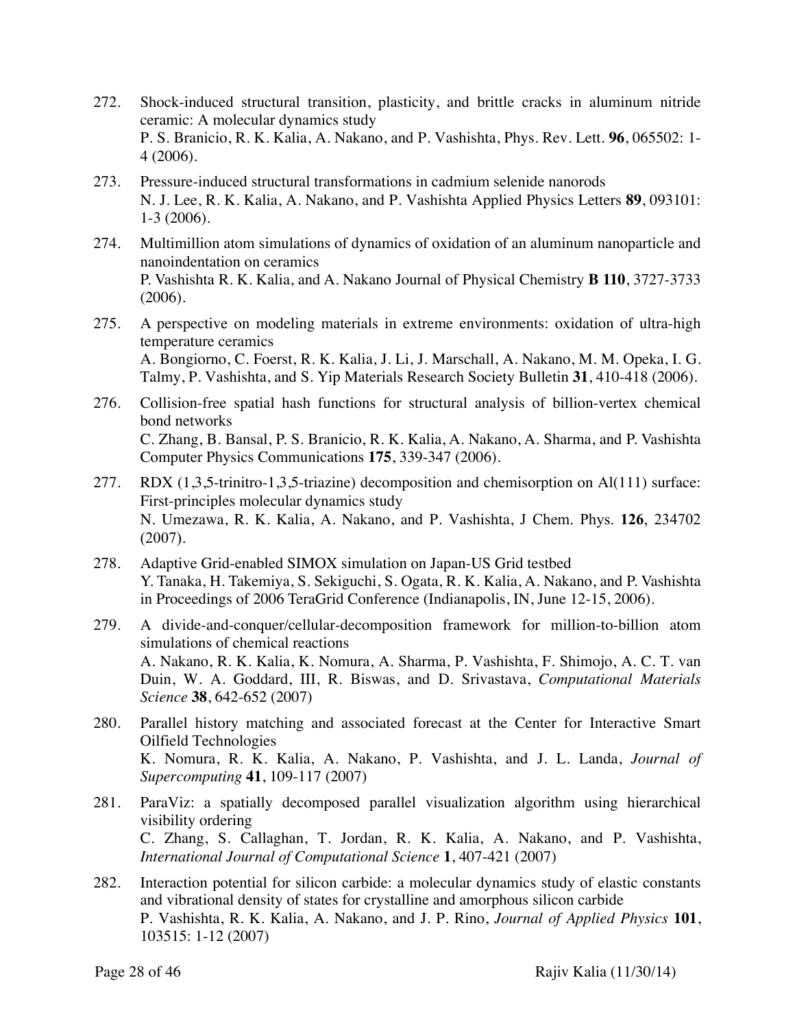272. Shock-induced structural transition, plasticity, and brittle cracks in aluminum nitride ceramic: A molecular dynamics study
P. S. Branicio, R. K. Kalia, A. Nakano, and P. Vashishta, Phys. Rev. Lett. **96**, 065502: 1-4 (2006).

273. Pressure-induced structural transformations in cadmium selenide nanorods
N. J. Lee, R. K. Kalia, A. Nakano, and P. Vashishta Applied Physics Letters **89**, 093101: 1-3 (2006).

274. Multimillion atom simulations of dynamics of oxidation of an aluminum nanoparticle and nanoindentation on ceramics
P. Vashishta R. K. Kalia, and A. Nakano Journal of Physical Chemistry **B 110**, 3727-3733 (2006).

275. A perspective on modeling materials in extreme environments: oxidation of ultra-high temperature ceramics
A. Bongiorno, C. Foerst, R. K. Kalia, J. Li, J. Marschall, A. Nakano, M. M. Opeka, I. G. Talmy, P. Vashishta, and S. Yip Materials Research Society Bulletin **31**, 410-418 (2006).

276. Collision-free spatial hash functions for structural analysis of billion-vertex chemical bond networks
C. Zhang, B. Bansal, P. S. Branicio, R. K. Kalia, A. Nakano, A. Sharma, and P. Vashishta Computer Physics Communications **175**, 339-347 (2006).

277. RDX (1,3,5-trinitro-1,3,5-triazine) decomposition and chemisorption on Al(111) surface: First-principles molecular dynamics study
N. Umezawa, R. K. Kalia, A. Nakano, and P. Vashishta, J Chem. Phys. **126**, 234702 (2007).

278. Adaptive Grid-enabled SIMOX simulation on Japan-US Grid testbed
Y. Tanaka, H. Takemiya, S. Sekiguchi, S. Ogata, R. K. Kalia, A. Nakano, and P. Vashishta in Proceedings of 2006 TeraGrid Conference (Indianapolis, IN, June 12-15, 2006).

279. A divide-and-conquer/cellular-decomposition framework for million-to-billion atom simulations of chemical reactions
A. Nakano, R. K. Kalia, K. Nomura, A. Sharma, P. Vashishta, F. Shimojo, A. C. T. van Duin, W. A. Goddard, III, R. Biswas, and D. Srivastava, *Computational Materials Science* **38**, 642-652 (2007)

280. Parallel history matching and associated forecast at the Center for Interactive Smart Oilfield Technologies
K. Nomura, R. K. Kalia, A. Nakano, P. Vashishta, and J. L. Landa, *Journal of Supercomputing* **41**, 109-117 (2007)

281. ParaViz: a spatially decomposed parallel visualization algorithm using hierarchical visibility ordering
C. Zhang, S. Callaghan, T. Jordan, R. K. Kalia, A. Nakano, and P. Vashishta, *International Journal of Computational Science* **1**, 407-421 (2007)

282. Interaction potential for silicon carbide: a molecular dynamics study of elastic constants and vibrational density of states for crystalline and amorphous silicon carbide
P. Vashishta, R. K. Kalia, A. Nakano, and J. P. Rino, *Journal of Applied Physics* **101**, 103515: 1-12 (2007)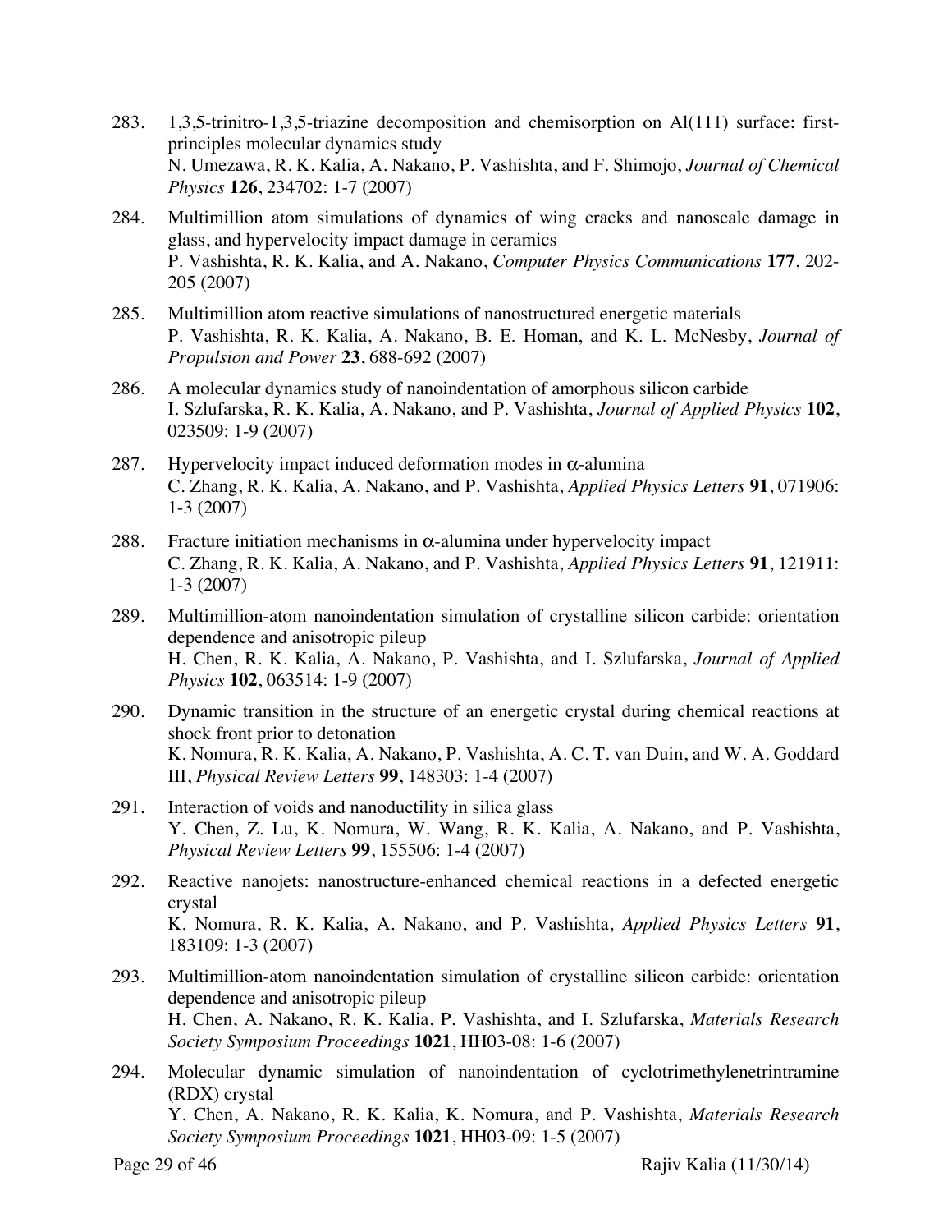283. 1,3,5-trinitro-1,3,5-triazine decomposition and chemisorption on Al(111) surface: first-principles molecular dynamics study
N. Umezawa, R. K. Kalia, A. Nakano, P. Vashishta, and F. Shimojo, *Journal of Chemical Physics* **126**, 234702: 1-7 (2007)

284. Multimillion atom simulations of dynamics of wing cracks and nanoscale damage in glass, and hypervelocity impact damage in ceramics
P. Vashishta, R. K. Kalia, and A. Nakano, *Computer Physics Communications* **177**, 202-205 (2007)

285. Multimillion atom reactive simulations of nanostructured energetic materials
P. Vashishta, R. K. Kalia, A. Nakano, B. E. Homan, and K. L. McNesby, *Journal of Propulsion and Power* **23**, 688-692 (2007)

286. A molecular dynamics study of nanoindentation of amorphous silicon carbide
I. Szlufarska, R. K. Kalia, A. Nakano, and P. Vashishta, *Journal of Applied Physics* **102**, 023509: 1-9 (2007)

287. Hypervelocity impact induced deformation modes in $\alpha$-alumina
C. Zhang, R. K. Kalia, A. Nakano, and P. Vashishta, *Applied Physics Letters* **91**, 071906: 1-3 (2007)

288. Fracture initiation mechanisms in $\alpha$-alumina under hypervelocity impact
C. Zhang, R. K. Kalia, A. Nakano, and P. Vashishta, *Applied Physics Letters* **91**, 121911: 1-3 (2007)

289. Multimillion-atom nanoindentation simulation of crystalline silicon carbide: orientation dependence and anisotropic pileup
H. Chen, R. K. Kalia, A. Nakano, P. Vashishta, and I. Szlufarska, *Journal of Applied Physics* **102**, 063514: 1-9 (2007)

290. Dynamic transition in the structure of an energetic crystal during chemical reactions at shock front prior to detonation
K. Nomura, R. K. Kalia, A. Nakano, P. Vashishta, A. C. T. van Duin, and W. A. Goddard III, *Physical Review Letters* **99**, 148303: 1-4 (2007)

291. Interaction of voids and nanoductility in silica glass
Y. Chen, Z. Lu, K. Nomura, W. Wang, R. K. Kalia, A. Nakano, and P. Vashishta, *Physical Review Letters* **99**, 155506: 1-4 (2007)

292. Reactive nanojets: nanostructure-enhanced chemical reactions in a defected energetic crystal
K. Nomura, R. K. Kalia, A. Nakano, and P. Vashishta, *Applied Physics Letters* **91**, 183109: 1-3 (2007)

293. Multimillion-atom nanoindentation simulation of crystalline silicon carbide: orientation dependence and anisotropic pileup
H. Chen, A. Nakano, R. K. Kalia, P. Vashishta, and I. Szlufarska, *Materials Research Society Symposium Proceedings* **1021**, HH03-08: 1-6 (2007)

294. Molecular dynamic simulation of nanoindentation of cyclotrimethylenetrintramine (RDX) crystal
Y. Chen, A. Nakano, R. K. Kalia, K. Nomura, and P. Vashishta, *Materials Research Society Symposium Proceedings* **1021**, HH03-09: 1-5 (2007)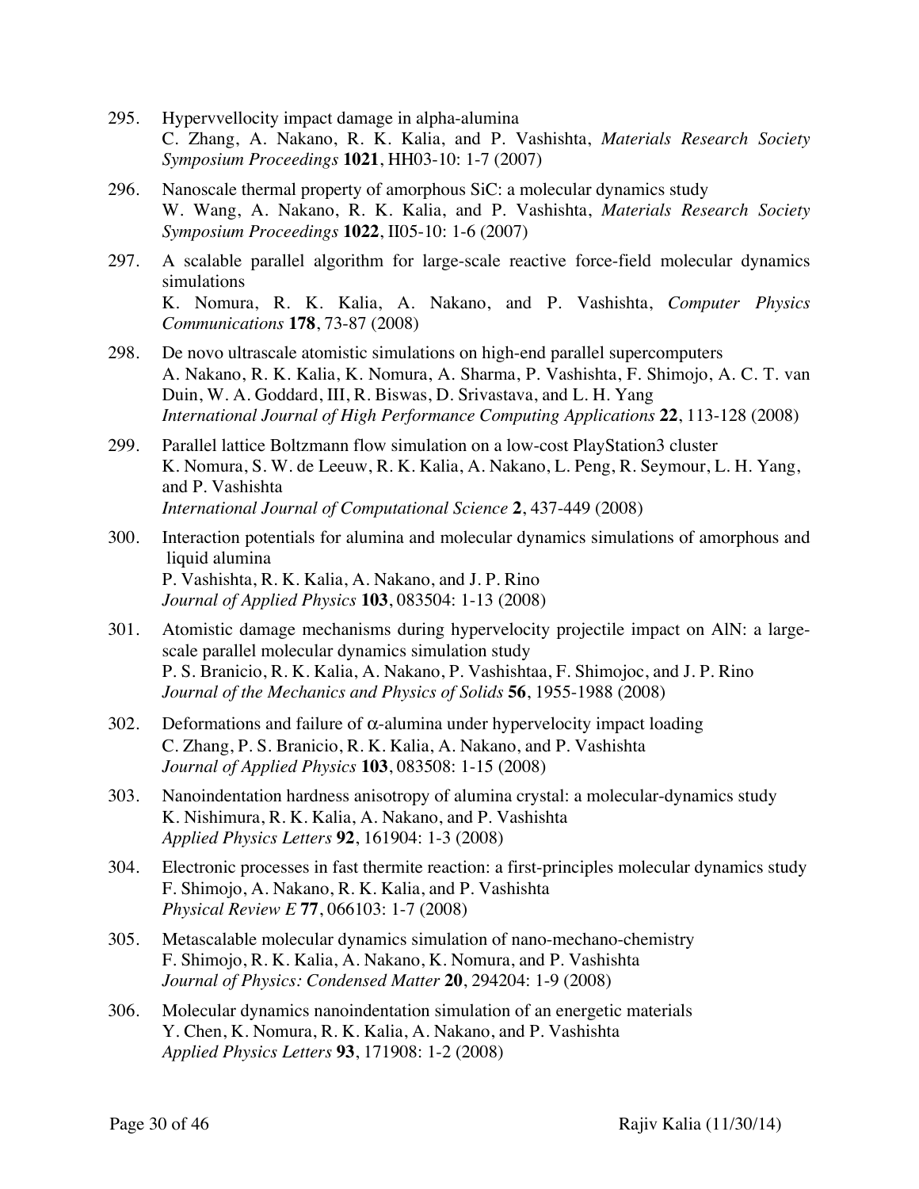295. Hypervvellocity impact damage in alpha-alumina
C. Zhang, A. Nakano, R. K. Kalia, and P. Vashishta, *Materials Research Society Symposium Proceedings* **1021**, HH03-10: 1-7 (2007)

296. Nanoscale thermal property of amorphous SiC: a molecular dynamics study
W. Wang, A. Nakano, R. K. Kalia, and P. Vashishta, *Materials Research Society Symposium Proceedings* **1022**, II05-10: 1-6 (2007)

297. A scalable parallel algorithm for large-scale reactive force-field molecular dynamics simulations
K. Nomura, R. K. Kalia, A. Nakano, and P. Vashishta, *Computer Physics Communications* **178**, 73-87 (2008)

298. De novo ultrascale atomistic simulations on high-end parallel supercomputers
A. Nakano, R. K. Kalia, K. Nomura, A. Sharma, P. Vashishta, F. Shimojo, A. C. T. van Duin, W. A. Goddard, III, R. Biswas, D. Srivastava, and L. H. Yang
*International Journal of High Performance Computing Applications* **22**, 113-128 (2008)

299. Parallel lattice Boltzmann flow simulation on a low-cost PlayStation3 cluster
K. Nomura, S. W. de Leeuw, R. K. Kalia, A. Nakano, L. Peng, R. Seymour, L. H. Yang, and P. Vashishta
*International Journal of Computational Science* **2**, 437-449 (2008)

300. Interaction potentials for alumina and molecular dynamics simulations of amorphous and liquid alumina
P. Vashishta, R. K. Kalia, A. Nakano, and J. P. Rino
*Journal of Applied Physics* **103**, 083504: 1-13 (2008)

301. Atomistic damage mechanisms during hypervelocity projectile impact on AlN: a large-scale parallel molecular dynamics simulation study
P. S. Branicio, R. K. Kalia, A. Nakano, P. Vashishtaa, F. Shimojoc, and J. P. Rino
*Journal of the Mechanics and Physics of Solids* **56**, 1955-1988 (2008)

302. Deformations and failure of $\alpha$-alumina under hypervelocity impact loading
C. Zhang, P. S. Branicio, R. K. Kalia, A. Nakano, and P. Vashishta
*Journal of Applied Physics* **103**, 083508: 1-15 (2008)

303. Nanoindentation hardness anisotropy of alumina crystal: a molecular-dynamics study
K. Nishimura, R. K. Kalia, A. Nakano, and P. Vashishta
*Applied Physics Letters* **92**, 161904: 1-3 (2008)

304. Electronic processes in fast thermite reaction: a first-principles molecular dynamics study
F. Shimojo, A. Nakano, R. K. Kalia, and P. Vashishta
*Physical Review E* **77**, 066103: 1-7 (2008)

305. Metascalable molecular dynamics simulation of nano-mechano-chemistry
F. Shimojo, R. K. Kalia, A. Nakano, K. Nomura, and P. Vashishta
*Journal of Physics: Condensed Matter* **20**, 294204: 1-9 (2008)

306. Molecular dynamics nanoindentation simulation of an energetic materials
Y. Chen, K. Nomura, R. K. Kalia, A. Nakano, and P. Vashishta
*Applied Physics Letters* **93**, 171908: 1-2 (2008)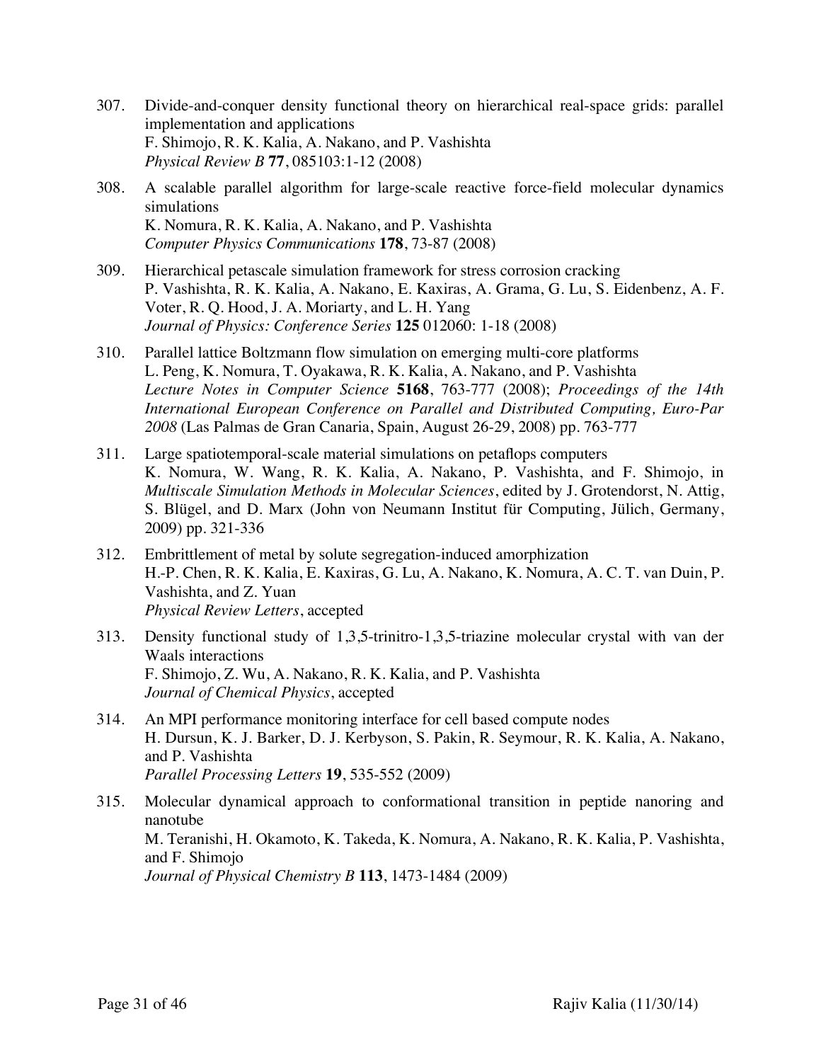307. Divide-and-conquer density functional theory on hierarchical real-space grids: parallel implementation and applications
F. Shimojo, R. K. Kalia, A. Nakano, and P. Vashishta
*Physical Review B* **77**, 085103:1-12 (2008)

308. A scalable parallel algorithm for large-scale reactive force-field molecular dynamics simulations
K. Nomura, R. K. Kalia, A. Nakano, and P. Vashishta
*Computer Physics Communications* **178**, 73-87 (2008)

309. Hierarchical petascale simulation framework for stress corrosion cracking
P. Vashishta, R. K. Kalia, A. Nakano, E. Kaxiras, A. Grama, G. Lu, S. Eidenbenz, A. F. Voter, R. Q. Hood, J. A. Moriarty, and L. H. Yang
*Journal of Physics: Conference Series* **125** 012060: 1-18 (2008)

310. Parallel lattice Boltzmann flow simulation on emerging multi-core platforms
L. Peng, K. Nomura, T. Oyakawa, R. K. Kalia, A. Nakano, and P. Vashishta
*Lecture Notes in Computer Science* **5168**, 763-777 (2008); *Proceedings of the 14th International European Conference on Parallel and Distributed Computing, Euro-Par 2008* (Las Palmas de Gran Canaria, Spain, August 26-29, 2008) pp. 763-777

311. Large spatiotemporal-scale material simulations on petaflops computers
K. Nomura, W. Wang, R. K. Kalia, A. Nakano, P. Vashishta, and F. Shimojo, in *Multiscale Simulation Methods in Molecular Sciences*, edited by J. Grotendorst, N. Attig, S. Blügel, and D. Marx (John von Neumann Institut für Computing, Jülich, Germany, 2009) pp. 321-336

312. Embrittlement of metal by solute segregation-induced amorphization
H.-P. Chen, R. K. Kalia, E. Kaxiras, G. Lu, A. Nakano, K. Nomura, A. C. T. van Duin, P. Vashishta, and Z. Yuan
*Physical Review Letters*, accepted

313. Density functional study of 1,3,5-trinitro-1,3,5-triazine molecular crystal with van der Waals interactions
F. Shimojo, Z. Wu, A. Nakano, R. K. Kalia, and P. Vashishta
*Journal of Chemical Physics*, accepted

314. An MPI performance monitoring interface for cell based compute nodes
H. Dursun, K. J. Barker, D. J. Kerbyson, S. Pakin, R. Seymour, R. K. Kalia, A. Nakano, and P. Vashishta
*Parallel Processing Letters* **19**, 535-552 (2009)

315. Molecular dynamical approach to conformational transition in peptide nanoring and nanotube
M. Teranishi, H. Okamoto, K. Takeda, K. Nomura, A. Nakano, R. K. Kalia, P. Vashishta, and F. Shimojo
*Journal of Physical Chemistry B* **113**, 1473-1484 (2009)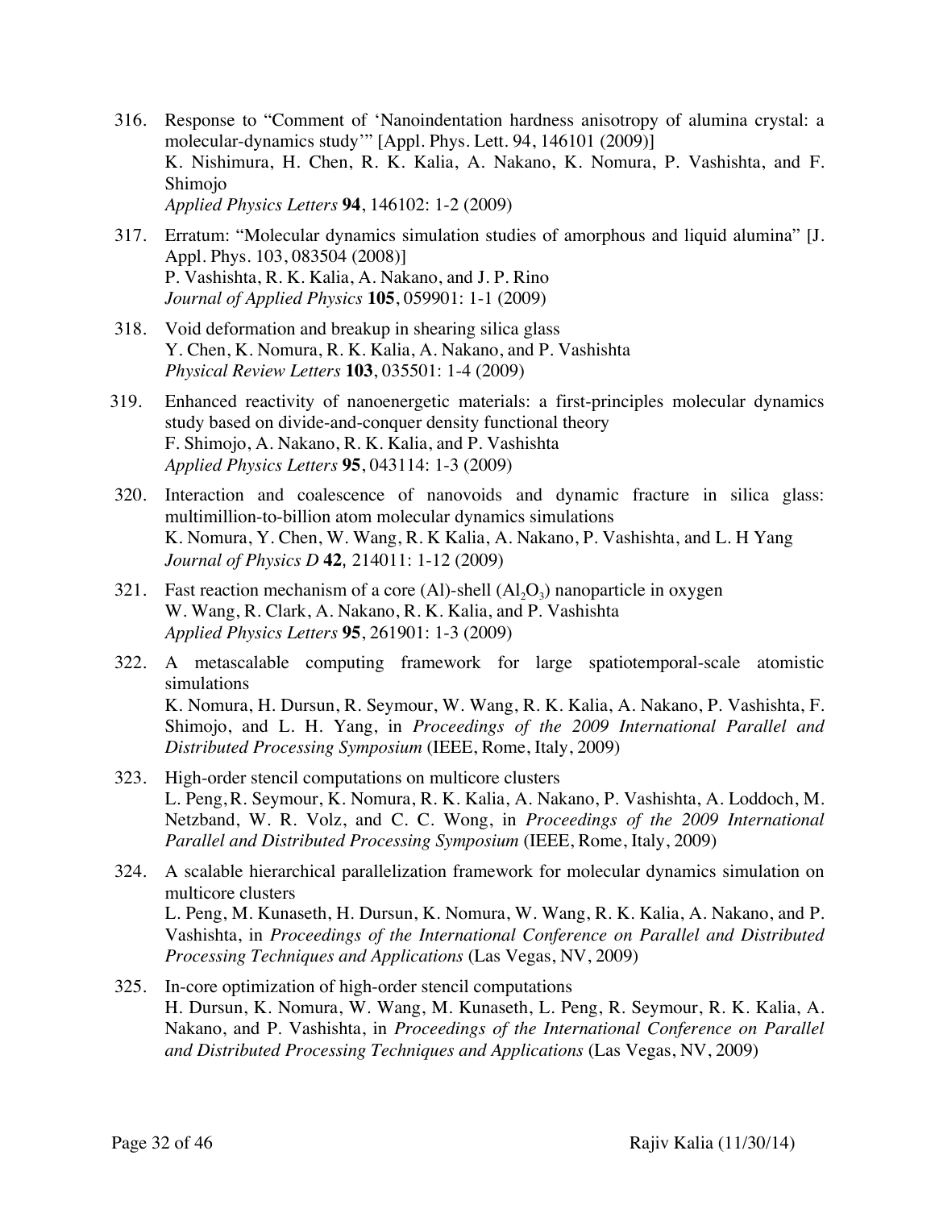316. Response to "Comment of 'Nanoindentation hardness anisotropy of alumina crystal: a molecular-dynamics study'" [Appl. Phys. Lett. 94, 146101 (2009)]
K. Nishimura, H. Chen, R. K. Kalia, A. Nakano, K. Nomura, P. Vashishta, and F. Shimojo
*Applied Physics Letters* **94**, 146102: 1-2 (2009)

317. Erratum: "Molecular dynamics simulation studies of amorphous and liquid alumina" [J. Appl. Phys. 103, 083504 (2008)]
P. Vashishta, R. K. Kalia, A. Nakano, and J. P. Rino
*Journal of Applied Physics* **105**, 059901: 1-1 (2009)

318. Void deformation and breakup in shearing silica glass
Y. Chen, K. Nomura, R. K. Kalia, A. Nakano, and P. Vashishta
*Physical Review Letters* **103**, 035501: 1-4 (2009)

319. Enhanced reactivity of nanoenergetic materials: a first-principles molecular dynamics study based on divide-and-conquer density functional theory
F. Shimojo, A. Nakano, R. K. Kalia, and P. Vashishta
*Applied Physics Letters* **95**, 043114: 1-3 (2009)

320. Interaction and coalescence of nanovoids and dynamic fracture in silica glass: multimillion-to-billion atom molecular dynamics simulations
K. Nomura, Y. Chen, W. Wang, R. K Kalia, A. Nakano, P. Vashishta, and L. H Yang
*Journal of Physics D* **42**, 214011: 1-12 (2009)

321. Fast reaction mechanism of a core (Al)-shell ($Al_2O_3$) nanoparticle in oxygen
W. Wang, R. Clark, A. Nakano, R. K. Kalia, and P. Vashishta
*Applied Physics Letters* **95**, 261901: 1-3 (2009)

322. A metascalable computing framework for large spatiotemporal-scale atomistic simulations
K. Nomura, H. Dursun, R. Seymour, W. Wang, R. K. Kalia, A. Nakano, P. Vashishta, F. Shimojo, and L. H. Yang, in *Proceedings of the 2009 International Parallel and Distributed Processing Symposium* (IEEE, Rome, Italy, 2009)

323. High-order stencil computations on multicore clusters
L. Peng, R. Seymour, K. Nomura, R. K. Kalia, A. Nakano, P. Vashishta, A. Loddoch, M. Netzband, W. R. Volz, and C. C. Wong, in *Proceedings of the 2009 International Parallel and Distributed Processing Symposium* (IEEE, Rome, Italy, 2009)

324. A scalable hierarchical parallelization framework for molecular dynamics simulation on multicore clusters
L. Peng, M. Kunaseth, H. Dursun, K. Nomura, W. Wang, R. K. Kalia, A. Nakano, and P. Vashishta, in *Proceedings of the International Conference on Parallel and Distributed Processing Techniques and Applications* (Las Vegas, NV, 2009)

325. In-core optimization of high-order stencil computations
H. Dursun, K. Nomura, W. Wang, M. Kunaseth, L. Peng, R. Seymour, R. K. Kalia, A. Nakano, and P. Vashishta, in *Proceedings of the International Conference on Parallel and Distributed Processing Techniques and Applications* (Las Vegas, NV, 2009)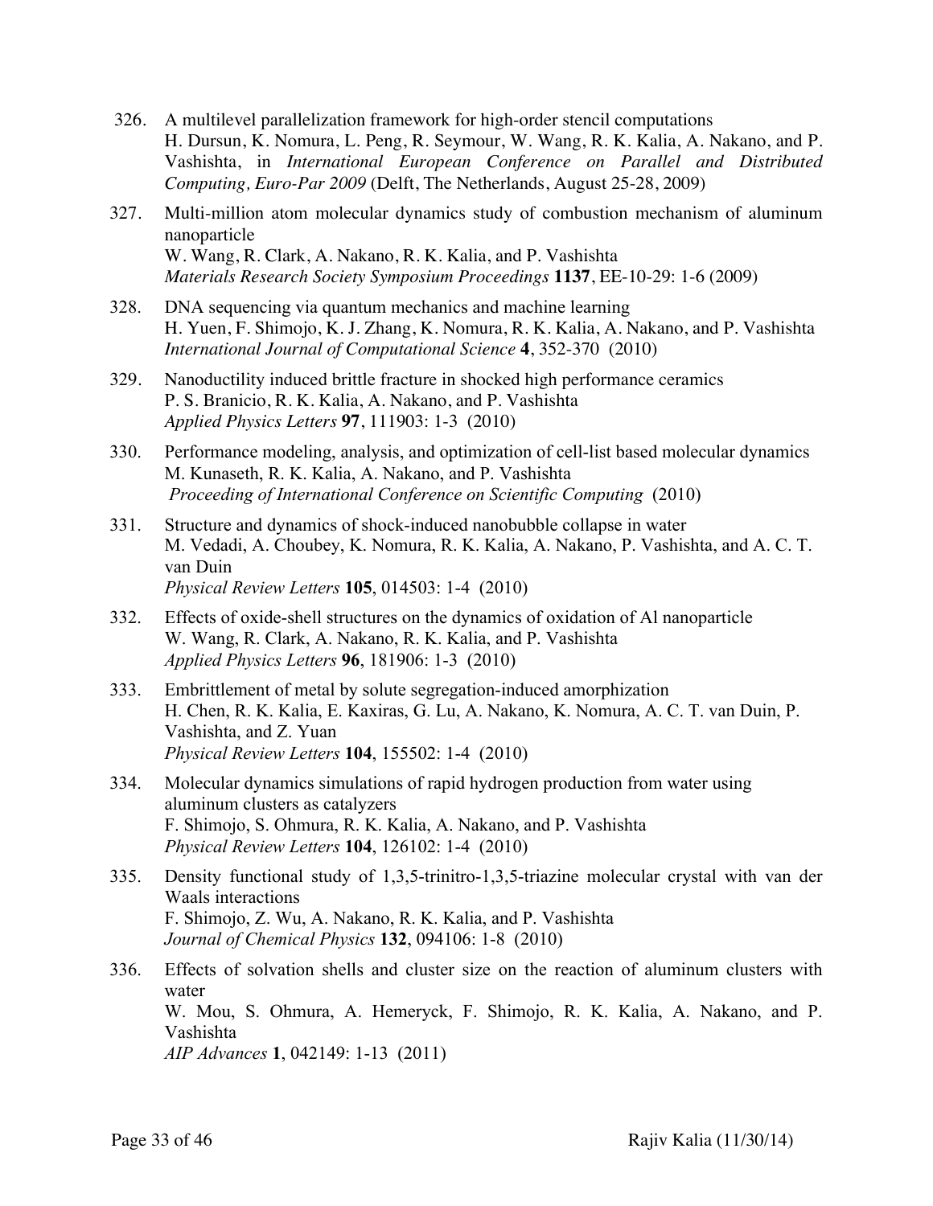326. A multilevel parallelization framework for high-order stencil computations
H. Dursun, K. Nomura, L. Peng, R. Seymour, W. Wang, R. K. Kalia, A. Nakano, and P. Vashishta, in *International European Conference on Parallel and Distributed Computing, Euro-Par 2009* (Delft, The Netherlands, August 25-28, 2009)

327. Multi-million atom molecular dynamics study of combustion mechanism of aluminum nanoparticle
W. Wang, R. Clark, A. Nakano, R. K. Kalia, and P. Vashishta
*Materials Research Society Symposium Proceedings* **1137**, EE-10-29: 1-6 (2009)

328. DNA sequencing via quantum mechanics and machine learning
H. Yuen, F. Shimojo, K. J. Zhang, K. Nomura, R. K. Kalia, A. Nakano, and P. Vashishta
*International Journal of Computational Science* **4**, 352-370 (2010)

329. Nanoductility induced brittle fracture in shocked high performance ceramics
P. S. Branicio, R. K. Kalia, A. Nakano, and P. Vashishta
*Applied Physics Letters* **97**, 111903: 1-3 (2010)

330. Performance modeling, analysis, and optimization of cell-list based molecular dynamics
M. Kunaseth, R. K. Kalia, A. Nakano, and P. Vashishta
*Proceeding of International Conference on Scientific Computing* (2010)

331. Structure and dynamics of shock-induced nanobubble collapse in water
M. Vedadi, A. Choubey, K. Nomura, R. K. Kalia, A. Nakano, P. Vashishta, and A. C. T. van Duin
*Physical Review Letters* **105**, 014503: 1-4 (2010)

332. Effects of oxide-shell structures on the dynamics of oxidation of Al nanoparticle
W. Wang, R. Clark, A. Nakano, R. K. Kalia, and P. Vashishta
*Applied Physics Letters* **96**, 181906: 1-3 (2010)

333. Embrittlement of metal by solute segregation-induced amorphization
H. Chen, R. K. Kalia, E. Kaxiras, G. Lu, A. Nakano, K. Nomura, A. C. T. van Duin, P. Vashishta, and Z. Yuan
*Physical Review Letters* **104**, 155502: 1-4 (2010)

334. Molecular dynamics simulations of rapid hydrogen production from water using aluminum clusters as catalyzers
F. Shimojo, S. Ohmura, R. K. Kalia, A. Nakano, and P. Vashishta
*Physical Review Letters* **104**, 126102: 1-4 (2010)

335. Density functional study of 1,3,5-trinitro-1,3,5-triazine molecular crystal with van der Waals interactions
F. Shimojo, Z. Wu, A. Nakano, R. K. Kalia, and P. Vashishta
*Journal of Chemical Physics* **132**, 094106: 1-8 (2010)

336. Effects of solvation shells and cluster size on the reaction of aluminum clusters with water
W. Mou, S. Ohmura, A. Hemeryck, F. Shimojo, R. K. Kalia, A. Nakano, and P. Vashishta
*AIP Advances* **1**, 042149: 1-13 (2011)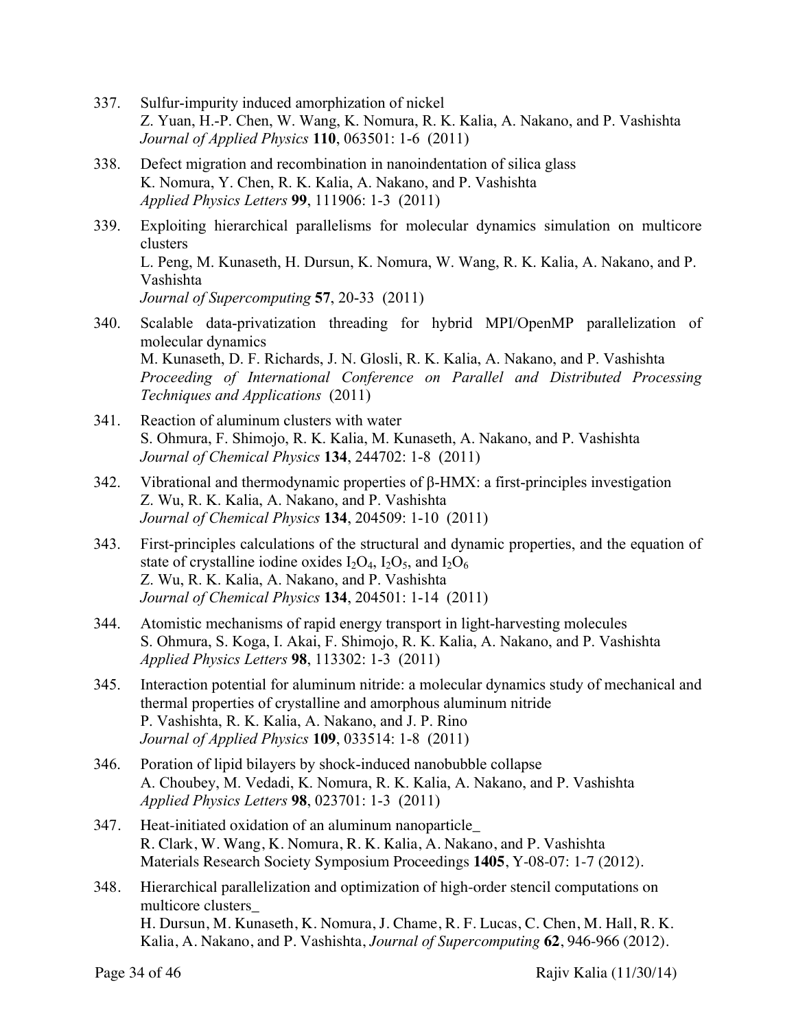337. Sulfur-impurity induced amorphization of nickel
Z. Yuan, H.-P. Chen, W. Wang, K. Nomura, R. K. Kalia, A. Nakano, and P. Vashishta
*Journal of Applied Physics* **110**, 063501: 1-6 (2011)

338. Defect migration and recombination in nanoindentation of silica glass
K. Nomura, Y. Chen, R. K. Kalia, A. Nakano, and P. Vashishta
*Applied Physics Letters* **99**, 111906: 1-3 (2011)

339. Exploiting hierarchical parallelisms for molecular dynamics simulation on multicore clusters
L. Peng, M. Kunaseth, H. Dursun, K. Nomura, W. Wang, R. K. Kalia, A. Nakano, and P. Vashishta
*Journal of Supercomputing* **57**, 20-33 (2011)

340. Scalable data-privatization threading for hybrid MPI/OpenMP parallelization of molecular dynamics
M. Kunaseth, D. F. Richards, J. N. Glosli, R. K. Kalia, A. Nakano, and P. Vashishta
*Proceeding of International Conference on Parallel and Distributed Processing Techniques and Applications* (2011)

341. Reaction of aluminum clusters with water
S. Ohmura, F. Shimojo, R. K. Kalia, M. Kunaseth, A. Nakano, and P. Vashishta
*Journal of Chemical Physics* **134**, 244702: 1-8 (2011)

342. Vibrational and thermodynamic properties of β-HMX: a first-principles investigation
Z. Wu, R. K. Kalia, A. Nakano, and P. Vashishta
*Journal of Chemical Physics* **134**, 204509: 1-10 (2011)

343. First-principles calculations of the structural and dynamic properties, and the equation of state of crystalline iodine oxides $I_2O_4$, $I_2O_5$, and $I_2O_6$
Z. Wu, R. K. Kalia, A. Nakano, and P. Vashishta
*Journal of Chemical Physics* **134**, 204501: 1-14 (2011)

344. Atomistic mechanisms of rapid energy transport in light-harvesting molecules
S. Ohmura, S. Koga, I. Akai, F. Shimojo, R. K. Kalia, A. Nakano, and P. Vashishta
*Applied Physics Letters* **98**, 113302: 1-3 (2011)

345. Interaction potential for aluminum nitride: a molecular dynamics study of mechanical and thermal properties of crystalline and amorphous aluminum nitride
P. Vashishta, R. K. Kalia, A. Nakano, and J. P. Rino
*Journal of Applied Physics* **109**, 033514: 1-8 (2011)

346. Poration of lipid bilayers by shock-induced nanobubble collapse
A. Choubey, M. Vedadi, K. Nomura, R. K. Kalia, A. Nakano, and P. Vashishta
*Applied Physics Letters* **98**, 023701: 1-3 (2011)

347. Heat-initiated oxidation of an aluminum nanoparticle_
R. Clark, W. Wang, K. Nomura, R. K. Kalia, A. Nakano, and P. Vashishta
Materials Research Society Symposium Proceedings **1405**, Y-08-07: 1-7 (2012).

348. Hierarchical parallelization and optimization of high-order stencil computations on multicore clusters_
H. Dursun, M. Kunaseth, K. Nomura, J. Chame, R. F. Lucas, C. Chen, M. Hall, R. K. Kalia, A. Nakano, and P. Vashishta, *Journal of Supercomputing* **62**, 946-966 (2012).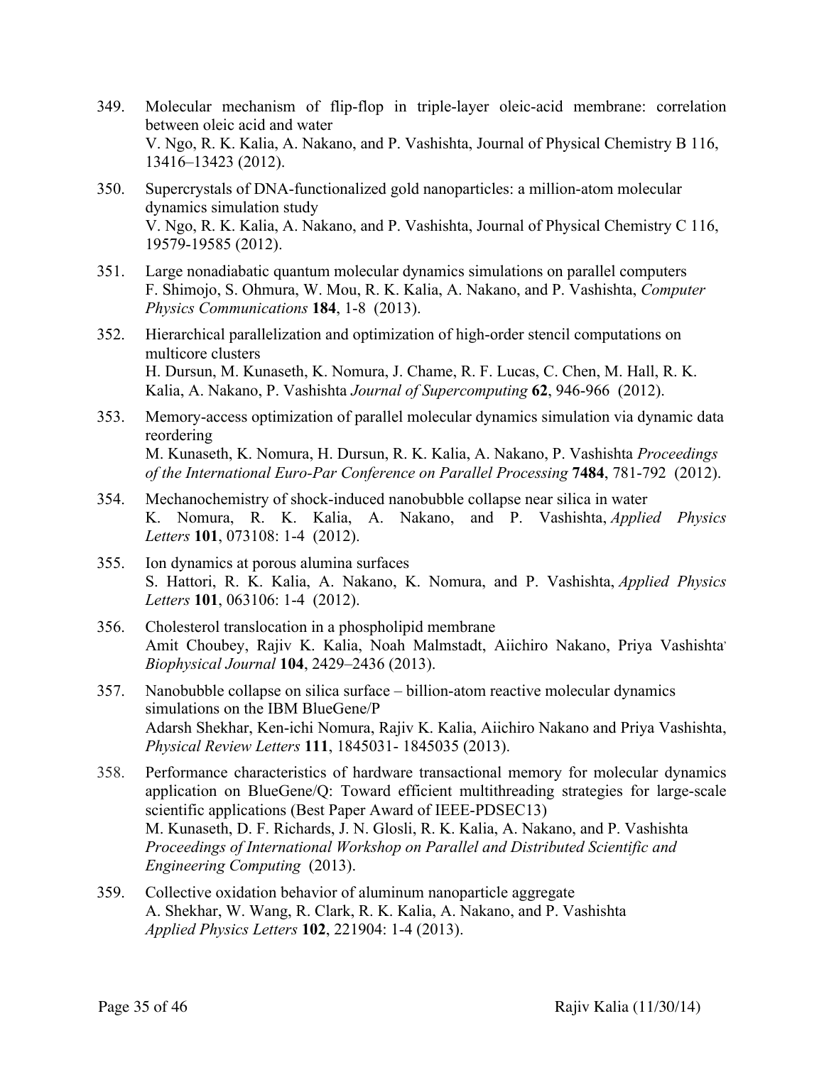349. Molecular mechanism of flip-flop in triple-layer oleic-acid membrane: correlation between oleic acid and water
V. Ngo, R. K. Kalia, A. Nakano, and P. Vashishta, Journal of Physical Chemistry B 116, 13416–13423 (2012).

350. Supercrystals of DNA-functionalized gold nanoparticles: a million-atom molecular dynamics simulation study
V. Ngo, R. K. Kalia, A. Nakano, and P. Vashishta, Journal of Physical Chemistry C 116, 19579-19585 (2012).

351. Large nonadiabatic quantum molecular dynamics simulations on parallel computers
F. Shimojo, S. Ohmura, W. Mou, R. K. Kalia, A. Nakano, and P. Vashishta, *Computer Physics Communications* **184**, 1-8 (2013).

352. Hierarchical parallelization and optimization of high-order stencil computations on multicore clusters
H. Dursun, M. Kunaseth, K. Nomura, J. Chame, R. F. Lucas, C. Chen, M. Hall, R. K. Kalia, A. Nakano, P. Vashishta *Journal of Supercomputing* **62**, 946-966 (2012).

353. Memory-access optimization of parallel molecular dynamics simulation via dynamic data reordering
M. Kunaseth, K. Nomura, H. Dursun, R. K. Kalia, A. Nakano, P. Vashishta *Proceedings of the International Euro-Par Conference on Parallel Processing* **7484**, 781-792 (2012).

354. Mechanochemistry of shock-induced nanobubble collapse near silica in water
K. Nomura, R. K. Kalia, A. Nakano, and P. Vashishta, *Applied Physics Letters* **101**, 073108: 1-4 (2012).

355. Ion dynamics at porous alumina surfaces
S. Hattori, R. K. Kalia, A. Nakano, K. Nomura, and P. Vashishta, *Applied Physics Letters* **101**, 063106: 1-4 (2012).

356. Cholesterol translocation in a phospholipid membrane
Amit Choubey, Rajiv K. Kalia, Noah Malmstadt, Aiichiro Nakano, Priya Vashishta, *Biophysical Journal* **104**, 2429–2436 (2013).

357. Nanobubble collapse on silica surface – billion-atom reactive molecular dynamics simulations on the IBM BlueGene/P
Adarsh Shekhar, Ken-ichi Nomura, Rajiv K. Kalia, Aiichiro Nakano and Priya Vashishta, *Physical Review Letters* **111**, 1845031- 1845035 (2013).

358. Performance characteristics of hardware transactional memory for molecular dynamics application on BlueGene/Q: Toward efficient multithreading strategies for large-scale scientific applications (Best Paper Award of IEEE-PDSEC13)
M. Kunaseth, D. F. Richards, J. N. Glosli, R. K. Kalia, A. Nakano, and P. Vashishta *Proceedings of International Workshop on Parallel and Distributed Scientific and Engineering Computing* (2013).

359. Collective oxidation behavior of aluminum nanoparticle aggregate
A. Shekhar, W. Wang, R. Clark, R. K. Kalia, A. Nakano, and P. Vashishta *Applied Physics Letters* **102**, 221904: 1-4 (2013).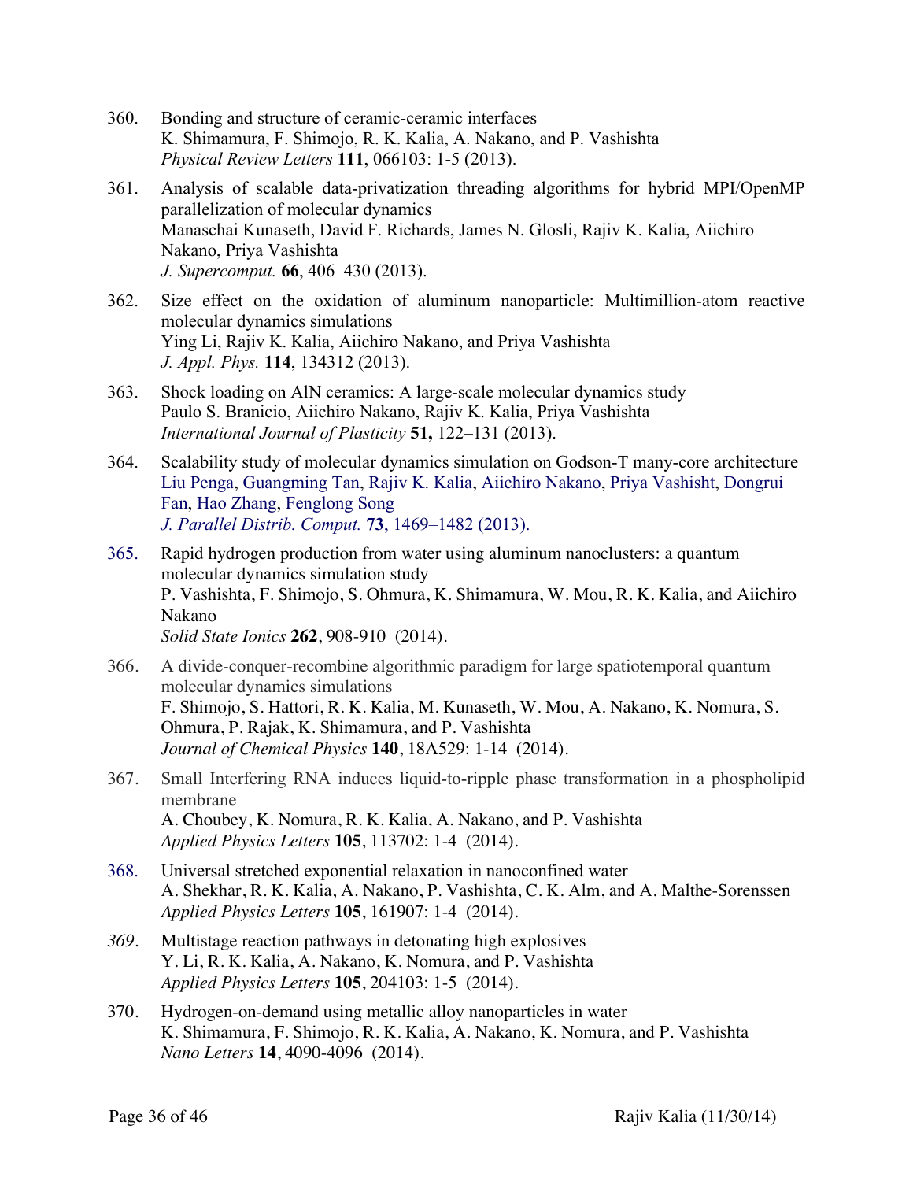360. Bonding and structure of ceramic-ceramic interfaces
K. Shimamura, F. Shimojo, R. K. Kalia, A. Nakano, and P. Vashishta
*Physical Review Letters* **111**, 066103: 1-5 (2013).

361. Analysis of scalable data-privatization threading algorithms for hybrid MPI/OpenMP parallelization of molecular dynamics
Manaschai Kunaseth, David F. Richards, James N. Glosli, Rajiv K. Kalia, Aiichiro Nakano, Priya Vashishta
*J. Supercomput.* **66**, 406–430 (2013).

362. Size effect on the oxidation of aluminum nanoparticle: Multimillion-atom reactive molecular dynamics simulations
Ying Li, Rajiv K. Kalia, Aiichiro Nakano, and Priya Vashishta
*J. Appl. Phys.* **114**, 134312 (2013).

363. Shock loading on AlN ceramics: A large-scale molecular dynamics study
Paulo S. Branicio, Aiichiro Nakano, Rajiv K. Kalia, Priya Vashishta
*International Journal of Plasticity* **51,** 122–131 (2013).

364. Scalability study of molecular dynamics simulation on Godson-T many-core architecture
Liu Penga, Guangming Tan, Rajiv K. Kalia, Aiichiro Nakano, Priya Vashisht, Dongrui Fan, Hao Zhang, Fenglong Song
*J. Parallel Distrib. Comput.* **73**, 1469–1482 (2013).

365. Rapid hydrogen production from water using aluminum nanoclusters: a quantum molecular dynamics simulation study
P. Vashishta, F. Shimojo, S. Ohmura, K. Shimamura, W. Mou, R. K. Kalia, and Aiichiro Nakano
*Solid State Ionics* **262**, 908-910 (2014).

366. A divide-conquer-recombine algorithmic paradigm for large spatiotemporal quantum molecular dynamics simulations
F. Shimojo, S. Hattori, R. K. Kalia, M. Kunaseth, W. Mou, A. Nakano, K. Nomura, S. Ohmura, P. Rajak, K. Shimamura, and P. Vashishta
*Journal of Chemical Physics* **140**, 18A529: 1-14 (2014).

367. Small Interfering RNA induces liquid-to-ripple phase transformation in a phospholipid membrane
A. Choubey, K. Nomura, R. K. Kalia, A. Nakano, and P. Vashishta
*Applied Physics Letters* **105**, 113702: 1-4 (2014).

368. Universal stretched exponential relaxation in nanoconfined water
A. Shekhar, R. K. Kalia, A. Nakano, P. Vashishta, C. K. Alm, and A. Malthe-Sorenssen
*Applied Physics Letters* **105**, 161907: 1-4 (2014).

*369*. Multistage reaction pathways in detonating high explosives
Y. Li, R. K. Kalia, A. Nakano, K. Nomura, and P. Vashishta
*Applied Physics Letters* **105**, 204103: 1-5 (2014).

370. Hydrogen-on-demand using metallic alloy nanoparticles in water
K. Shimamura, F. Shimojo, R. K. Kalia, A. Nakano, K. Nomura, and P. Vashishta
*Nano Letters* **14**, 4090-4096 (2014).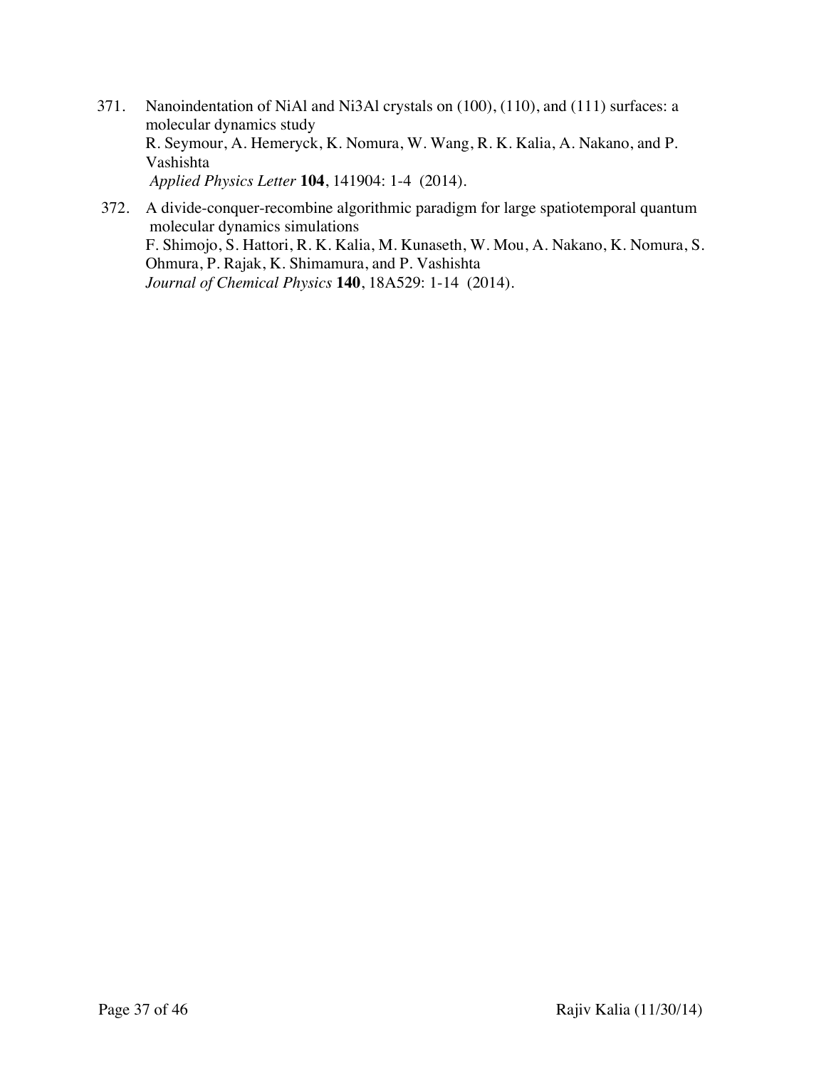371. Nanoindentation of NiAl and Ni3Al crystals on (100), (110), and (111) surfaces: a molecular dynamics study
R. Seymour, A. Hemeryck, K. Nomura, W. Wang, R. K. Kalia, A. Nakano, and P. Vashishta
*Applied Physics Letter* **104**, 141904: 1-4 (2014).

372. A divide-conquer-recombine algorithmic paradigm for large spatiotemporal quantum molecular dynamics simulations
F. Shimojo, S. Hattori, R. K. Kalia, M. Kunaseth, W. Mou, A. Nakano, K. Nomura, S. Ohmura, P. Rajak, K. Shimamura, and P. Vashishta
*Journal of Chemical Physics* **140**, 18A529: 1-14 (2014).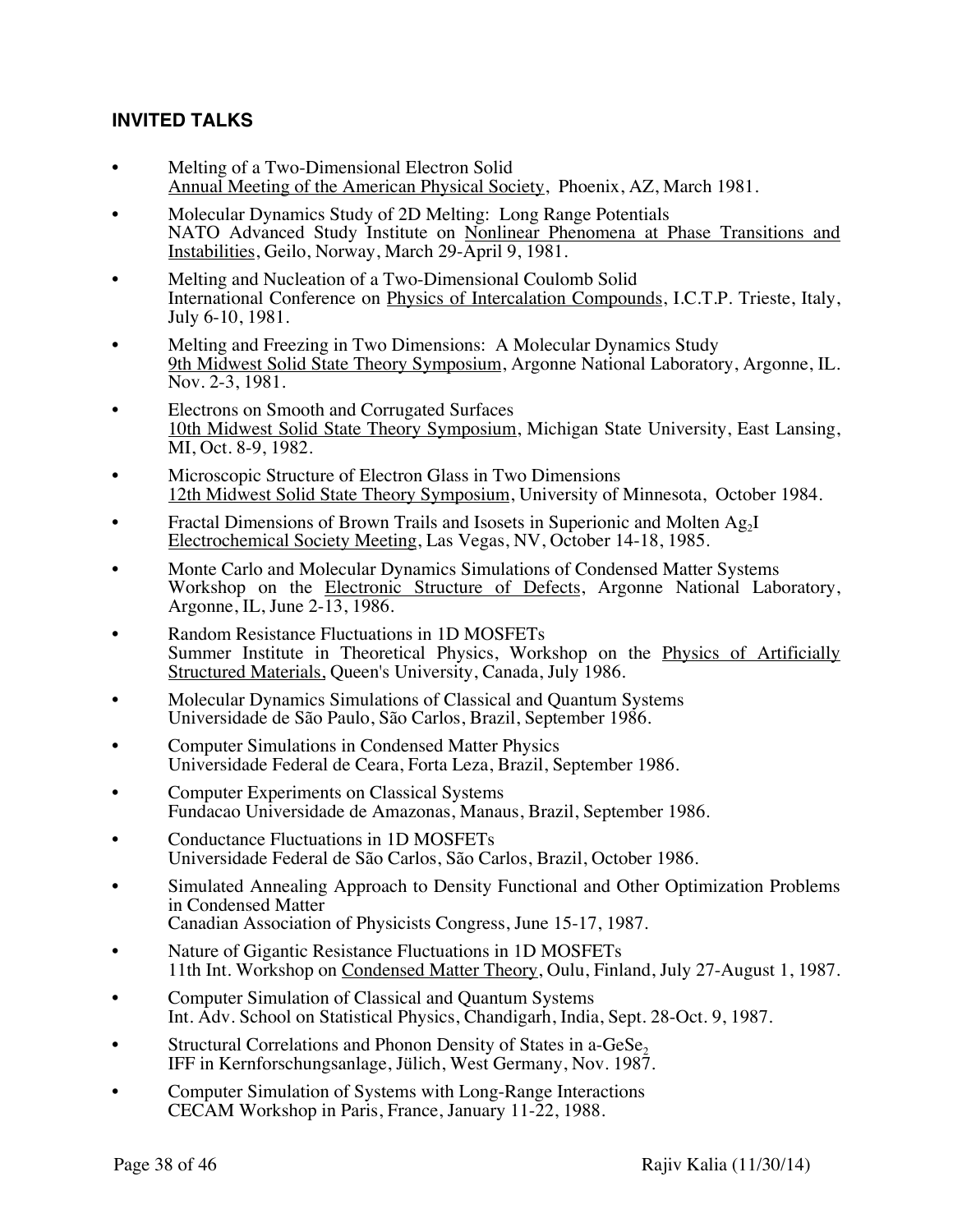### INVITED TALKS

- Melting of a Two-Dimensional Electron Solid
  Annual Meeting of the American Physical Society, Phoenix, AZ, March 1981.
- Molecular Dynamics Study of 2D Melting: Long Range Potentials
  NATO Advanced Study Institute on Nonlinear Phenomena at Phase Transitions and Instabilities, Geilo, Norway, March 29-April 9, 1981.
- Melting and Nucleation of a Two-Dimensional Coulomb Solid
  International Conference on Physics of Intercalation Compounds, I.C.T.P. Trieste, Italy, July 6-10, 1981.
- Melting and Freezing in Two Dimensions: A Molecular Dynamics Study
  9th Midwest Solid State Theory Symposium, Argonne National Laboratory, Argonne, IL. Nov. 2-3, 1981.
- Electrons on Smooth and Corrugated Surfaces
  10th Midwest Solid State Theory Symposium, Michigan State University, East Lansing, MI, Oct. 8-9, 1982.
- Microscopic Structure of Electron Glass in Two Dimensions
  12th Midwest Solid State Theory Symposium, University of Minnesota, October 1984.
- Fractal Dimensions of Brown Trails and Isosets in Superionic and Molten $Ag_2I$
  Electrochemical Society Meeting, Las Vegas, NV, October 14-18, 1985.
- Monte Carlo and Molecular Dynamics Simulations of Condensed Matter Systems
  Workshop on the Electronic Structure of Defects, Argonne National Laboratory, Argonne, IL, June 2-13, 1986.
- Random Resistance Fluctuations in 1D MOSFETs
  Summer Institute in Theoretical Physics, Workshop on the Physics of Artificially Structured Materials, Queen's University, Canada, July 1986.
- Molecular Dynamics Simulations of Classical and Quantum Systems
  Universidade de São Paulo, São Carlos, Brazil, September 1986.
- Computer Simulations in Condensed Matter Physics
  Universidade Federal de Ceara, Forta Leza, Brazil, September 1986.
- Computer Experiments on Classical Systems
  Fundacao Universidade de Amazonas, Manaus, Brazil, September 1986.
- Conductance Fluctuations in 1D MOSFETs
  Universidade Federal de São Carlos, São Carlos, Brazil, October 1986.
- Simulated Annealing Approach to Density Functional and Other Optimization Problems in Condensed Matter
  Canadian Association of Physicists Congress, June 15-17, 1987.
- Nature of Gigantic Resistance Fluctuations in 1D MOSFETs
  11th Int. Workshop on Condensed Matter Theory, Oulu, Finland, July 27-August 1, 1987.
- Computer Simulation of Classical and Quantum Systems
  Int. Adv. School on Statistical Physics, Chandigarh, India, Sept. 28-Oct. 9, 1987.
- Structural Correlations and Phonon Density of States in a-$GeSe_2$
  IFF in Kernforschungsanlage, Jülich, West Germany, Nov. 1987.
- Computer Simulation of Systems with Long-Range Interactions
  CECAM Workshop in Paris, France, January 11-22, 1988.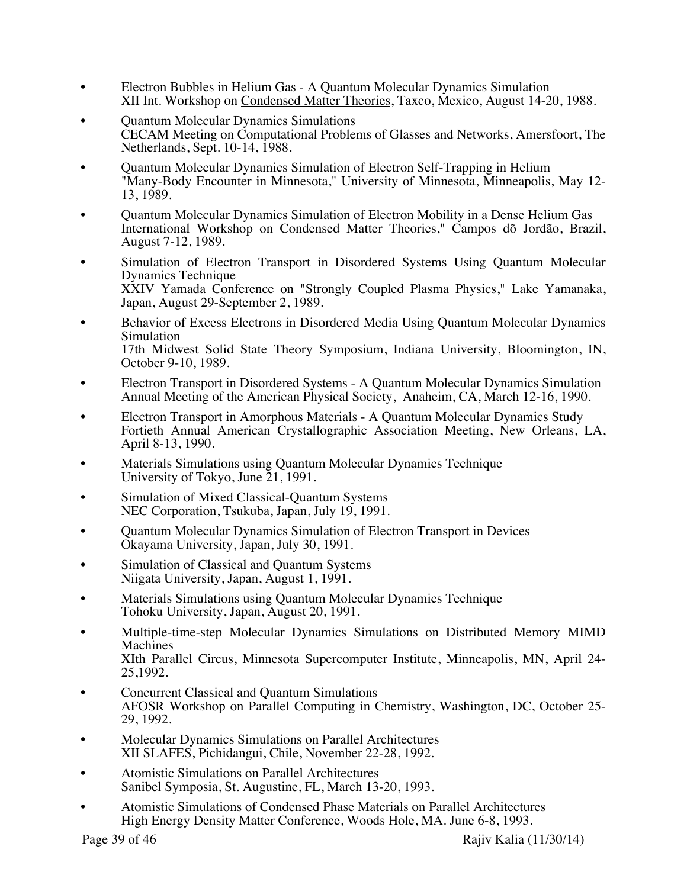- Electron Bubbles in Helium Gas - A Quantum Molecular Dynamics Simulation
  XII Int. Workshop on Condensed Matter Theories, Taxco, Mexico, August 14-20, 1988.
- Quantum Molecular Dynamics Simulations
  CECAM Meeting on Computational Problems of Glasses and Networks, Amersfoort, The Netherlands, Sept. 10-14, 1988.
- Quantum Molecular Dynamics Simulation of Electron Self-Trapping in Helium
  "Many-Body Encounter in Minnesota," University of Minnesota, Minneapolis, May 12-13, 1989.
- Quantum Molecular Dynamics Simulation of Electron Mobility in a Dense Helium Gas
  International Workshop on Condensed Matter Theories," Campos dõ Jordão, Brazil, August 7-12, 1989.
- Simulation of Electron Transport in Disordered Systems Using Quantum Molecular Dynamics Technique
  XXIV Yamada Conference on "Strongly Coupled Plasma Physics," Lake Yamanaka, Japan, August 29-September 2, 1989.
- Behavior of Excess Electrons in Disordered Media Using Quantum Molecular Dynamics Simulation
  17th Midwest Solid State Theory Symposium, Indiana University, Bloomington, IN, October 9-10, 1989.
- Electron Transport in Disordered Systems - A Quantum Molecular Dynamics Simulation
  Annual Meeting of the American Physical Society, Anaheim, CA, March 12-16, 1990.
- Electron Transport in Amorphous Materials - A Quantum Molecular Dynamics Study
  Fortieth Annual American Crystallographic Association Meeting, New Orleans, LA, April 8-13, 1990.
- Materials Simulations using Quantum Molecular Dynamics Technique
  University of Tokyo, June 21, 1991.
- Simulation of Mixed Classical-Quantum Systems
  NEC Corporation, Tsukuba, Japan, July 19, 1991.
- Quantum Molecular Dynamics Simulation of Electron Transport in Devices
  Okayama University, Japan, July 30, 1991.
- Simulation of Classical and Quantum Systems
  Niigata University, Japan, August 1, 1991.
- Materials Simulations using Quantum Molecular Dynamics Technique
  Tohoku University, Japan, August 20, 1991.
- Multiple-time-step Molecular Dynamics Simulations on Distributed Memory MIMD Machines
  XIth Parallel Circus, Minnesota Supercomputer Institute, Minneapolis, MN, April 24-25,1992.
- Concurrent Classical and Quantum Simulations
  AFOSR Workshop on Parallel Computing in Chemistry, Washington, DC, October 25-29, 1992.
- Molecular Dynamics Simulations on Parallel Architectures
  XII SLAFES, Pichidangui, Chile, November 22-28, 1992.
- Atomistic Simulations on Parallel Architectures
  Sanibel Symposia, St. Augustine, FL, March 13-20, 1993.
- Atomistic Simulations of Condensed Phase Materials on Parallel Architectures
  High Energy Density Matter Conference, Woods Hole, MA. June 6-8, 1993.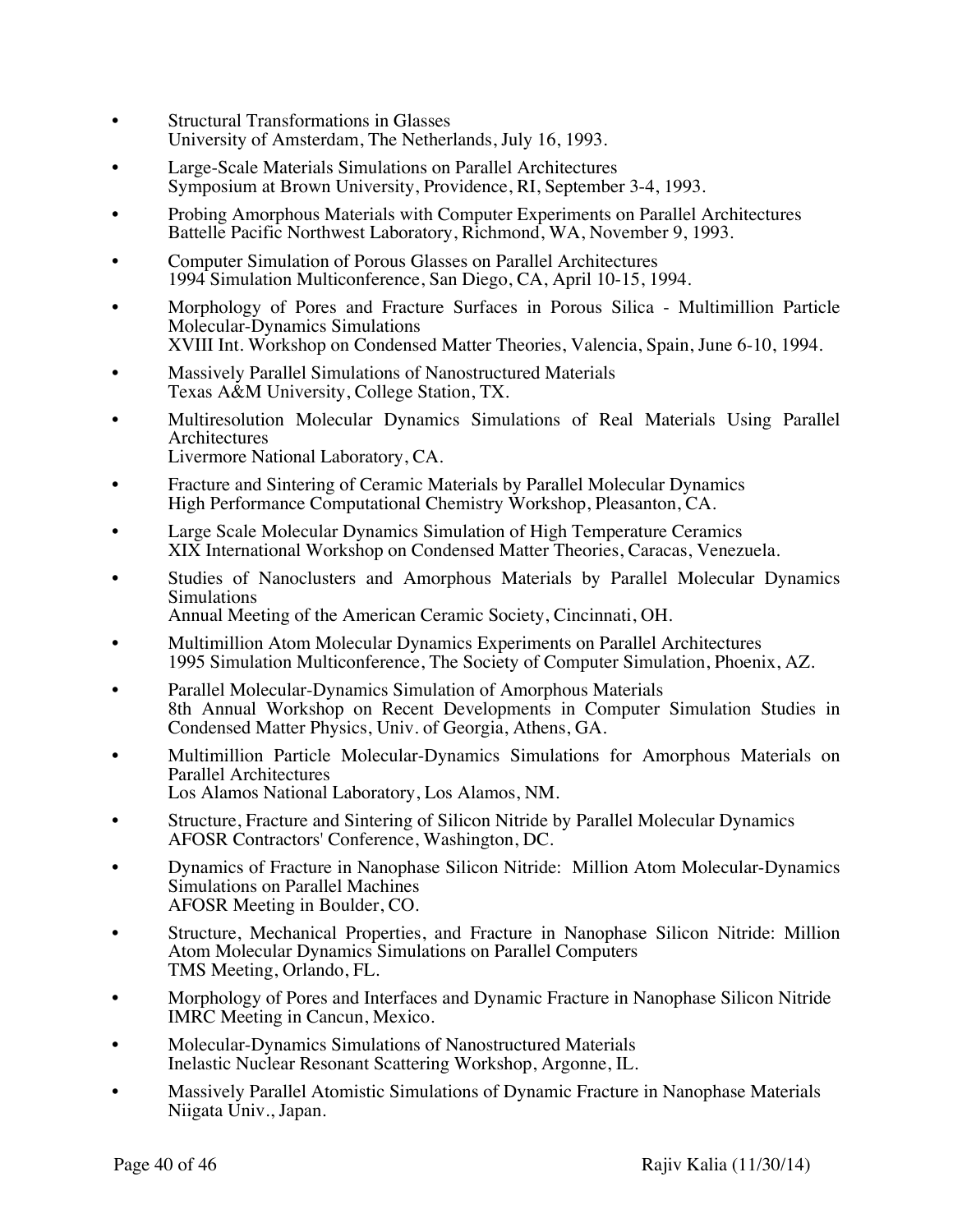- Structural Transformations in Glasses
  University of Amsterdam, The Netherlands, July 16, 1993.
- Large-Scale Materials Simulations on Parallel Architectures
  Symposium at Brown University, Providence, RI, September 3-4, 1993.
- Probing Amorphous Materials with Computer Experiments on Parallel Architectures
  Battelle Pacific Northwest Laboratory, Richmond, WA, November 9, 1993.
- Computer Simulation of Porous Glasses on Parallel Architectures
  1994 Simulation Multiconference, San Diego, CA, April 10-15, 1994.
- Morphology of Pores and Fracture Surfaces in Porous Silica - Multimillion Particle Molecular-Dynamics Simulations
  XVIII Int. Workshop on Condensed Matter Theories, Valencia, Spain, June 6-10, 1994.
- Massively Parallel Simulations of Nanostructured Materials
  Texas A&M University, College Station, TX.
- Multiresolution Molecular Dynamics Simulations of Real Materials Using Parallel Architectures
  Livermore National Laboratory, CA.
- Fracture and Sintering of Ceramic Materials by Parallel Molecular Dynamics
  High Performance Computational Chemistry Workshop, Pleasanton, CA.
- Large Scale Molecular Dynamics Simulation of High Temperature Ceramics
  XIX International Workshop on Condensed Matter Theories, Caracas, Venezuela.
- Studies of Nanoclusters and Amorphous Materials by Parallel Molecular Dynamics Simulations
  Annual Meeting of the American Ceramic Society, Cincinnati, OH.
- Multimillion Atom Molecular Dynamics Experiments on Parallel Architectures
  1995 Simulation Multiconference, The Society of Computer Simulation, Phoenix, AZ.
- Parallel Molecular-Dynamics Simulation of Amorphous Materials
  8th Annual Workshop on Recent Developments in Computer Simulation Studies in Condensed Matter Physics, Univ. of Georgia, Athens, GA.
- Multimillion Particle Molecular-Dynamics Simulations for Amorphous Materials on Parallel Architectures
  Los Alamos National Laboratory, Los Alamos, NM.
- Structure, Fracture and Sintering of Silicon Nitride by Parallel Molecular Dynamics
  AFOSR Contractors' Conference, Washington, DC.
- Dynamics of Fracture in Nanophase Silicon Nitride: Million Atom Molecular-Dynamics Simulations on Parallel Machines
  AFOSR Meeting in Boulder, CO.
- Structure, Mechanical Properties, and Fracture in Nanophase Silicon Nitride: Million Atom Molecular Dynamics Simulations on Parallel Computers
  TMS Meeting, Orlando, FL.
- Morphology of Pores and Interfaces and Dynamic Fracture in Nanophase Silicon Nitride
  IMRC Meeting in Cancun, Mexico.
- Molecular-Dynamics Simulations of Nanostructured Materials
  Inelastic Nuclear Resonant Scattering Workshop, Argonne, IL.
- Massively Parallel Atomistic Simulations of Dynamic Fracture in Nanophase Materials
  Niigata Univ., Japan.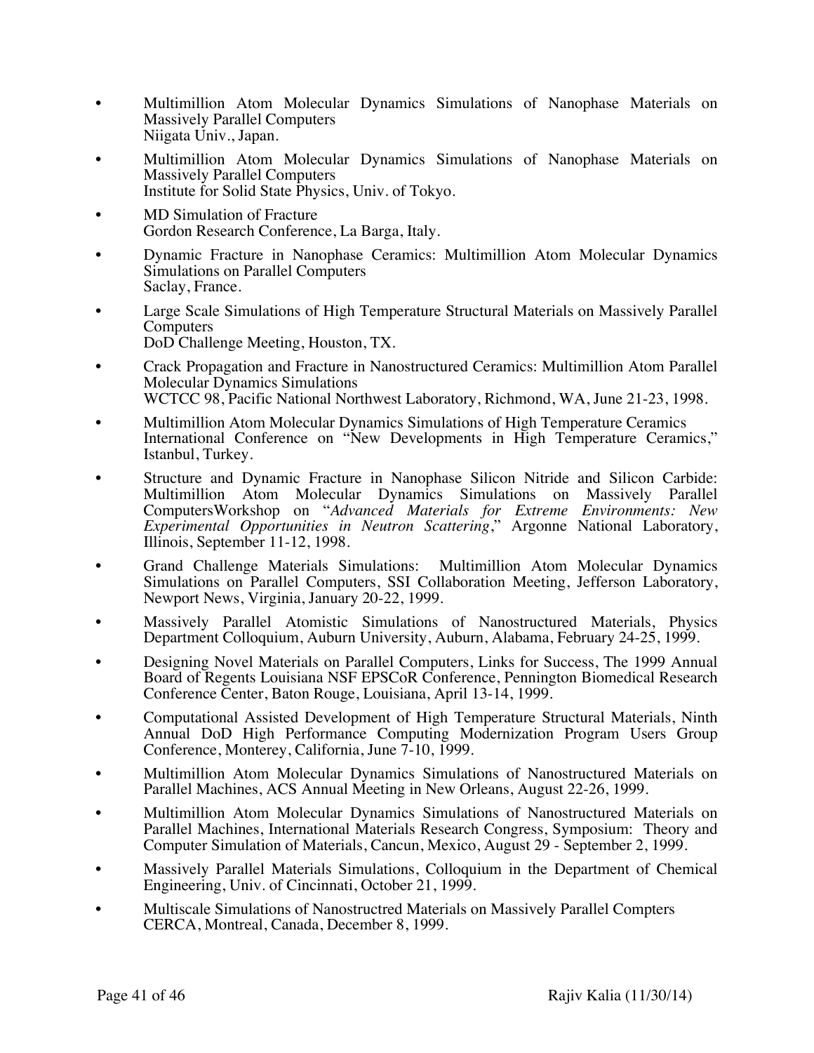- Multimillion Atom Molecular Dynamics Simulations of Nanophase Materials on Massively Parallel Computers
  Niigata Univ., Japan.
- Multimillion Atom Molecular Dynamics Simulations of Nanophase Materials on Massively Parallel Computers
  Institute for Solid State Physics, Univ. of Tokyo.
- MD Simulation of Fracture
  Gordon Research Conference, La Barga, Italy.
- Dynamic Fracture in Nanophase Ceramics: Multimillion Atom Molecular Dynamics Simulations on Parallel Computers
  Saclay, France.
- Large Scale Simulations of High Temperature Structural Materials on Massively Parallel Computers
  DoD Challenge Meeting, Houston, TX.
- Crack Propagation and Fracture in Nanostructured Ceramics: Multimillion Atom Parallel Molecular Dynamics Simulations
  WCTCC 98, Pacific National Northwest Laboratory, Richmond, WA, June 21-23, 1998.
- Multimillion Atom Molecular Dynamics Simulations of High Temperature Ceramics
  International Conference on "New Developments in High Temperature Ceramics," Istanbul, Turkey.
- Structure and Dynamic Fracture in Nanophase Silicon Nitride and Silicon Carbide: Multimillion Atom Molecular Dynamics Simulations on Massively Parallel ComputersWorkshop on "*Advanced Materials for Extreme Environments: New Experimental Opportunities in Neutron Scattering*," Argonne National Laboratory, Illinois, September 11-12, 1998.
- Grand Challenge Materials Simulations: Multimillion Atom Molecular Dynamics Simulations on Parallel Computers, SSI Collaboration Meeting, Jefferson Laboratory, Newport News, Virginia, January 20-22, 1999.
- Massively Parallel Atomistic Simulations of Nanostructured Materials, Physics Department Colloquium, Auburn University, Auburn, Alabama, February 24-25, 1999.
- Designing Novel Materials on Parallel Computers, Links for Success, The 1999 Annual Board of Regents Louisiana NSF EPSCoR Conference, Pennington Biomedical Research Conference Center, Baton Rouge, Louisiana, April 13-14, 1999.
- Computational Assisted Development of High Temperature Structural Materials, Ninth Annual DoD High Performance Computing Modernization Program Users Group Conference, Monterey, California, June 7-10, 1999.
- Multimillion Atom Molecular Dynamics Simulations of Nanostructured Materials on Parallel Machines, ACS Annual Meeting in New Orleans, August 22-26, 1999.
- Multimillion Atom Molecular Dynamics Simulations of Nanostructured Materials on Parallel Machines, International Materials Research Congress, Symposium: Theory and Computer Simulation of Materials, Cancun, Mexico, August 29 - September 2, 1999.
- Massively Parallel Materials Simulations, Colloquium in the Department of Chemical Engineering, Univ. of Cincinnati, October 21, 1999.
- Multiscale Simulations of Nanostructred Materials on Massively Parallel Compters
  CERCA, Montreal, Canada, December 8, 1999.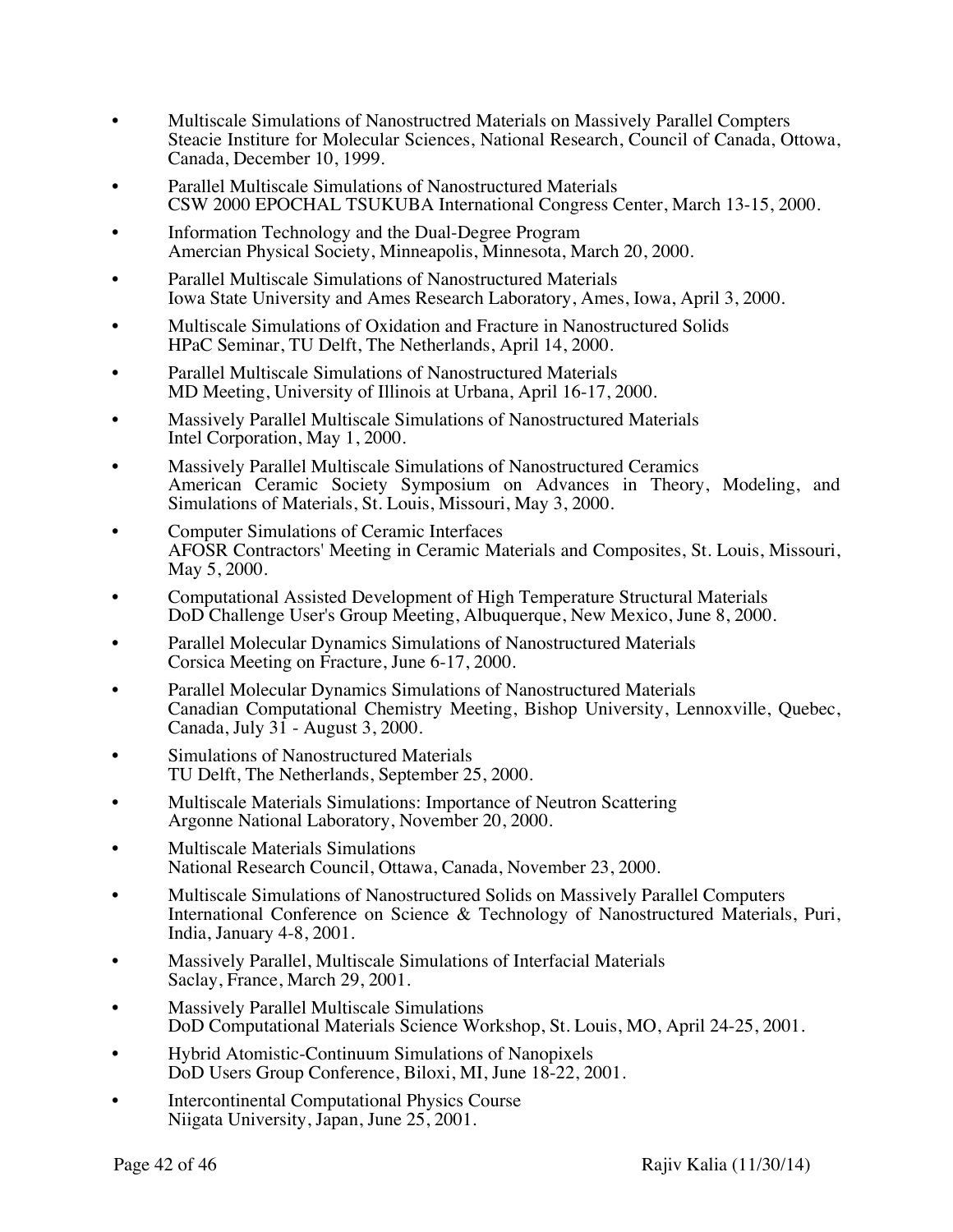- Multiscale Simulations of Nanostructred Materials on Massively Parallel Compters
  Steacie Institure for Molecular Sciences, National Research, Council of Canada, Ottowa, Canada, December 10, 1999.
- Parallel Multiscale Simulations of Nanostructured Materials
  CSW 2000 EPOCHAL TSUKUBA International Congress Center, March 13-15, 2000.
- Information Technology and the Dual-Degree Program
  Amercian Physical Society, Minneapolis, Minnesota, March 20, 2000.
- Parallel Multiscale Simulations of Nanostructured Materials
  Iowa State University and Ames Research Laboratory, Ames, Iowa, April 3, 2000.
- Multiscale Simulations of Oxidation and Fracture in Nanostructured Solids
  HPaC Seminar, TU Delft, The Netherlands, April 14, 2000.
- Parallel Multiscale Simulations of Nanostructured Materials
  MD Meeting, University of Illinois at Urbana, April 16-17, 2000.
- Massively Parallel Multiscale Simulations of Nanostructured Materials
  Intel Corporation, May 1, 2000.
- Massively Parallel Multiscale Simulations of Nanostructured Ceramics
  American Ceramic Society Symposium on Advances in Theory, Modeling, and Simulations of Materials, St. Louis, Missouri, May 3, 2000.
- Computer Simulations of Ceramic Interfaces
  AFOSR Contractors' Meeting in Ceramic Materials and Composites, St. Louis, Missouri, May 5, 2000.
- Computational Assisted Development of High Temperature Structural Materials
  DoD Challenge User's Group Meeting, Albuquerque, New Mexico, June 8, 2000.
- Parallel Molecular Dynamics Simulations of Nanostructured Materials
  Corsica Meeting on Fracture, June 6-17, 2000.
- Parallel Molecular Dynamics Simulations of Nanostructured Materials
  Canadian Computational Chemistry Meeting, Bishop University, Lennoxville, Quebec, Canada, July 31 - August 3, 2000.
- Simulations of Nanostructured Materials
  TU Delft, The Netherlands, September 25, 2000.
- Multiscale Materials Simulations: Importance of Neutron Scattering
  Argonne National Laboratory, November 20, 2000.
- Multiscale Materials Simulations
  National Research Council, Ottawa, Canada, November 23, 2000.
- Multiscale Simulations of Nanostructured Solids on Massively Parallel Computers
  International Conference on Science & Technology of Nanostructured Materials, Puri, India, January 4-8, 2001.
- Massively Parallel, Multiscale Simulations of Interfacial Materials
  Saclay, France, March 29, 2001.
- Massively Parallel Multiscale Simulations
  DoD Computational Materials Science Workshop, St. Louis, MO, April 24-25, 2001.
- Hybrid Atomistic-Continuum Simulations of Nanopixels
  DoD Users Group Conference, Biloxi, MI, June 18-22, 2001.
- Intercontinental Computational Physics Course
  Niigata University, Japan, June 25, 2001.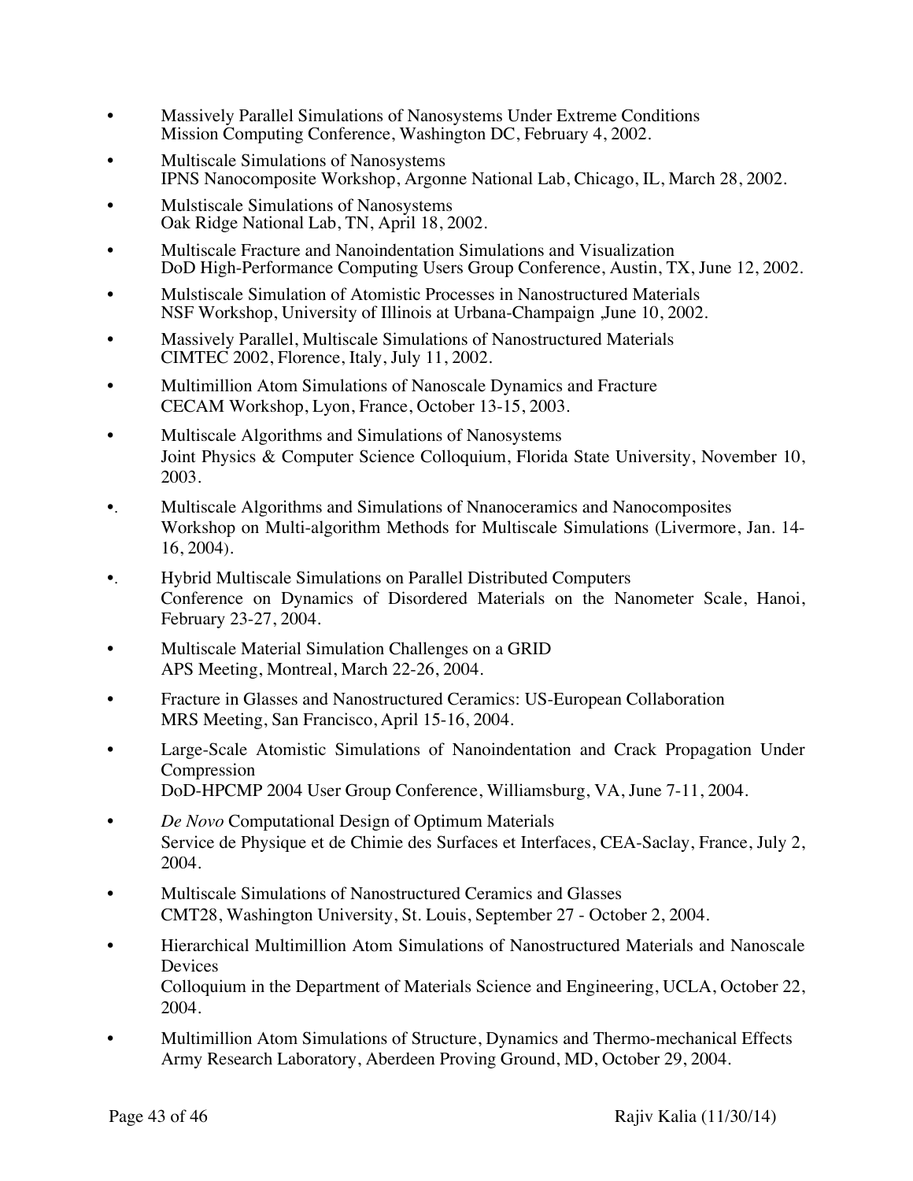- Massively Parallel Simulations of Nanosystems Under Extreme Conditions
  Mission Computing Conference, Washington DC, February 4, 2002.
- Multiscale Simulations of Nanosystems
  IPNS Nanocomposite Workshop, Argonne National Lab, Chicago, IL, March 28, 2002.
- Mulstiscale Simulations of Nanosystems
  Oak Ridge National Lab, TN, April 18, 2002.
- Multiscale Fracture and Nanoindentation Simulations and Visualization
  DoD High-Performance Computing Users Group Conference, Austin, TX, June 12, 2002.
- Mulstiscale Simulation of Atomistic Processes in Nanostructured Materials
  NSF Workshop, University of Illinois at Urbana-Champaign ,June 10, 2002.
- Massively Parallel, Multiscale Simulations of Nanostructured Materials
  CIMTEC 2002, Florence, Italy, July 11, 2002.
- Multimillion Atom Simulations of Nanoscale Dynamics and Fracture
  CECAM Workshop, Lyon, France, October 13-15, 2003.
- Multiscale Algorithms and Simulations of Nanosystems
  Joint Physics & Computer Science Colloquium, Florida State University, November 10, 2003.
- Multiscale Algorithms and Simulations of Nnanoceramics and Nanocomposites
  Workshop on Multi-algorithm Methods for Multiscale Simulations (Livermore, Jan. 14-16, 2004).
- Hybrid Multiscale Simulations on Parallel Distributed Computers
  Conference on Dynamics of Disordered Materials on the Nanometer Scale, Hanoi, February 23-27, 2004.
- Multiscale Material Simulation Challenges on a GRID
  APS Meeting, Montreal, March 22-26, 2004.
- Fracture in Glasses and Nanostructured Ceramics: US-European Collaboration
  MRS Meeting, San Francisco, April 15-16, 2004.
- Large-Scale Atomistic Simulations of Nanoindentation and Crack Propagation Under Compression
  DoD-HPCMP 2004 User Group Conference, Williamsburg, VA, June 7-11, 2004.
- *De Novo* Computational Design of Optimum Materials
  Service de Physique et de Chimie des Surfaces et Interfaces, CEA-Saclay, France, July 2, 2004.
- Multiscale Simulations of Nanostructured Ceramics and Glasses
  CMT28, Washington University, St. Louis, September 27 - October 2, 2004.
- Hierarchical Multimillion Atom Simulations of Nanostructured Materials and Nanoscale Devices
  Colloquium in the Department of Materials Science and Engineering, UCLA, October 22, 2004.
- Multimillion Atom Simulations of Structure, Dynamics and Thermo-mechanical Effects
  Army Research Laboratory, Aberdeen Proving Ground, MD, October 29, 2004.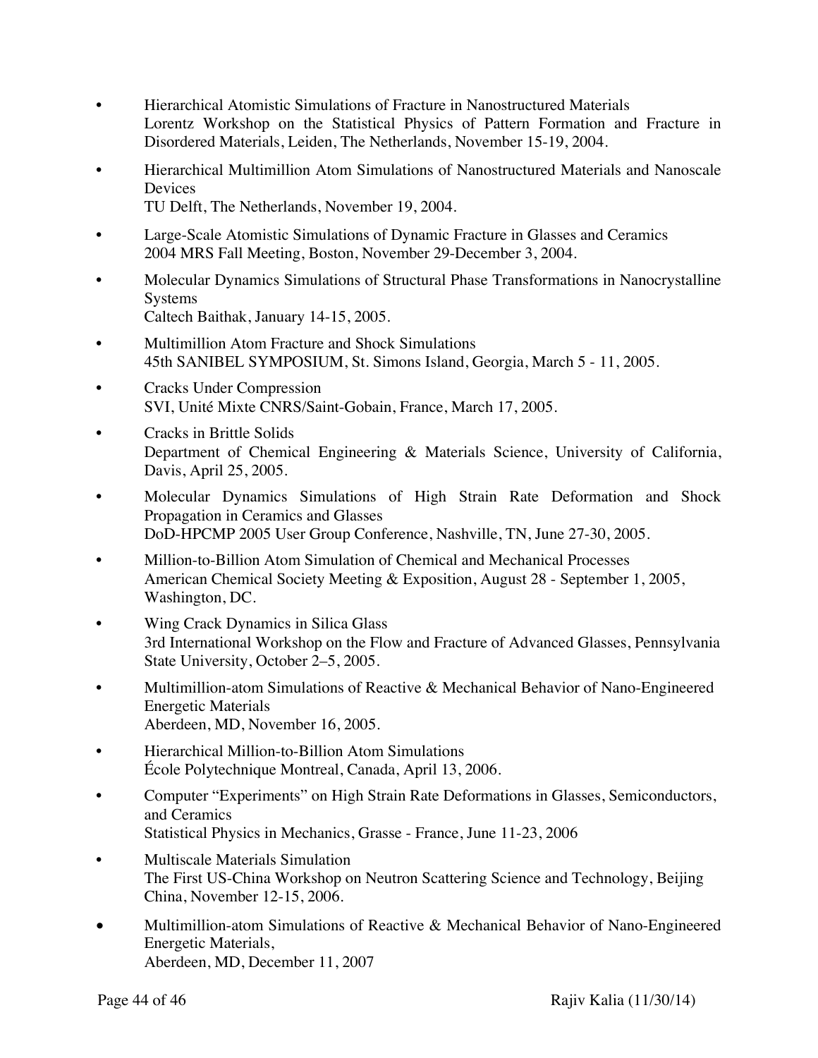- Hierarchical Atomistic Simulations of Fracture in Nanostructured Materials
  Lorentz Workshop on the Statistical Physics of Pattern Formation and Fracture in Disordered Materials, Leiden, The Netherlands, November 15-19, 2004.

- Hierarchical Multimillion Atom Simulations of Nanostructured Materials and Nanoscale Devices
  TU Delft, The Netherlands, November 19, 2004.

- Large-Scale Atomistic Simulations of Dynamic Fracture in Glasses and Ceramics
  2004 MRS Fall Meeting, Boston, November 29-December 3, 2004.

- Molecular Dynamics Simulations of Structural Phase Transformations in Nanocrystalline Systems
  Caltech Baithak, January 14-15, 2005.

- Multimillion Atom Fracture and Shock Simulations
  45th SANIBEL SYMPOSIUM, St. Simons Island, Georgia, March 5 - 11, 2005.

- Cracks Under Compression
  SVI, Unité Mixte CNRS/Saint-Gobain, France, March 17, 2005.

- Cracks in Brittle Solids
  Department of Chemical Engineering & Materials Science, University of California, Davis, April 25, 2005.

- Molecular Dynamics Simulations of High Strain Rate Deformation and Shock Propagation in Ceramics and Glasses
  DoD-HPCMP 2005 User Group Conference, Nashville, TN, June 27-30, 2005.

- Million-to-Billion Atom Simulation of Chemical and Mechanical Processes
  American Chemical Society Meeting & Exposition, August 28 - September 1, 2005, Washington, DC.

- Wing Crack Dynamics in Silica Glass
  3rd International Workshop on the Flow and Fracture of Advanced Glasses, Pennsylvania State University, October 2–5, 2005.

- Multimillion-atom Simulations of Reactive & Mechanical Behavior of Nano-Engineered Energetic Materials
  Aberdeen, MD, November 16, 2005.

- Hierarchical Million-to-Billion Atom Simulations
  École Polytechnique Montreal, Canada, April 13, 2006.

- Computer "Experiments" on High Strain Rate Deformations in Glasses, Semiconductors, and Ceramics
  Statistical Physics in Mechanics, Grasse - France, June 11-23, 2006

- Multiscale Materials Simulation
  The First US-China Workshop on Neutron Scattering Science and Technology, Beijing China, November 12-15, 2006.

- Multimillion-atom Simulations of Reactive & Mechanical Behavior of Nano-Engineered Energetic Materials,
  Aberdeen, MD, December 11, 2007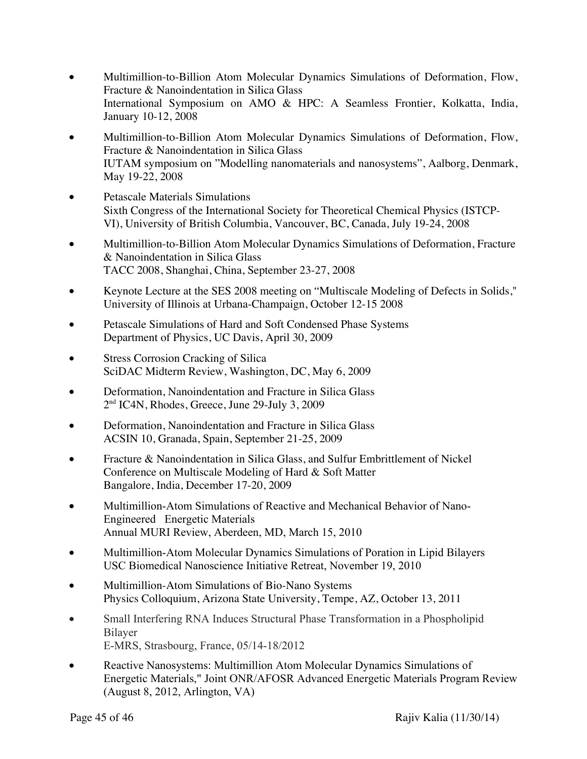- Multimillion-to-Billion Atom Molecular Dynamics Simulations of Deformation, Flow, Fracture & Nanoindentation in Silica Glass
  International Symposium on AMO & HPC: A Seamless Frontier, Kolkatta, India, January 10-12, 2008

- Multimillion-to-Billion Atom Molecular Dynamics Simulations of Deformation, Flow, Fracture & Nanoindentation in Silica Glass
  IUTAM symposium on "Modelling nanomaterials and nanosystems", Aalborg, Denmark, May 19-22, 2008

- Petascale Materials Simulations
  Sixth Congress of the International Society for Theoretical Chemical Physics (ISTCP-VI), University of British Columbia, Vancouver, BC, Canada, July 19-24, 2008

- Multimillion-to-Billion Atom Molecular Dynamics Simulations of Deformation, Fracture & Nanoindentation in Silica Glass
  TACC 2008, Shanghai, China, September 23-27, 2008

- Keynote Lecture at the SES 2008 meeting on "Multiscale Modeling of Defects in Solids," University of Illinois at Urbana-Champaign, October 12-15 2008

- Petascale Simulations of Hard and Soft Condensed Phase Systems
  Department of Physics, UC Davis, April 30, 2009

- Stress Corrosion Cracking of Silica
  SciDAC Midterm Review, Washington, DC, May 6, 2009

- Deformation, Nanoindentation and Fracture in Silica Glass
  2nd IC4N, Rhodes, Greece, June 29-July 3, 2009

- Deformation, Nanoindentation and Fracture in Silica Glass
  ACSIN 10, Granada, Spain, September 21-25, 2009

- Fracture & Nanoindentation in Silica Glass, and Sulfur Embrittlement of Nickel
  Conference on Multiscale Modeling of Hard & Soft Matter
  Bangalore, India, December 17-20, 2009

- Multimillion-Atom Simulations of Reactive and Mechanical Behavior of Nano-Engineered Energetic Materials
  Annual MURI Review, Aberdeen, MD, March 15, 2010

- Multimillion-Atom Molecular Dynamics Simulations of Poration in Lipid Bilayers
  USC Biomedical Nanoscience Initiative Retreat, November 19, 2010

- Multimillion-Atom Simulations of Bio-Nano Systems
  Physics Colloquium, Arizona State University, Tempe, AZ, October 13, 2011

- Small Interfering RNA Induces Structural Phase Transformation in a Phospholipid Bilayer
  E-MRS, Strasbourg, France, 05/14-18/2012

- Reactive Nanosystems: Multimillion Atom Molecular Dynamics Simulations of Energetic Materials," Joint ONR/AFOSR Advanced Energetic Materials Program Review (August 8, 2012, Arlington, VA)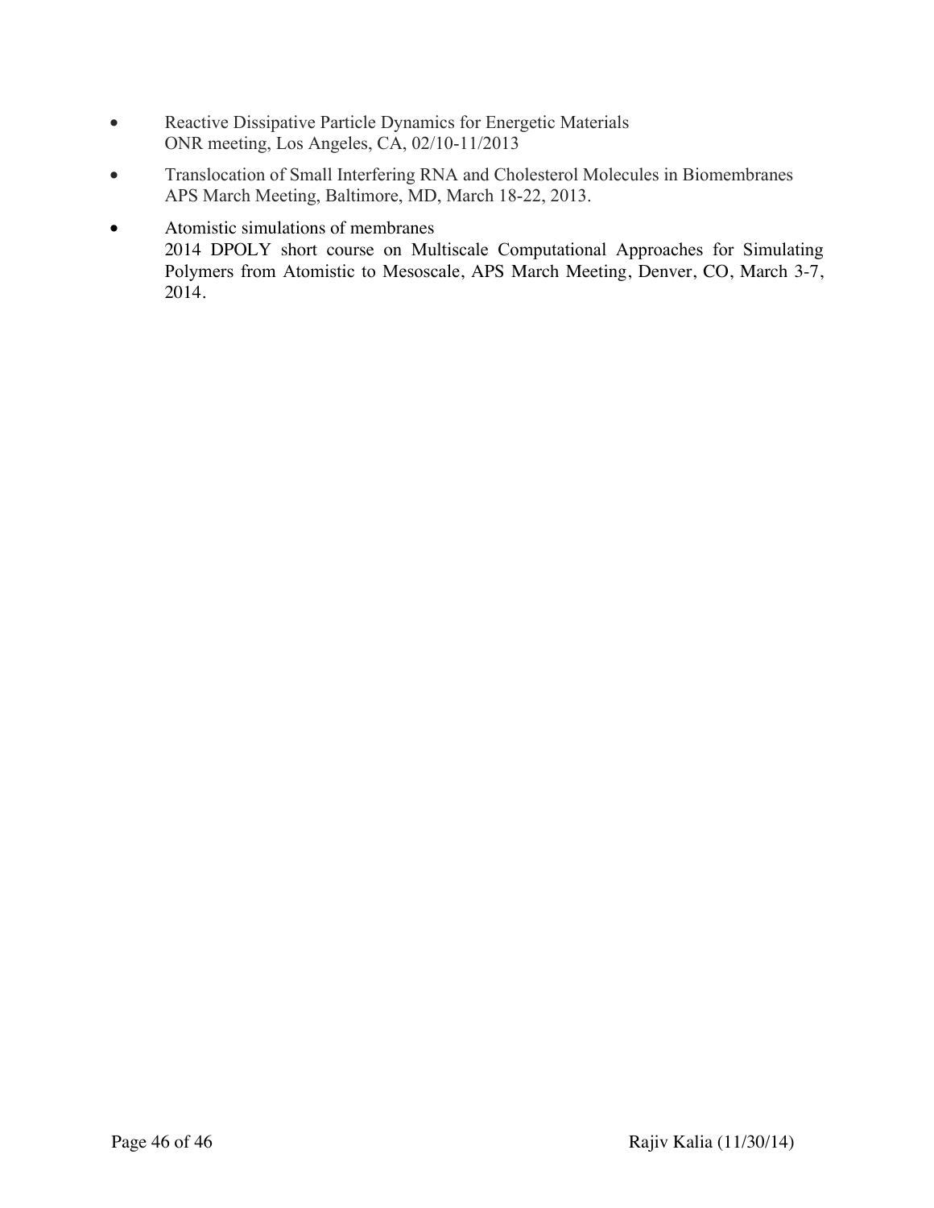- Reactive Dissipative Particle Dynamics for Energetic Materials
  ONR meeting, Los Angeles, CA, 02/10-11/2013
- Translocation of Small Interfering RNA and Cholesterol Molecules in Biomembranes
  APS March Meeting, Baltimore, MD, March 18-22, 2013.
- Atomistic simulations of membranes
  2014 DPOLY short course on Multiscale Computational Approaches for Simulating Polymers from Atomistic to Mesoscale, APS March Meeting, Denver, CO, March 3-7, 2014.